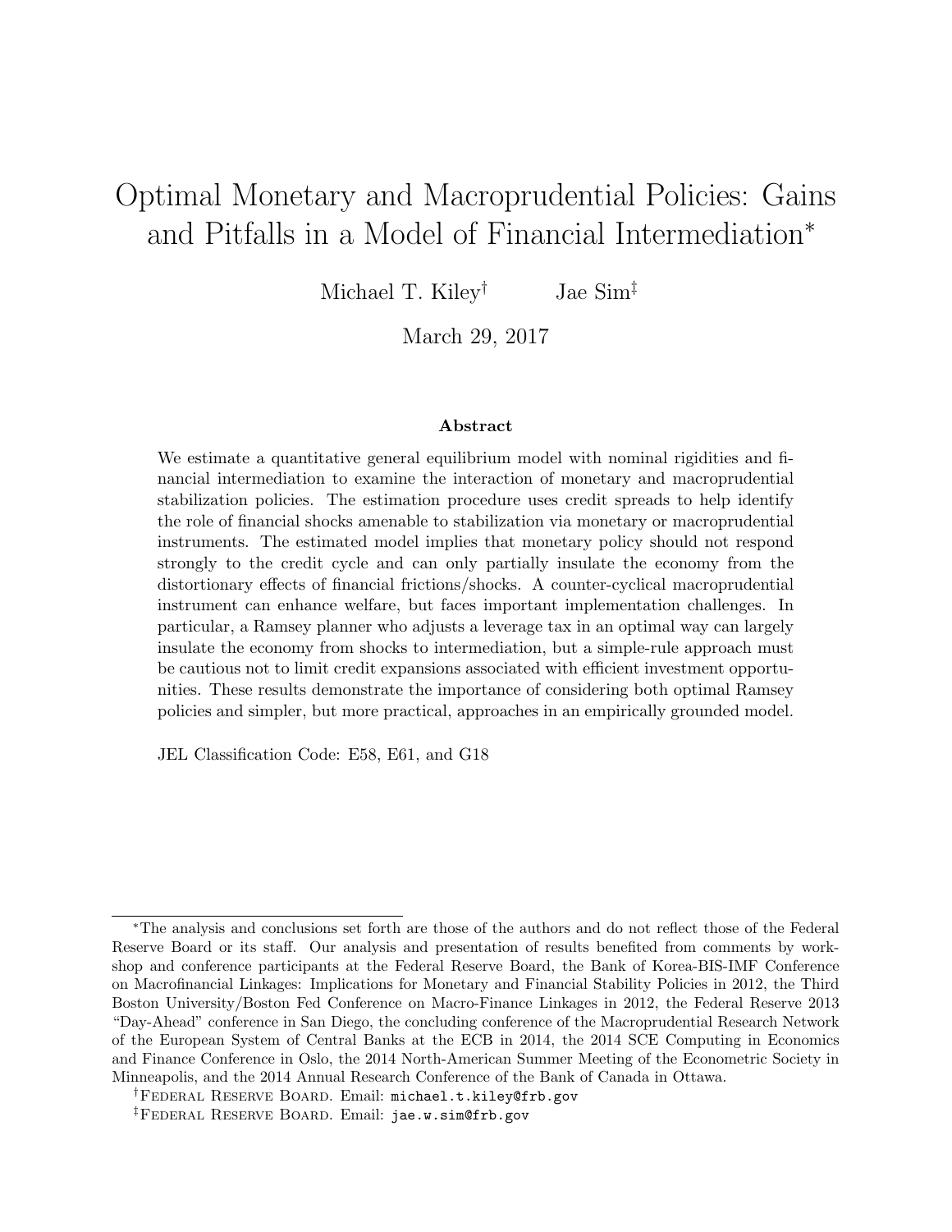# Optimal Monetary and Macroprudential Policies: Gains and Pitfalls in a Model of Financial Intermediation*

Michael T. Kiley† Jae Sim‡

March 29, 2017

## Abstract

We estimate a quantitative general equilibrium model with nominal rigidities and financial intermediation to examine the interaction of monetary and macroprudential stabilization policies. The estimation procedure uses credit spreads to help identify the role of financial shocks amenable to stabilization via monetary or macroprudential instruments. The estimated model implies that monetary policy should not respond strongly to the credit cycle and can only partially insulate the economy from the distortionary effects of financial frictions/shocks. A counter-cyclical macroprudential instrument can enhance welfare, but faces important implementation challenges. In particular, a Ramsey planner who adjusts a leverage tax in an optimal way can largely insulate the economy from shocks to intermediation, but a simple-rule approach must be cautious not to limit credit expansions associated with efficient investment opportunities. These results demonstrate the importance of considering both optimal Ramsey policies and simpler, but more practical, approaches in an empirically grounded model.

JEL Classification Code: E58, E61, and G18

---

*The analysis and conclusions set forth are those of the authors and do not reflect those of the Federal Reserve Board or its staff. Our analysis and presentation of results benefited from comments by workshop and conference participants at the Federal Reserve Board, the Bank of Korea-BIS-IMF Conference on Macrofinancial Linkages: Implications for Monetary and Financial Stability Policies in 2012, the Third Boston University/Boston Fed Conference on Macro-Finance Linkages in 2012, the Federal Reserve 2013 "Day-Ahead" conference in San Diego, the concluding conference of the Macroprudential Research Network of the European System of Central Banks at the ECB in 2014, the 2014 SCE Computing in Economics and Finance Conference in Oslo, the 2014 North-American Summer Meeting of the Econometric Society in Minneapolis, and the 2014 Annual Research Conference of the Bank of Canada in Ottawa.

†Federal Reserve Board. Email: michael.t.kiley@frb.gov

‡Federal Reserve Board. Email: jae.w.sim@frb.gov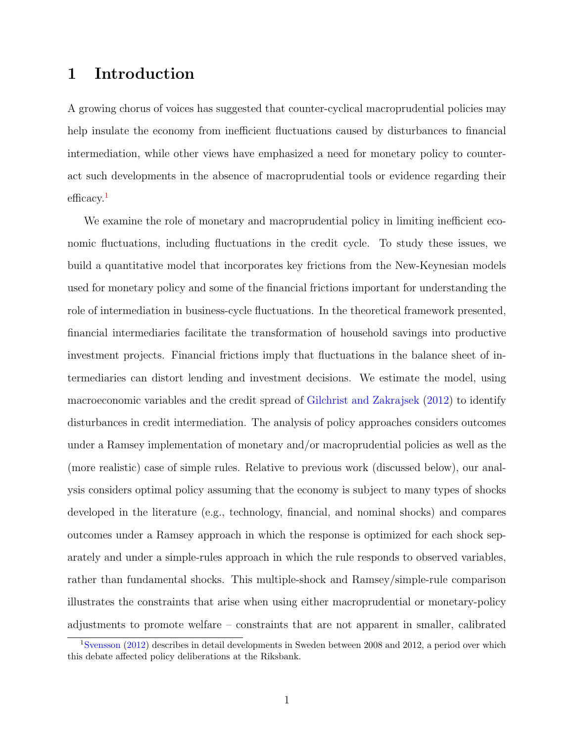# 1 Introduction

A growing chorus of voices has suggested that counter-cyclical macroprudential policies may help insulate the economy from inefficient fluctuations caused by disturbances to financial intermediation, while other views have emphasized a need for monetary policy to counteract such developments in the absence of macroprudential tools or evidence regarding their efficacy.[1]

We examine the role of monetary and macroprudential policy in limiting inefficient economic fluctuations, including fluctuations in the credit cycle. To study these issues, we build a quantitative model that incorporates key frictions from the New-Keynesian models used for monetary policy and some of the financial frictions important for understanding the role of intermediation in business-cycle fluctuations. In the theoretical framework presented, financial intermediaries facilitate the transformation of household savings into productive investment projects. Financial frictions imply that fluctuations in the balance sheet of intermediaries can distort lending and investment decisions. We estimate the model, using macroeconomic variables and the credit spread of Gilchrist and Zakrajsek (2012) to identify disturbances in credit intermediation. The analysis of policy approaches considers outcomes under a Ramsey implementation of monetary and/or macroprudential policies as well as the (more realistic) case of simple rules. Relative to previous work (discussed below), our analysis considers optimal policy assuming that the economy is subject to many types of shocks developed in the literature (e.g., technology, financial, and nominal shocks) and compares outcomes under a Ramsey approach in which the response is optimized for each shock separately and under a simple-rules approach in which the rule responds to observed variables, rather than fundamental shocks. This multiple-shock and Ramsey/simple-rule comparison illustrates the constraints that arise when using either macroprudential or monetary-policy adjustments to promote welfare – constraints that are not apparent in smaller, calibrated

[1] Svensson (2012) describes in detail developments in Sweden between 2008 and 2012, a period over which this debate affected policy deliberations at the Riksbank.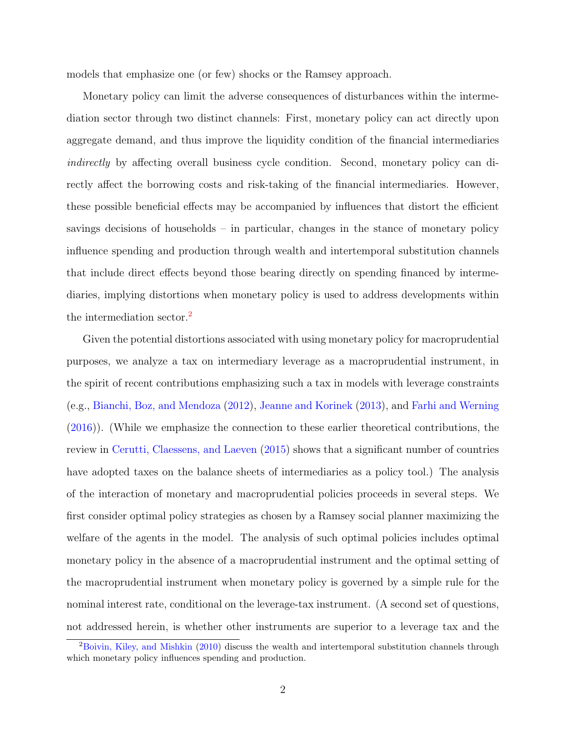models that emphasize one (or few) shocks or the Ramsey approach.

Monetary policy can limit the adverse consequences of disturbances within the intermediation sector through two distinct channels: First, monetary policy can act directly upon aggregate demand, and thus improve the liquidity condition of the financial intermediaries *indirectly* by affecting overall business cycle condition. Second, monetary policy can directly affect the borrowing costs and risk-taking of the financial intermediaries. However, these possible beneficial effects may be accompanied by influences that distort the efficient savings decisions of households – in particular, changes in the stance of monetary policy influence spending and production through wealth and intertemporal substitution channels that include direct effects beyond those bearing directly on spending financed by intermediaries, implying distortions when monetary policy is used to address developments within the intermediation sector.[2]

Given the potential distortions associated with using monetary policy for macroprudential purposes, we analyze a tax on intermediary leverage as a macroprudential instrument, in the spirit of recent contributions emphasizing such a tax in models with leverage constraints (e.g., Bianchi, Boz, and Mendoza (2012), Jeanne and Korinek (2013), and Farhi and Werning (2016)). (While we emphasize the connection to these earlier theoretical contributions, the review in Cerutti, Claessens, and Laeven (2015) shows that a significant number of countries have adopted taxes on the balance sheets of intermediaries as a policy tool.) The analysis of the interaction of monetary and macroprudential policies proceeds in several steps. We first consider optimal policy strategies as chosen by a Ramsey social planner maximizing the welfare of the agents in the model. The analysis of such optimal policies includes optimal monetary policy in the absence of a macroprudential instrument and the optimal setting of the macroprudential instrument when monetary policy is governed by a simple rule for the nominal interest rate, conditional on the leverage-tax instrument. (A second set of questions, not addressed herein, is whether other instruments are superior to a leverage tax and the

[2] Boivin, Kiley, and Mishkin (2010) discuss the wealth and intertemporal substitution channels through which monetary policy influences spending and production.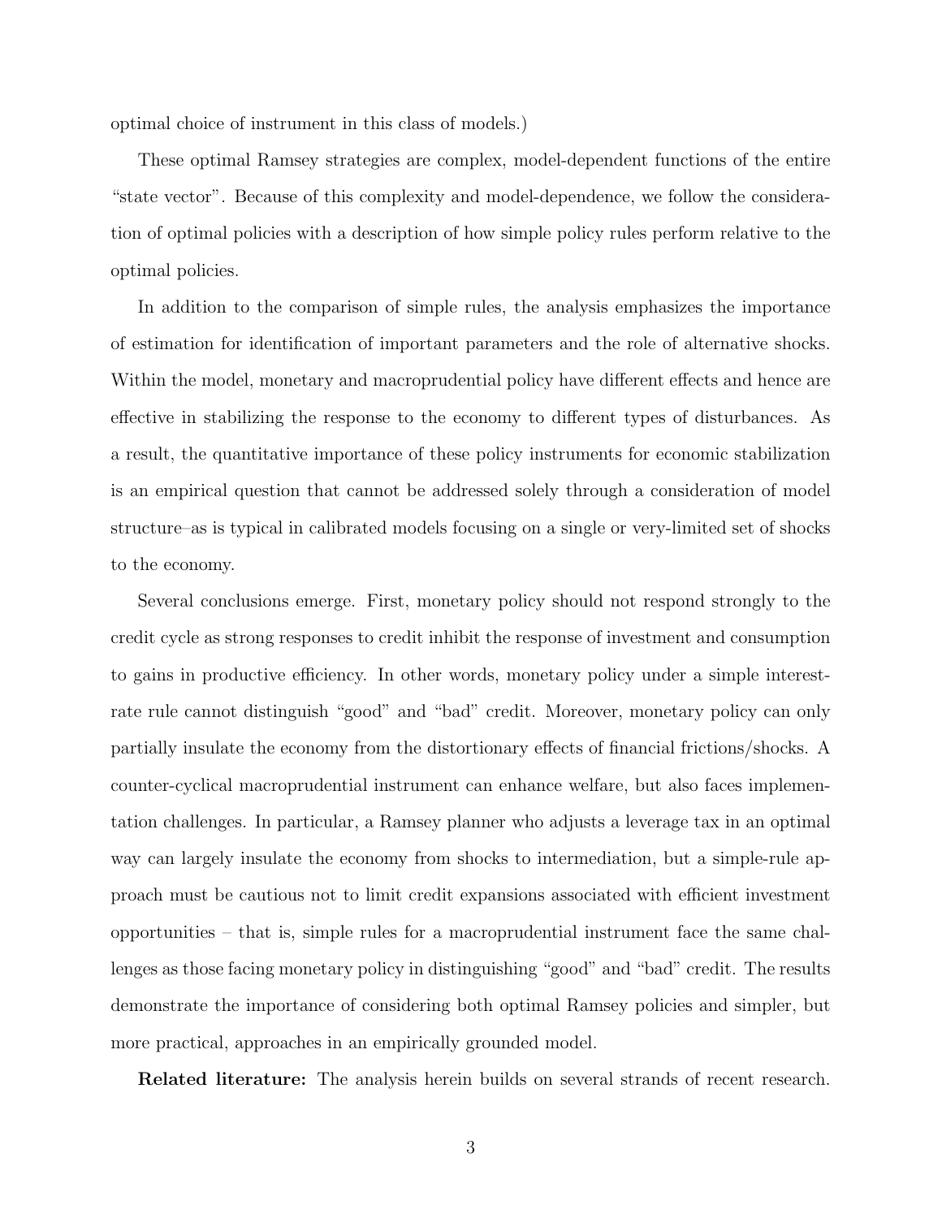optimal choice of instrument in this class of models.)

These optimal Ramsey strategies are complex, model-dependent functions of the entire "state vector". Because of this complexity and model-dependence, we follow the consideration of optimal policies with a description of how simple policy rules perform relative to the optimal policies.

In addition to the comparison of simple rules, the analysis emphasizes the importance of estimation for identification of important parameters and the role of alternative shocks. Within the model, monetary and macroprudential policy have different effects and hence are effective in stabilizing the response to the economy to different types of disturbances. As a result, the quantitative importance of these policy instruments for economic stabilization is an empirical question that cannot be addressed solely through a consideration of model structure–as is typical in calibrated models focusing on a single or very-limited set of shocks to the economy.

Several conclusions emerge. First, monetary policy should not respond strongly to the credit cycle as strong responses to credit inhibit the response of investment and consumption to gains in productive efficiency. In other words, monetary policy under a simple interest-rate rule cannot distinguish "good" and "bad" credit. Moreover, monetary policy can only partially insulate the economy from the distortionary effects of financial frictions/shocks. A counter-cyclical macroprudential instrument can enhance welfare, but also faces implementation challenges. In particular, a Ramsey planner who adjusts a leverage tax in an optimal way can largely insulate the economy from shocks to intermediation, but a simple-rule approach must be cautious not to limit credit expansions associated with efficient investment opportunities – that is, simple rules for a macroprudential instrument face the same challenges as those facing monetary policy in distinguishing "good" and "bad" credit. The results demonstrate the importance of considering both optimal Ramsey policies and simpler, but more practical, approaches in an empirically grounded model.

**Related literature:** The analysis herein builds on several strands of recent research.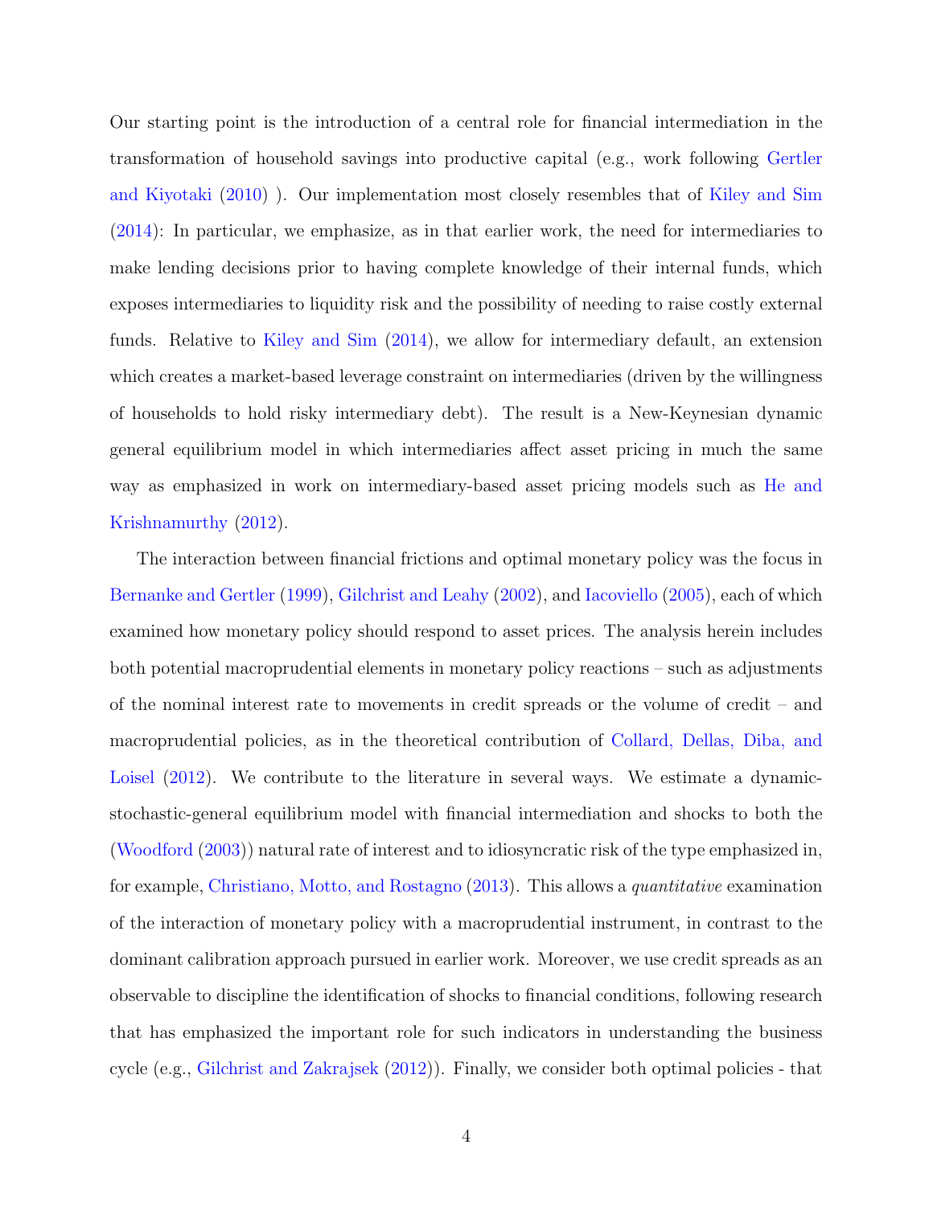Our starting point is the introduction of a central role for financial intermediation in the transformation of household savings into productive capital (e.g., work following Gertler and Kiyotaki (2010) ). Our implementation most closely resembles that of Kiley and Sim (2014): In particular, we emphasize, as in that earlier work, the need for intermediaries to make lending decisions prior to having complete knowledge of their internal funds, which exposes intermediaries to liquidity risk and the possibility of needing to raise costly external funds. Relative to Kiley and Sim (2014), we allow for intermediary default, an extension which creates a market-based leverage constraint on intermediaries (driven by the willingness of households to hold risky intermediary debt). The result is a New-Keynesian dynamic general equilibrium model in which intermediaries affect asset pricing in much the same way as emphasized in work on intermediary-based asset pricing models such as He and Krishnamurthy (2012).

The interaction between financial frictions and optimal monetary policy was the focus in Bernanke and Gertler (1999), Gilchrist and Leahy (2002), and Iacoviello (2005), each of which examined how monetary policy should respond to asset prices. The analysis herein includes both potential macroprudential elements in monetary policy reactions – such as adjustments of the nominal interest rate to movements in credit spreads or the volume of credit – and macroprudential policies, as in the theoretical contribution of Collard, Dellas, Diba, and Loisel (2012). We contribute to the literature in several ways. We estimate a dynamic-stochastic-general equilibrium model with financial intermediation and shocks to both the (Woodford (2003)) natural rate of interest and to idiosyncratic risk of the type emphasized in, for example, Christiano, Motto, and Rostagno (2013). This allows a *quantitative* examination of the interaction of monetary policy with a macroprudential instrument, in contrast to the dominant calibration approach pursued in earlier work. Moreover, we use credit spreads as an observable to discipline the identification of shocks to financial conditions, following research that has emphasized the important role for such indicators in understanding the business cycle (e.g., Gilchrist and Zakrajsek (2012)). Finally, we consider both optimal policies - that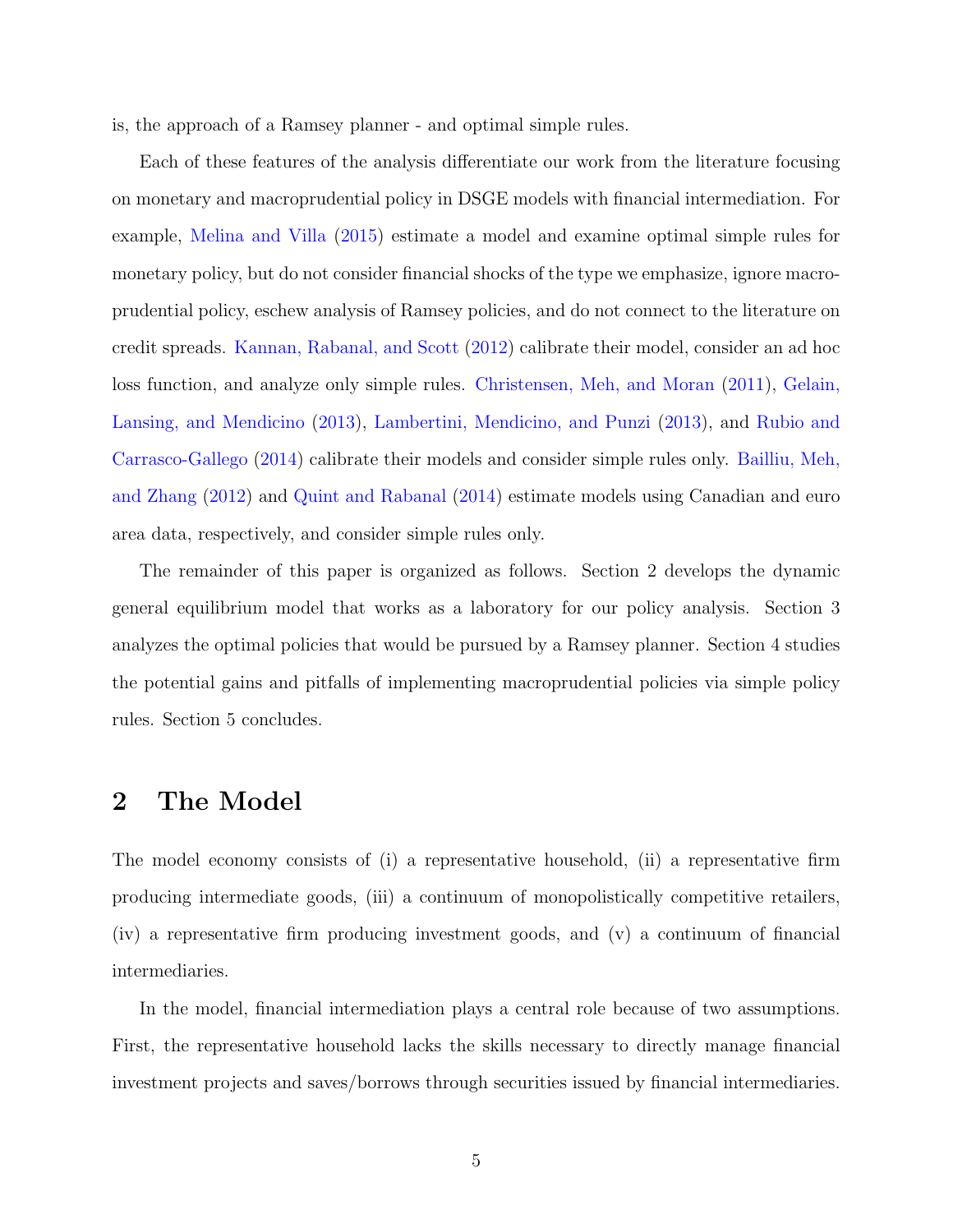is, the approach of a Ramsey planner - and optimal simple rules.

Each of these features of the analysis differentiate our work from the literature focusing on monetary and macroprudential policy in DSGE models with financial intermediation. For example, Melina and Villa (2015) estimate a model and examine optimal simple rules for monetary policy, but do not consider financial shocks of the type we emphasize, ignore macroprudential policy, eschew analysis of Ramsey policies, and do not connect to the literature on credit spreads. Kannan, Rabanal, and Scott (2012) calibrate their model, consider an ad hoc loss function, and analyze only simple rules. Christensen, Meh, and Moran (2011), Gelain, Lansing, and Mendicino (2013), Lambertini, Mendicino, and Punzi (2013), and Rubio and Carrasco-Gallego (2014) calibrate their models and consider simple rules only. Bailliu, Meh, and Zhang (2012) and Quint and Rabanal (2014) estimate models using Canadian and euro area data, respectively, and consider simple rules only.

The remainder of this paper is organized as follows. Section 2 develops the dynamic general equilibrium model that works as a laboratory for our policy analysis. Section 3 analyzes the optimal policies that would be pursued by a Ramsey planner. Section 4 studies the potential gains and pitfalls of implementing macroprudential policies via simple policy rules. Section 5 concludes.

## 2 The Model

The model economy consists of (i) a representative household, (ii) a representative firm producing intermediate goods, (iii) a continuum of monopolistically competitive retailers, (iv) a representative firm producing investment goods, and (v) a continuum of financial intermediaries.

In the model, financial intermediation plays a central role because of two assumptions. First, the representative household lacks the skills necessary to directly manage financial investment projects and saves/borrows through securities issued by financial intermediaries.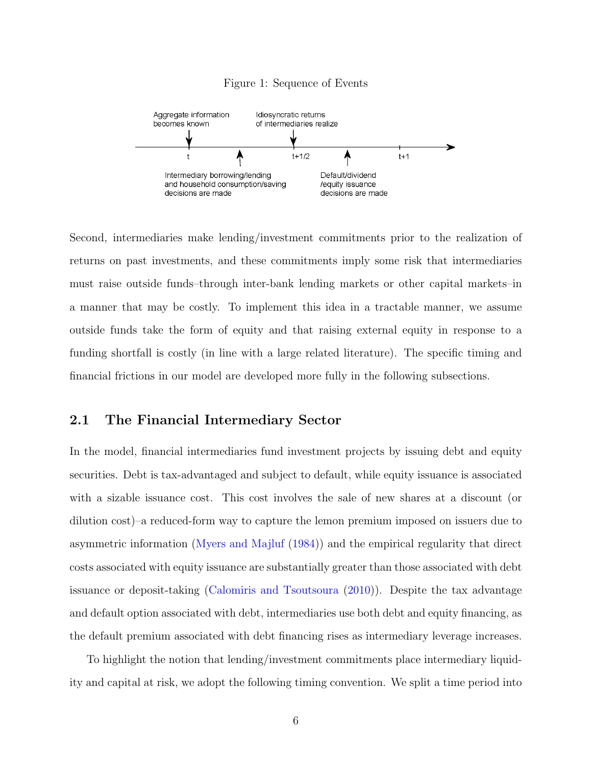Figure 1: Sequence of Events

Aggregate information becomes known — $t$

Intermediary borrowing/lending and household consumption/saving decisions are made

Idiosyncratic returns of intermediaries realize — $t+1/2$

Default/dividend /equity issuance decisions are made

$t+1$

Second, intermediaries make lending/investment commitments prior to the realization of returns on past investments, and these commitments imply some risk that intermediaries must raise outside funds–through inter-bank lending markets or other capital markets–in a manner that may be costly. To implement this idea in a tractable manner, we assume outside funds take the form of equity and that raising external equity in response to a funding shortfall is costly (in line with a large related literature). The specific timing and financial frictions in our model are developed more fully in the following subsections.

## 2.1 The Financial Intermediary Sector

In the model, financial intermediaries fund investment projects by issuing debt and equity securities. Debt is tax-advantaged and subject to default, while equity issuance is associated with a sizable issuance cost. This cost involves the sale of new shares at a discount (or dilution cost)–a reduced-form way to capture the lemon premium imposed on issuers due to asymmetric information (Myers and Majluf (1984)) and the empirical regularity that direct costs associated with equity issuance are substantially greater than those associated with debt issuance or deposit-taking (Calomiris and Tsoutsoura (2010)). Despite the tax advantage and default option associated with debt, intermediaries use both debt and equity financing, as the default premium associated with debt financing rises as intermediary leverage increases.

To highlight the notion that lending/investment commitments place intermediary liquidity and capital at risk, we adopt the following timing convention. We split a time period into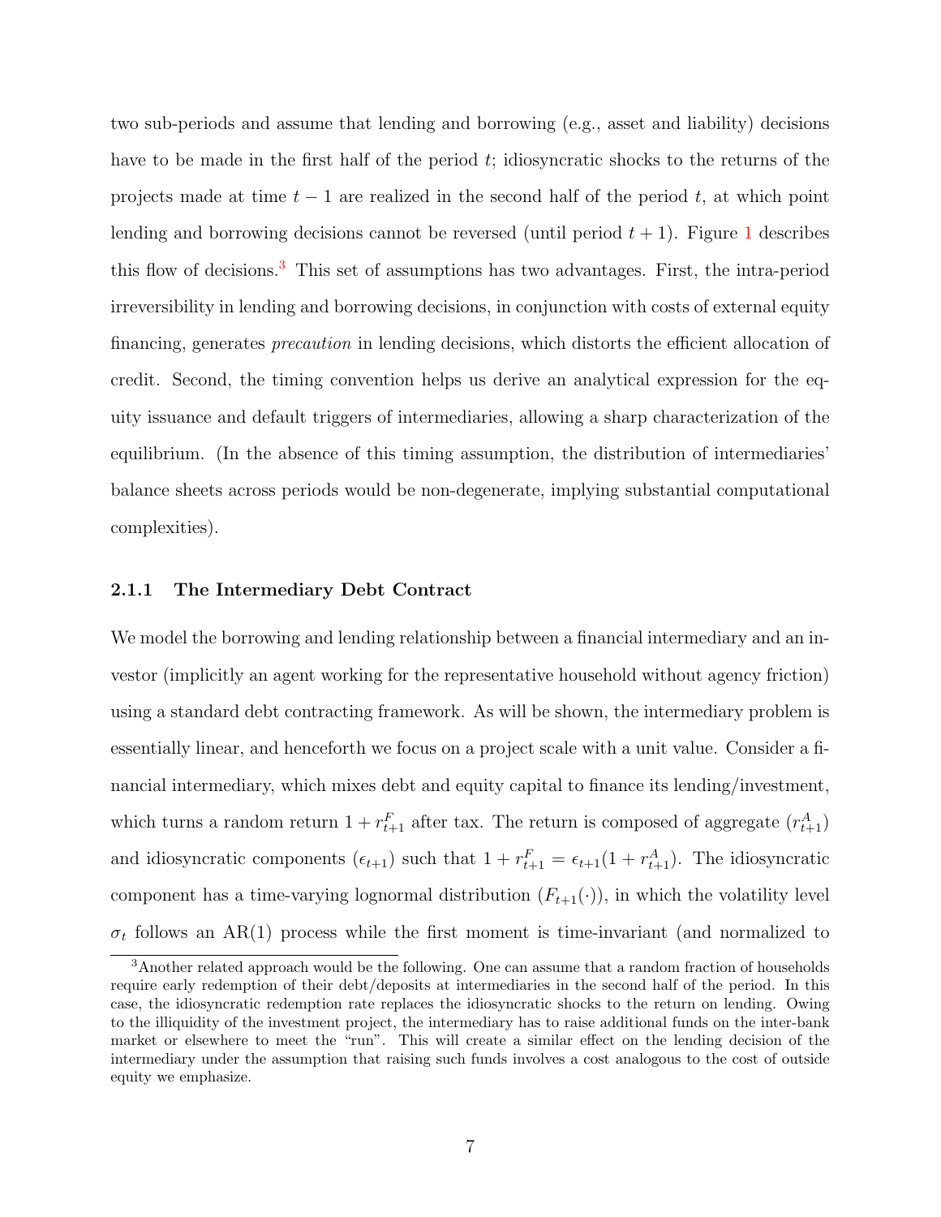two sub-periods and assume that lending and borrowing (e.g., asset and liability) decisions have to be made in the first half of the period $t$; idiosyncratic shocks to the returns of the projects made at time $t-1$ are realized in the second half of the period $t$, at which point lending and borrowing decisions cannot be reversed (until period $t+1$). Figure 1 describes this flow of decisions.[3] This set of assumptions has two advantages. First, the intra-period irreversibility in lending and borrowing decisions, in conjunction with costs of external equity financing, generates *precaution* in lending decisions, which distorts the efficient allocation of credit. Second, the timing convention helps us derive an analytical expression for the equity issuance and default triggers of intermediaries, allowing a sharp characterization of the equilibrium. (In the absence of this timing assumption, the distribution of intermediaries' balance sheets across periods would be non-degenerate, implying substantial computational complexities).

### 2.1.1 The Intermediary Debt Contract

We model the borrowing and lending relationship between a financial intermediary and an investor (implicitly an agent working for the representative household without agency friction) using a standard debt contracting framework. As will be shown, the intermediary problem is essentially linear, and henceforth we focus on a project scale with a unit value. Consider a financial intermediary, which mixes debt and equity capital to finance its lending/investment, which turns a random return $1+r_{t+1}^F$ after tax. The return is composed of aggregate ($r_{t+1}^A$) and idiosyncratic components ($\epsilon_{t+1}$) such that $1+r_{t+1}^F = \epsilon_{t+1}(1+r_{t+1}^A)$. The idiosyncratic component has a time-varying lognormal distribution ($F_{t+1}(\cdot)$), in which the volatility level $\sigma_t$ follows an AR(1) process while the first moment is time-invariant (and normalized to

[3] Another related approach would be the following. One can assume that a random fraction of households require early redemption of their debt/deposits at intermediaries in the second half of the period. In this case, the idiosyncratic redemption rate replaces the idiosyncratic shocks to the return on lending. Owing to the illiquidity of the investment project, the intermediary has to raise additional funds on the inter-bank market or elsewhere to meet the "run". This will create a similar effect on the lending decision of the intermediary under the assumption that raising such funds involves a cost analogous to the cost of outside equity we emphasize.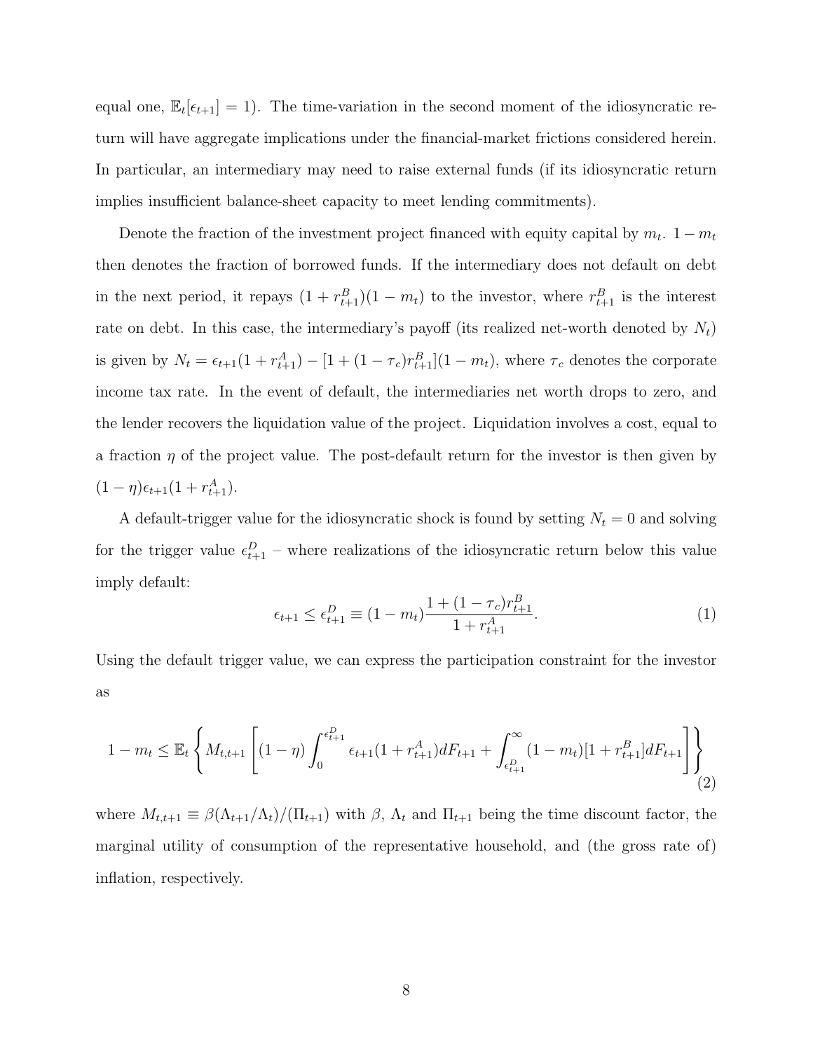equal one, $\mathbb{E}_t[\epsilon_{t+1}] = 1$). The time-variation in the second moment of the idiosyncratic return will have aggregate implications under the financial-market frictions considered herein. In particular, an intermediary may need to raise external funds (if its idiosyncratic return implies insufficient balance-sheet capacity to meet lending commitments).

Denote the fraction of the investment project financed with equity capital by $m_t$. $1 - m_t$ then denotes the fraction of borrowed funds. If the intermediary does not default on debt in the next period, it repays $(1 + r^B_{t+1})(1 - m_t)$ to the investor, where $r^B_{t+1}$ is the interest rate on debt. In this case, the intermediary's payoff (its realized net-worth denoted by $N_t$) is given by $N_t = \epsilon_{t+1}(1 + r^A_{t+1}) - [1 + (1 - \tau_c)r^B_{t+1}](1 - m_t)$, where $\tau_c$ denotes the corporate income tax rate. In the event of default, the intermediaries net worth drops to zero, and the lender recovers the liquidation value of the project. Liquidation involves a cost, equal to a fraction $\eta$ of the project value. The post-default return for the investor is then given by $(1 - \eta)\epsilon_{t+1}(1 + r^A_{t+1})$.

A default-trigger value for the idiosyncratic shock is found by setting $N_t = 0$ and solving for the trigger value $\epsilon^D_{t+1}$ – where realizations of the idiosyncratic return below this value imply default:

$$\epsilon_{t+1} \leq \epsilon^D_{t+1} \equiv (1 - m_t)\frac{1 + (1 - \tau_c)r^B_{t+1}}{1 + r^A_{t+1}}. \tag{1}$$

Using the default trigger value, we can express the participation constraint for the investor as

$$1 - m_t \leq \mathbb{E}_t\left\{M_{t,t+1}\left[(1 - \eta)\int_0^{\epsilon^D_{t+1}} \epsilon_{t+1}(1 + r^A_{t+1})dF_{t+1} + \int_{\epsilon^D_{t+1}}^{\infty} (1 - m_t)[1 + r^B_{t+1}]dF_{t+1}\right]\right\} \tag{2}$$

where $M_{t,t+1} \equiv \beta(\Lambda_{t+1}/\Lambda_t)/(\Pi_{t+1})$ with $\beta$, $\Lambda_t$ and $\Pi_{t+1}$ being the time discount factor, the marginal utility of consumption of the representative household, and (the gross rate of) inflation, respectively.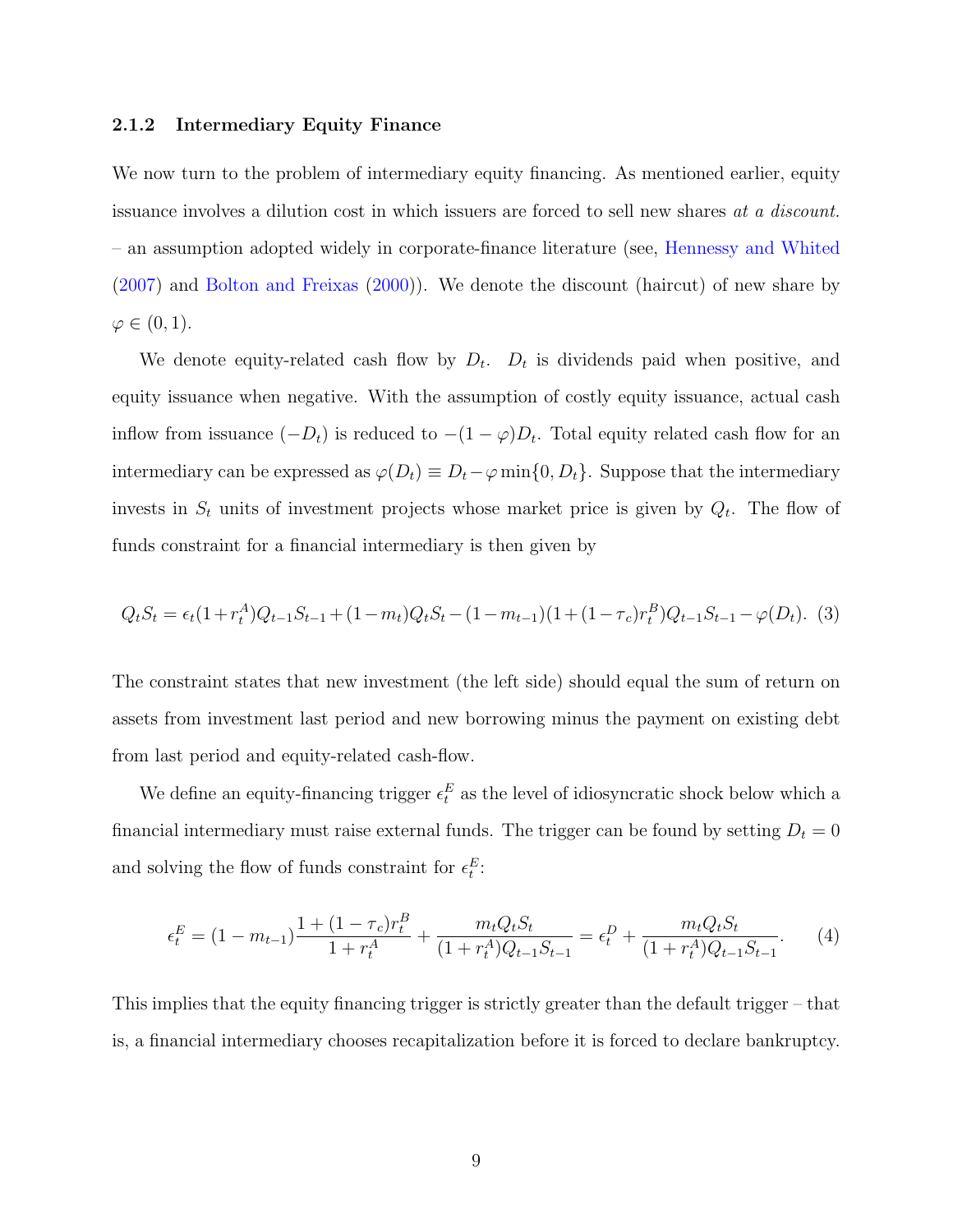### 2.1.2 Intermediary Equity Finance

We now turn to the problem of intermediary equity financing. As mentioned earlier, equity issuance involves a dilution cost in which issuers are forced to sell new shares *at a discount.* – an assumption adopted widely in corporate-finance literature (see, Hennessy and Whited (2007) and Bolton and Freixas (2000)). We denote the discount (haircut) of new share by $\varphi \in (0, 1)$.

We denote equity-related cash flow by $D_t$. $D_t$ is dividends paid when positive, and equity issuance when negative. With the assumption of costly equity issuance, actual cash inflow from issuance $(-D_t)$ is reduced to $-(1-\varphi)D_t$. Total equity related cash flow for an intermediary can be expressed as $\varphi(D_t) \equiv D_t - \varphi \min\{0, D_t\}$. Suppose that the intermediary invests in $S_t$ units of investment projects whose market price is given by $Q_t$. The flow of funds constraint for a financial intermediary is then given by

$$Q_t S_t = \epsilon_t (1 + r_t^A) Q_{t-1} S_{t-1} + (1 - m_t) Q_t S_t - (1 - m_{t-1})(1 + (1 - \tau_c) r_t^B) Q_{t-1} S_{t-1} - \varphi(D_t). \quad (3)$$

The constraint states that new investment (the left side) should equal the sum of return on assets from investment last period and new borrowing minus the payment on existing debt from last period and equity-related cash-flow.

We define an equity-financing trigger $\epsilon_t^E$ as the level of idiosyncratic shock below which a financial intermediary must raise external funds. The trigger can be found by setting $D_t = 0$ and solving the flow of funds constraint for $\epsilon_t^E$:

$$\epsilon_t^E = (1 - m_{t-1}) \frac{1 + (1 - \tau_c) r_t^B}{1 + r_t^A} + \frac{m_t Q_t S_t}{(1 + r_t^A) Q_{t-1} S_{t-1}} = \epsilon_t^D + \frac{m_t Q_t S_t}{(1 + r_t^A) Q_{t-1} S_{t-1}}. \quad (4)$$

This implies that the equity financing trigger is strictly greater than the default trigger – that is, a financial intermediary chooses recapitalization before it is forced to declare bankruptcy.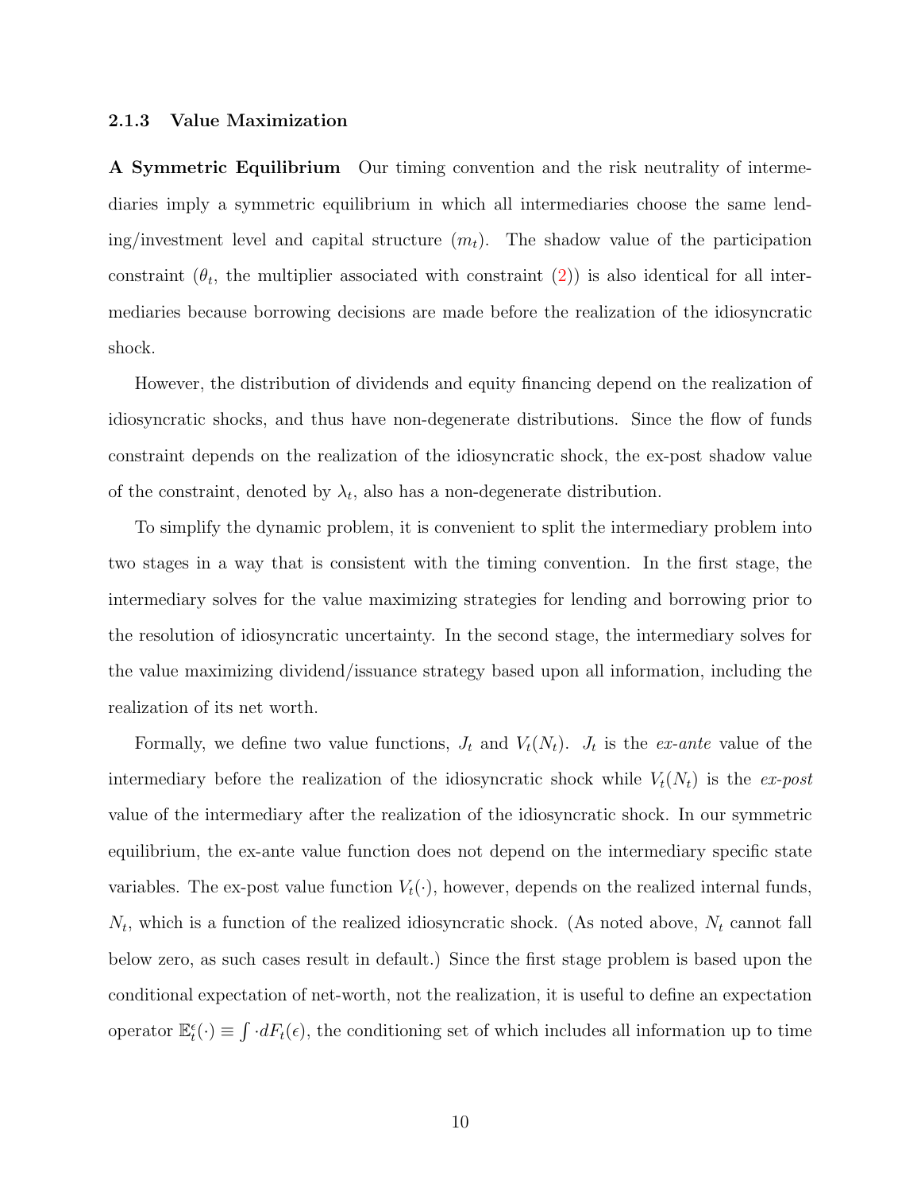### 2.1.3 Value Maximization

**A Symmetric Equilibrium** Our timing convention and the risk neutrality of intermediaries imply a symmetric equilibrium in which all intermediaries choose the same lending/investment level and capital structure ($m_t$). The shadow value of the participation constraint ($\theta_t$, the multiplier associated with constraint (2)) is also identical for all intermediaries because borrowing decisions are made before the realization of the idiosyncratic shock.

However, the distribution of dividends and equity financing depend on the realization of idiosyncratic shocks, and thus have non-degenerate distributions. Since the flow of funds constraint depends on the realization of the idiosyncratic shock, the ex-post shadow value of the constraint, denoted by $\lambda_t$, also has a non-degenerate distribution.

To simplify the dynamic problem, it is convenient to split the intermediary problem into two stages in a way that is consistent with the timing convention. In the first stage, the intermediary solves for the value maximizing strategies for lending and borrowing prior to the resolution of idiosyncratic uncertainty. In the second stage, the intermediary solves for the value maximizing dividend/issuance strategy based upon all information, including the realization of its net worth.

Formally, we define two value functions, $J_t$ and $V_t(N_t)$. $J_t$ is the *ex-ante* value of the intermediary before the realization of the idiosyncratic shock while $V_t(N_t)$ is the *ex-post* value of the intermediary after the realization of the idiosyncratic shock. In our symmetric equilibrium, the ex-ante value function does not depend on the intermediary specific state variables. The ex-post value function $V_t(\cdot)$, however, depends on the realized internal funds, $N_t$, which is a function of the realized idiosyncratic shock. (As noted above, $N_t$ cannot fall below zero, as such cases result in default.) Since the first stage problem is based upon the conditional expectation of net-worth, not the realization, it is useful to define an expectation operator $\mathbb{E}_t^{\epsilon}(\cdot) \equiv \int \cdot dF_t(\epsilon)$, the conditioning set of which includes all information up to time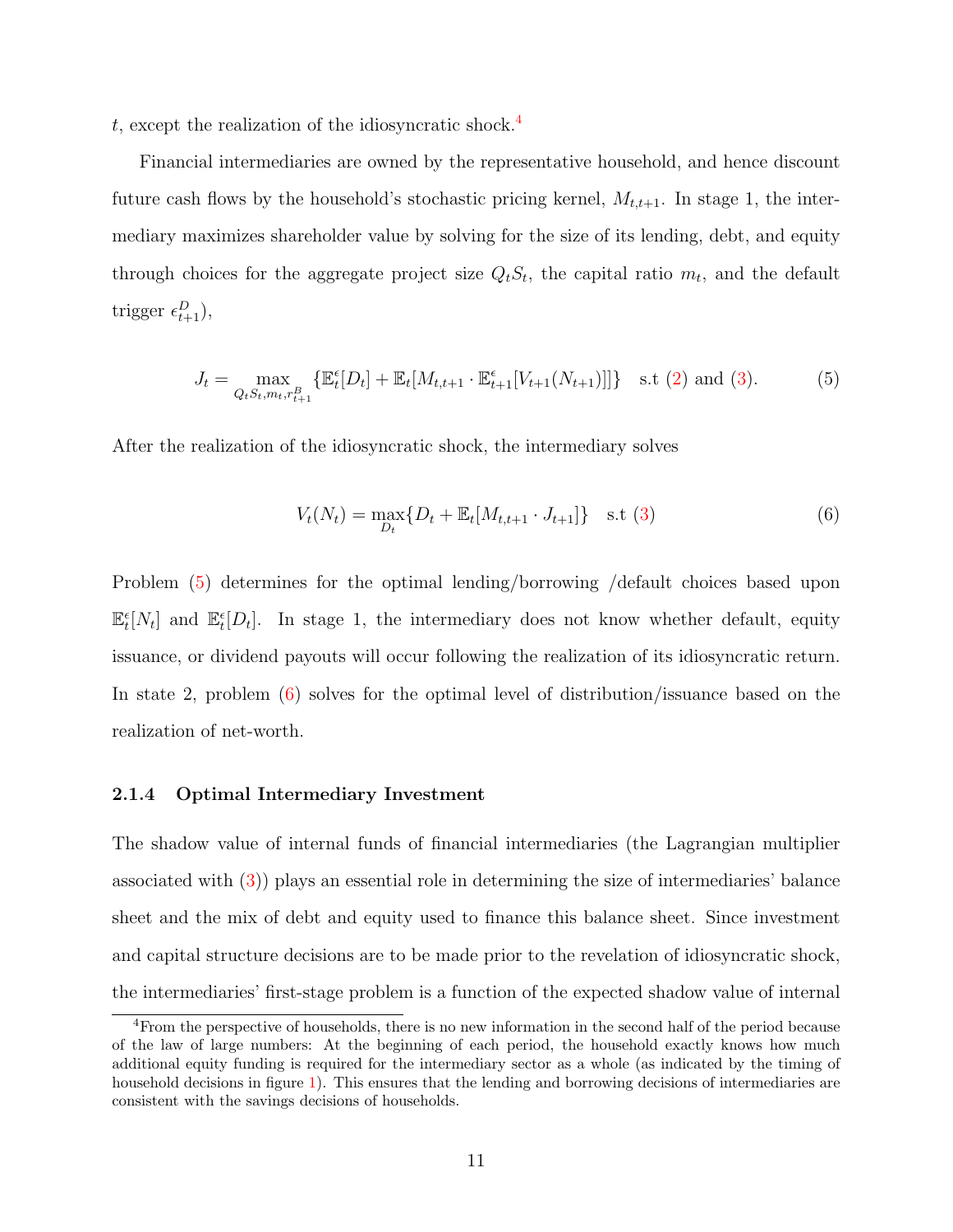$t$, except the realization of the idiosyncratic shock.[4]

Financial intermediaries are owned by the representative household, and hence discount future cash flows by the household's stochastic pricing kernel, $M_{t,t+1}$. In stage 1, the intermediary maximizes shareholder value by solving for the size of its lending, debt, and equity through choices for the aggregate project size $Q_t S_t$, the capital ratio $m_t$, and the default trigger $\epsilon^D_{t+1}$),

$$J_t = \max_{Q_t S_t, m_t, r^B_{t+1}} \{\mathbb{E}^\epsilon_t[D_t] + \mathbb{E}_t[M_{t,t+1} \cdot \mathbb{E}^\epsilon_{t+1}[V_{t+1}(N_{t+1})]]\} \quad \text{s.t (2) and (3).} \tag{5}$$

After the realization of the idiosyncratic shock, the intermediary solves

$$V_t(N_t) = \max_{D_t} \{D_t + \mathbb{E}_t[M_{t,t+1} \cdot J_{t+1}]\} \quad \text{s.t (3)} \tag{6}$$

Problem (5) determines for the optimal lending/borrowing /default choices based upon $\mathbb{E}^\epsilon_t[N_t]$ and $\mathbb{E}^\epsilon_t[D_t]$. In stage 1, the intermediary does not know whether default, equity issuance, or dividend payouts will occur following the realization of its idiosyncratic return. In state 2, problem (6) solves for the optimal level of distribution/issuance based on the realization of net-worth.

### 2.1.4 Optimal Intermediary Investment

The shadow value of internal funds of financial intermediaries (the Lagrangian multiplier associated with (3)) plays an essential role in determining the size of intermediaries' balance sheet and the mix of debt and equity used to finance this balance sheet. Since investment and capital structure decisions are to be made prior to the revelation of idiosyncratic shock, the intermediaries' first-stage problem is a function of the expected shadow value of internal

[4] From the perspective of households, there is no new information in the second half of the period because of the law of large numbers: At the beginning of each period, the household exactly knows how much additional equity funding is required for the intermediary sector as a whole (as indicated by the timing of household decisions in figure 1). This ensures that the lending and borrowing decisions of intermediaries are consistent with the savings decisions of households.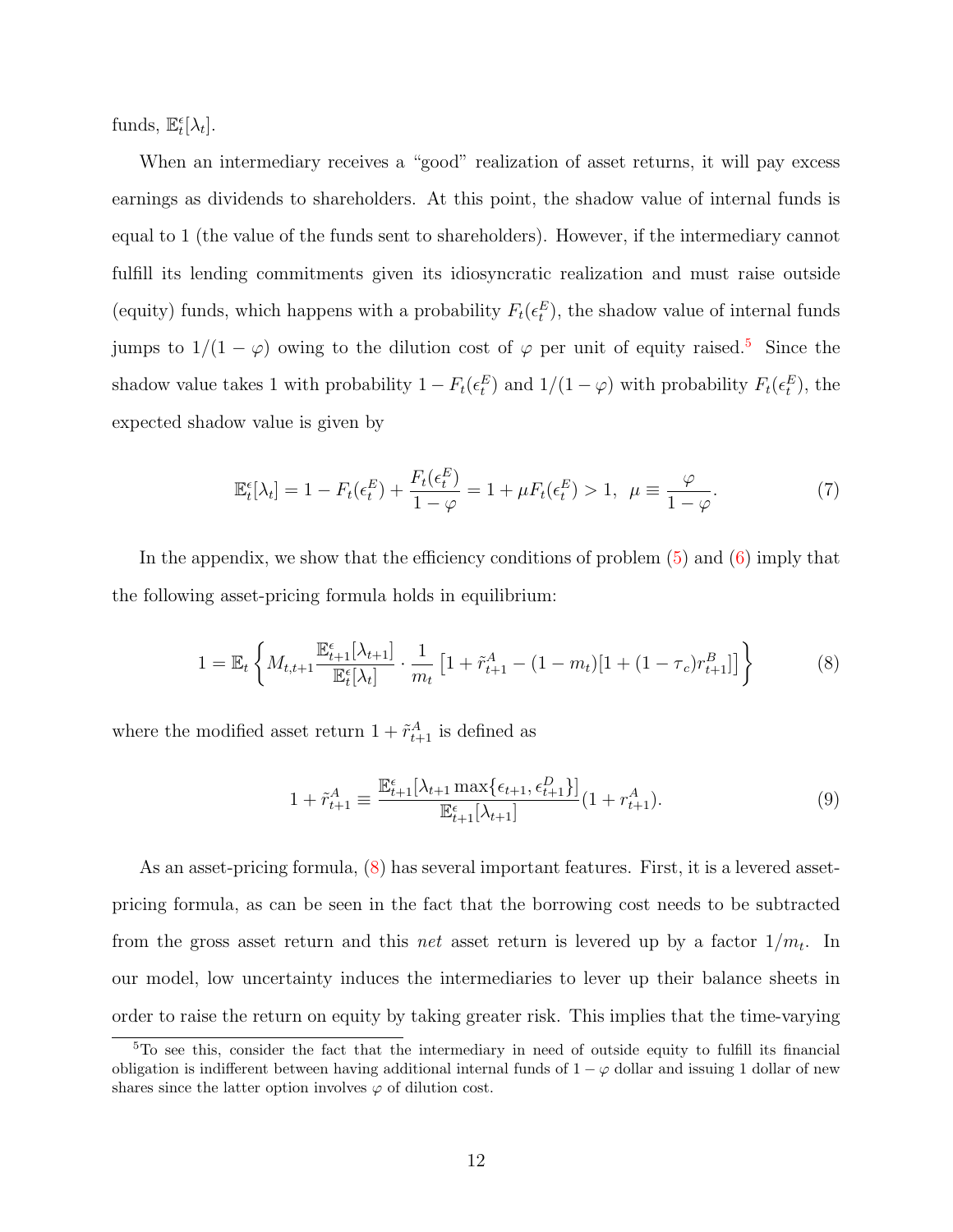funds, $\mathbb{E}^{\epsilon}_t[\lambda_t]$.

When an intermediary receives a "good" realization of asset returns, it will pay excess earnings as dividends to shareholders. At this point, the shadow value of internal funds is equal to 1 (the value of the funds sent to shareholders). However, if the intermediary cannot fulfill its lending commitments given its idiosyncratic realization and must raise outside (equity) funds, which happens with a probability $F_t(\epsilon^E_t)$, the shadow value of internal funds jumps to $1/(1-\varphi)$ owing to the dilution cost of $\varphi$ per unit of equity raised.[5] Since the shadow value takes 1 with probability $1 - F_t(\epsilon^E_t)$ and $1/(1-\varphi)$ with probability $F_t(\epsilon^E_t)$, the expected shadow value is given by

$$\mathbb{E}^{\epsilon}_t[\lambda_t] = 1 - F_t(\epsilon^E_t) + \frac{F_t(\epsilon^E_t)}{1-\varphi} = 1 + \mu F_t(\epsilon^E_t) > 1, \;\; \mu \equiv \frac{\varphi}{1-\varphi}. \tag{7}$$

In the appendix, we show that the efficiency conditions of problem (5) and (6) imply that the following asset-pricing formula holds in equilibrium:

$$1 = \mathbb{E}_t \left\{ M_{t,t+1} \frac{\mathbb{E}^{\epsilon}_{t+1}[\lambda_{t+1}]}{\mathbb{E}^{\epsilon}_t[\lambda_t]} \cdot \frac{1}{m_t} \left[ 1 + \tilde{r}^A_{t+1} - (1-m_t)[1 + (1-\tau_c) r^B_{t+1}] \right] \right\} \tag{8}$$

where the modified asset return $1 + \tilde{r}^A_{t+1}$ is defined as

$$1 + \tilde{r}^A_{t+1} \equiv \frac{\mathbb{E}^{\epsilon}_{t+1}[\lambda_{t+1} \max\{\epsilon_{t+1}, \epsilon^D_{t+1}\}]}{\mathbb{E}^{\epsilon}_{t+1}[\lambda_{t+1}]} (1 + r^A_{t+1}). \tag{9}$$

As an asset-pricing formula, (8) has several important features. First, it is a levered asset-pricing formula, as can be seen in the fact that the borrowing cost needs to be subtracted from the gross asset return and this *net* asset return is levered up by a factor $1/m_t$. In our model, low uncertainty induces the intermediaries to lever up their balance sheets in order to raise the return on equity by taking greater risk. This implies that the time-varying

[5] To see this, consider the fact that the intermediary in need of outside equity to fulfill its financial obligation is indifferent between having additional internal funds of $1-\varphi$ dollar and issuing 1 dollar of new shares since the latter option involves $\varphi$ of dilution cost.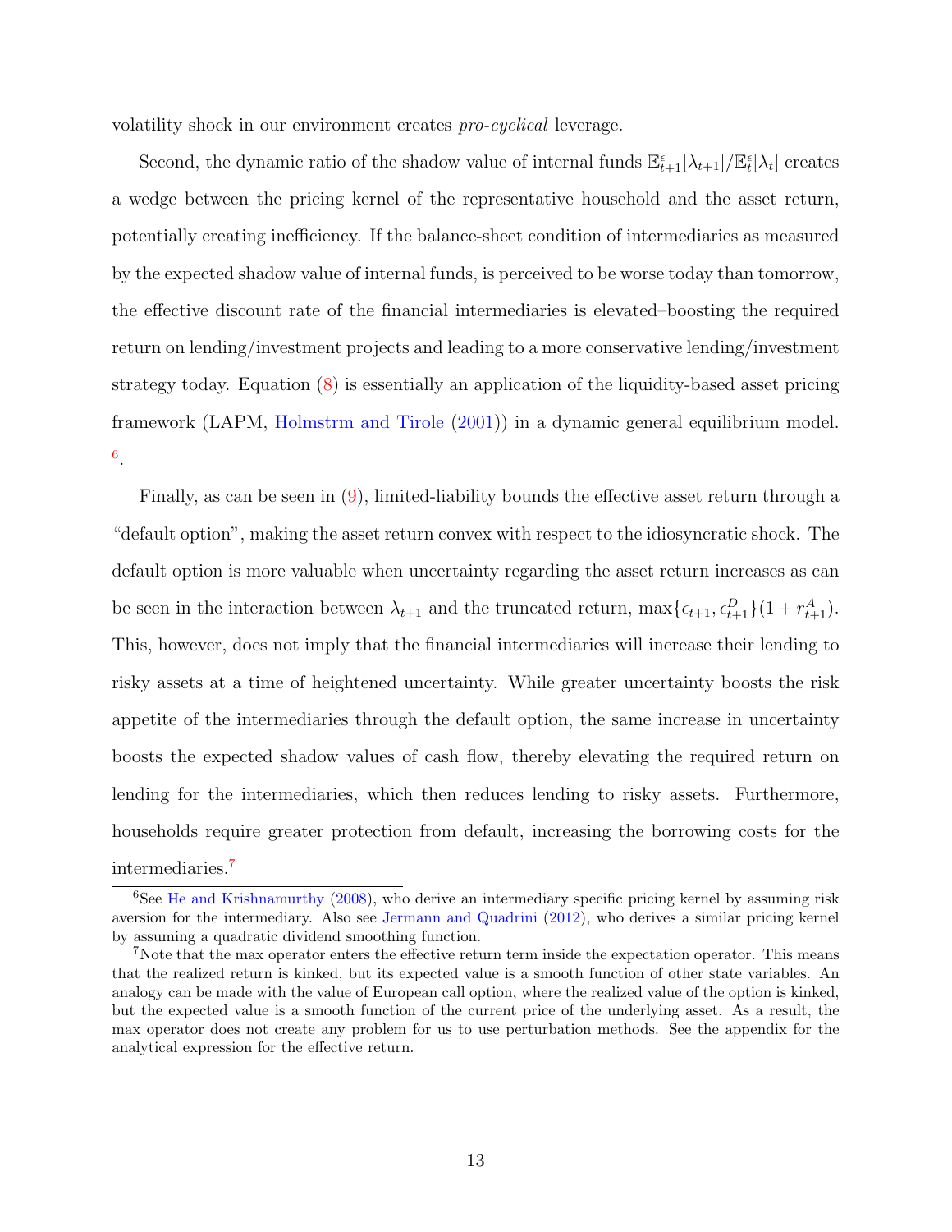volatility shock in our environment creates *pro-cyclical* leverage.

Second, the dynamic ratio of the shadow value of internal funds $\mathbb{E}^{\epsilon}_{t+1}[\lambda_{t+1}]/\mathbb{E}^{\epsilon}_{t}[\lambda_t]$ creates a wedge between the pricing kernel of the representative household and the asset return, potentially creating inefficiency. If the balance-sheet condition of intermediaries as measured by the expected shadow value of internal funds, is perceived to be worse today than tomorrow, the effective discount rate of the financial intermediaries is elevated–boosting the required return on lending/investment projects and leading to a more conservative lending/investment strategy today. Equation (8) is essentially an application of the liquidity-based asset pricing framework (LAPM, Holmstrm and Tirole (2001)) in a dynamic general equilibrium model. [6].

Finally, as can be seen in (9), limited-liability bounds the effective asset return through a "default option", making the asset return convex with respect to the idiosyncratic shock. The default option is more valuable when uncertainty regarding the asset return increases as can be seen in the interaction between $\lambda_{t+1}$ and the truncated return, $\max\{\epsilon_{t+1}, \epsilon^{D}_{t+1}\}(1 + r^{A}_{t+1})$. This, however, does not imply that the financial intermediaries will increase their lending to risky assets at a time of heightened uncertainty. While greater uncertainty boosts the risk appetite of the intermediaries through the default option, the same increase in uncertainty boosts the expected shadow values of cash flow, thereby elevating the required return on lending for the intermediaries, which then reduces lending to risky assets. Furthermore, households require greater protection from default, increasing the borrowing costs for the intermediaries.[7]

[6] See He and Krishnamurthy (2008), who derive an intermediary specific pricing kernel by assuming risk aversion for the intermediary. Also see Jermann and Quadrini (2012), who derives a similar pricing kernel by assuming a quadratic dividend smoothing function.

[7] Note that the max operator enters the effective return term inside the expectation operator. This means that the realized return is kinked, but its expected value is a smooth function of other state variables. An analogy can be made with the value of European call option, where the realized value of the option is kinked, but the expected value is a smooth function of the current price of the underlying asset. As a result, the max operator does not create any problem for us to use perturbation methods. See the appendix for the analytical expression for the effective return.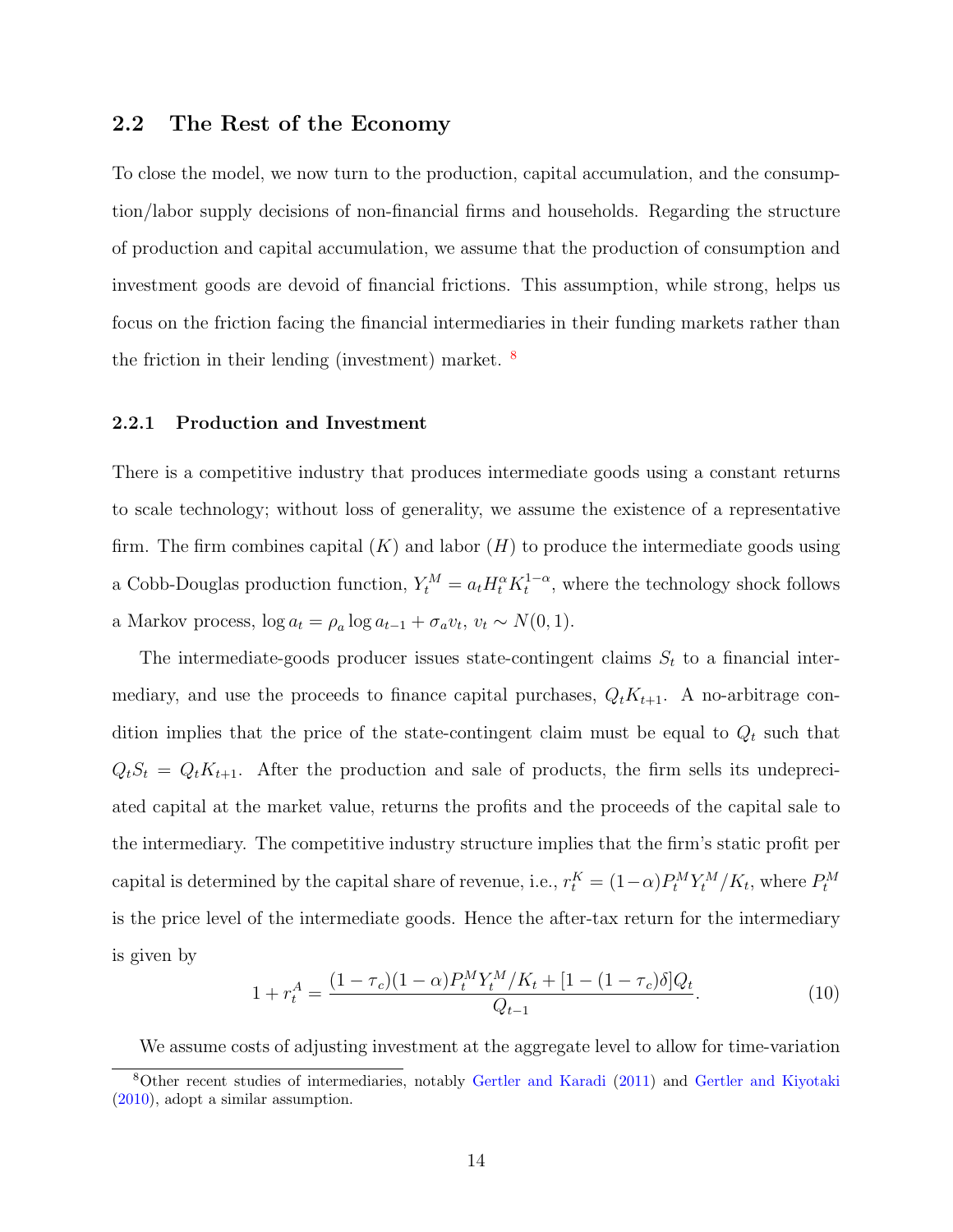## 2.2 The Rest of the Economy

To close the model, we now turn to the production, capital accumulation, and the consumption/labor supply decisions of non-financial firms and households. Regarding the structure of production and capital accumulation, we assume that the production of consumption and investment goods are devoid of financial frictions. This assumption, while strong, helps us focus on the friction facing the financial intermediaries in their funding markets rather than the friction in their lending (investment) market. [8]

### 2.2.1 Production and Investment

There is a competitive industry that produces intermediate goods using a constant returns to scale technology; without loss of generality, we assume the existence of a representative firm. The firm combines capital ($K$) and labor ($H$) to produce the intermediate goods using a Cobb-Douglas production function, $Y_t^M = a_t H_t^{\alpha} K_t^{1-\alpha}$, where the technology shock follows a Markov process, $\log a_t = \rho_a \log a_{t-1} + \sigma_a v_t$, $v_t \sim N(0,1)$.

The intermediate-goods producer issues state-contingent claims $S_t$ to a financial intermediary, and use the proceeds to finance capital purchases, $Q_t K_{t+1}$. A no-arbitrage condition implies that the price of the state-contingent claim must be equal to $Q_t$ such that $Q_t S_t = Q_t K_{t+1}$. After the production and sale of products, the firm sells its undepreciated capital at the market value, returns the profits and the proceeds of the capital sale to the intermediary. The competitive industry structure implies that the firm's static profit per capital is determined by the capital share of revenue, i.e., $r_t^K = (1-\alpha) P_t^M Y_t^M / K_t$, where $P_t^M$ is the price level of the intermediate goods. Hence the after-tax return for the intermediary is given by

$$1 + r_t^A = \frac{(1-\tau_c)(1-\alpha) P_t^M Y_t^M / K_t + [1 - (1-\tau_c)\delta] Q_t}{Q_{t-1}}. \tag{10}$$

We assume costs of adjusting investment at the aggregate level to allow for time-variation

[8] Other recent studies of intermediaries, notably Gertler and Karadi (2011) and Gertler and Kiyotaki (2010), adopt a similar assumption.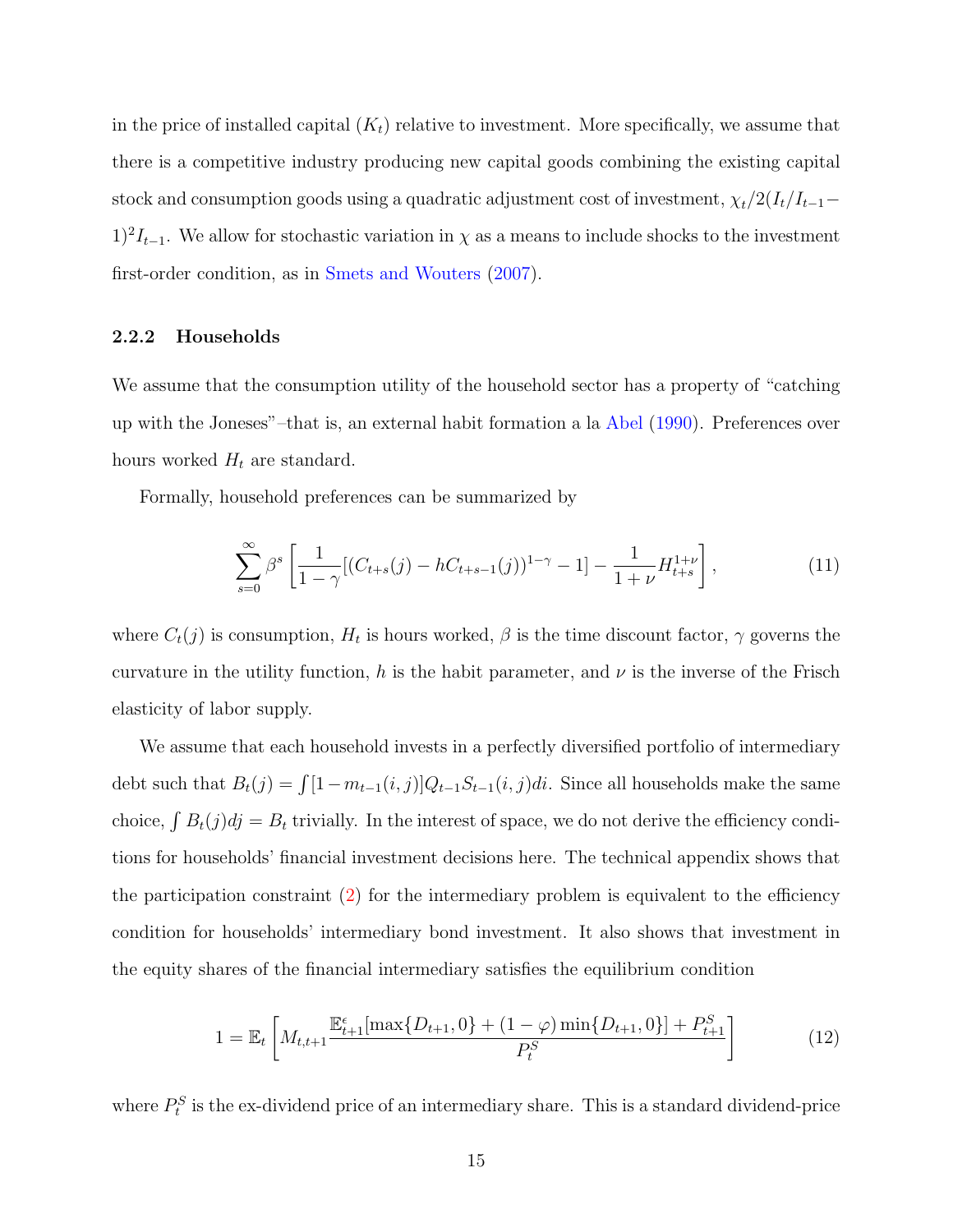in the price of installed capital ($K_t$) relative to investment. More specifically, we assume that there is a competitive industry producing new capital goods combining the existing capital stock and consumption goods using a quadratic adjustment cost of investment, $\chi_t/2(I_t/I_{t-1} - 1)^2 I_{t-1}$. We allow for stochastic variation in $\chi$ as a means to include shocks to the investment first-order condition, as in Smets and Wouters (2007).

### 2.2.2 Households

We assume that the consumption utility of the household sector has a property of "catching up with the Joneses"–that is, an external habit formation a la Abel (1990). Preferences over hours worked $H_t$ are standard.

Formally, household preferences can be summarized by

$$\sum_{s=0}^{\infty} \beta^s \left[ \frac{1}{1-\gamma} [(C_{t+s}(j) - hC_{t+s-1}(j))^{1-\gamma} - 1] - \frac{1}{1+\nu} H_{t+s}^{1+\nu} \right], \tag{11}$$

where $C_t(j)$ is consumption, $H_t$ is hours worked, $\beta$ is the time discount factor, $\gamma$ governs the curvature in the utility function, $h$ is the habit parameter, and $\nu$ is the inverse of the Frisch elasticity of labor supply.

We assume that each household invests in a perfectly diversified portfolio of intermediary debt such that $B_t(j) = \int [1 - m_{t-1}(i,j)] Q_{t-1} S_{t-1}(i,j) di$. Since all households make the same choice, $\int B_t(j) dj = B_t$ trivially. In the interest of space, we do not derive the efficiency conditions for households' financial investment decisions here. The technical appendix shows that the participation constraint (2) for the intermediary problem is equivalent to the efficiency condition for households' intermediary bond investment. It also shows that investment in the equity shares of the financial intermediary satisfies the equilibrium condition

$$1 = \mathbb{E}_t \left[ M_{t,t+1} \frac{\mathbb{E}_{t+1}^{\epsilon}[\max\{D_{t+1}, 0\} + (1-\varphi)\min\{D_{t+1}, 0\}] + P_{t+1}^S}{P_t^S} \right] \tag{12}$$

where $P_t^S$ is the ex-dividend price of an intermediary share. This is a standard dividend-price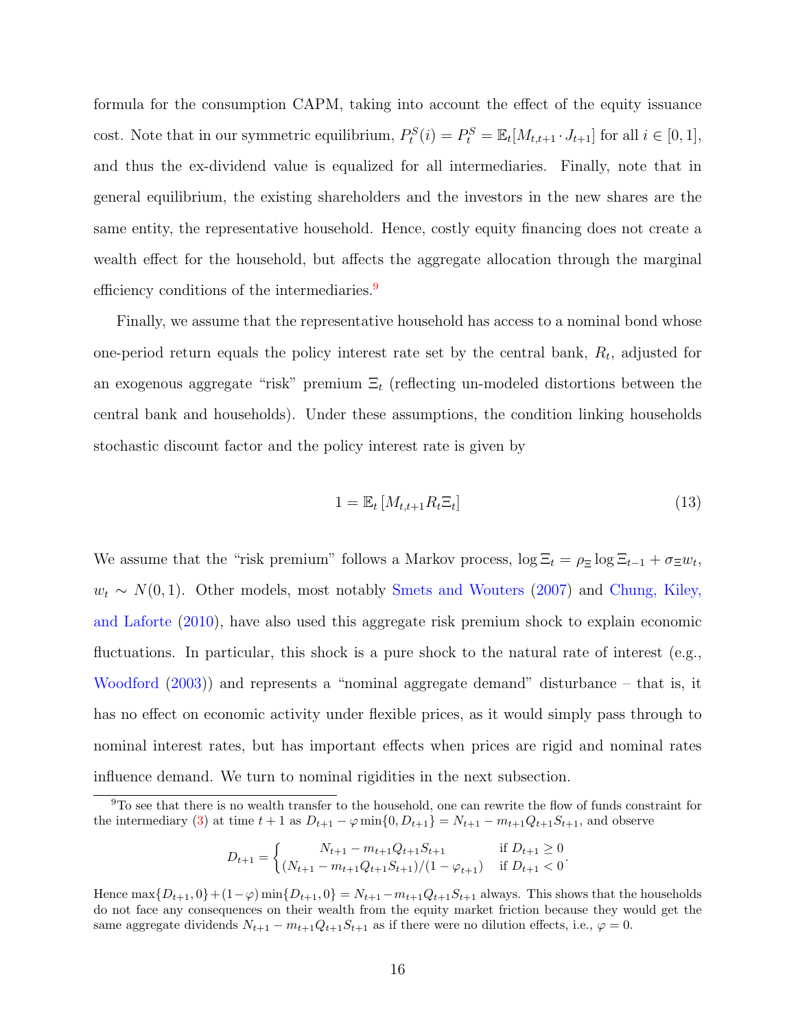formula for the consumption CAPM, taking into account the effect of the equity issuance cost. Note that in our symmetric equilibrium, $P_t^S(i) = P_t^S = \mathbb{E}_t[M_{t,t+1} \cdot J_{t+1}]$ for all $i \in [0,1]$, and thus the ex-dividend value is equalized for all intermediaries. Finally, note that in general equilibrium, the existing shareholders and the investors in the new shares are the same entity, the representative household. Hence, costly equity financing does not create a wealth effect for the household, but affects the aggregate allocation through the marginal efficiency conditions of the intermediaries.[9]

Finally, we assume that the representative household has access to a nominal bond whose one-period return equals the policy interest rate set by the central bank, $R_t$, adjusted for an exogenous aggregate "risk" premium $\Xi_t$ (reflecting un-modeled distortions between the central bank and households). Under these assumptions, the condition linking households stochastic discount factor and the policy interest rate is given by

$$1 = \mathbb{E}_t \left[ M_{t,t+1} R_t \Xi_t \right] \tag{13}$$

We assume that the "risk premium" follows a Markov process, $\log \Xi_t = \rho_\Xi \log \Xi_{t-1} + \sigma_\Xi w_t$, $w_t \sim N(0,1)$. Other models, most notably Smets and Wouters (2007) and Chung, Kiley, and Laforte (2010), have also used this aggregate risk premium shock to explain economic fluctuations. In particular, this shock is a pure shock to the natural rate of interest (e.g., Woodford (2003)) and represents a "nominal aggregate demand" disturbance – that is, it has no effect on economic activity under flexible prices, as it would simply pass through to nominal interest rates, but has important effects when prices are rigid and nominal rates influence demand. We turn to nominal rigidities in the next subsection.

[9]To see that there is no wealth transfer to the household, one can rewrite the flow of funds constraint for the intermediary (3) at time $t+1$ as $D_{t+1} - \varphi \min\{0, D_{t+1}\} = N_{t+1} - m_{t+1} Q_{t+1} S_{t+1}$, and observe

$$D_{t+1} = \begin{cases} N_{t+1} - m_{t+1} Q_{t+1} S_{t+1} & \text{if } D_{t+1} \geq 0 \\ (N_{t+1} - m_{t+1} Q_{t+1} S_{t+1})/(1 - \varphi_{t+1}) & \text{if } D_{t+1} < 0 \end{cases}.$$

Hence $\max\{D_{t+1}, 0\} + (1-\varphi)\min\{D_{t+1}, 0\} = N_{t+1} - m_{t+1} Q_{t+1} S_{t+1}$ always. This shows that the households do not face any consequences on their wealth from the equity market friction because they would get the same aggregate dividends $N_{t+1} - m_{t+1} Q_{t+1} S_{t+1}$ as if there were no dilution effects, i.e., $\varphi = 0$.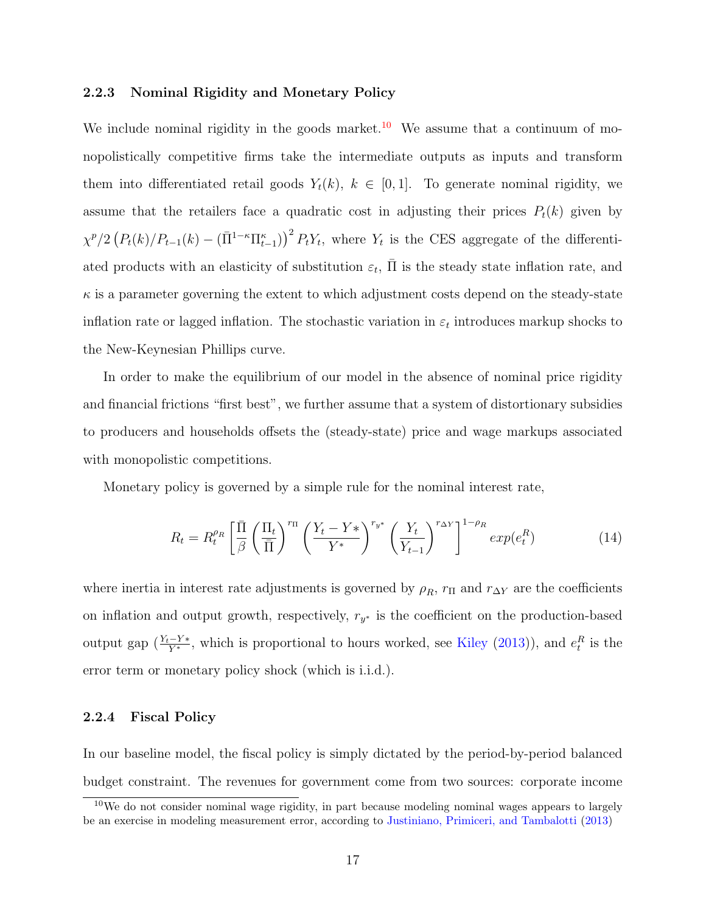### 2.2.3 Nominal Rigidity and Monetary Policy

We include nominal rigidity in the goods market.[10] We assume that a continuum of monopolistically competitive firms take the intermediate outputs as inputs and transform them into differentiated retail goods $Y_t(k)$, $k \in [0,1]$. To generate nominal rigidity, we assume that the retailers face a quadratic cost in adjusting their prices $P_t(k)$ given by $\chi^p/2\left(P_t(k)/P_{t-1}(k) - (\bar{\Pi}^{1-\kappa}\Pi_{t-1}^{\kappa})\right)^2 P_t Y_t$, where $Y_t$ is the CES aggregate of the differentiated products with an elasticity of substitution $\varepsilon_t$, $\bar{\Pi}$ is the steady state inflation rate, and $\kappa$ is a parameter governing the extent to which adjustment costs depend on the steady-state inflation rate or lagged inflation. The stochastic variation in $\varepsilon_t$ introduces markup shocks to the New-Keynesian Phillips curve.

In order to make the equilibrium of our model in the absence of nominal price rigidity and financial frictions "first best", we further assume that a system of distortionary subsidies to producers and households offsets the (steady-state) price and wage markups associated with monopolistic competitions.

Monetary policy is governed by a simple rule for the nominal interest rate,

$$R_t = R_t^{\rho_R}\left[\frac{\bar{\Pi}}{\beta}\left(\frac{\Pi_t}{\bar{\Pi}}\right)^{r_\Pi}\left(\frac{Y_t - Y*}{Y^*}\right)^{r_{y^*}}\left(\frac{Y_t}{Y_{t-1}}\right)^{r_{\Delta Y}}\right]^{1-\rho_R} exp(e_t^R) \tag{14}$$

where inertia in interest rate adjustments is governed by $\rho_R$, $r_\Pi$ and $r_{\Delta Y}$ are the coefficients on inflation and output growth, respectively, $r_{y^*}$ is the coefficient on the production-based output gap ($\frac{Y_t - Y*}{Y^*}$, which is proportional to hours worked, see Kiley (2013)), and $e_t^R$ is the error term or monetary policy shock (which is i.i.d.).

### 2.2.4 Fiscal Policy

In our baseline model, the fiscal policy is simply dictated by the period-by-period balanced budget constraint. The revenues for government come from two sources: corporate income

[10] We do not consider nominal wage rigidity, in part because modeling nominal wages appears to largely be an exercise in modeling measurement error, according to Justiniano, Primiceri, and Tambalotti (2013)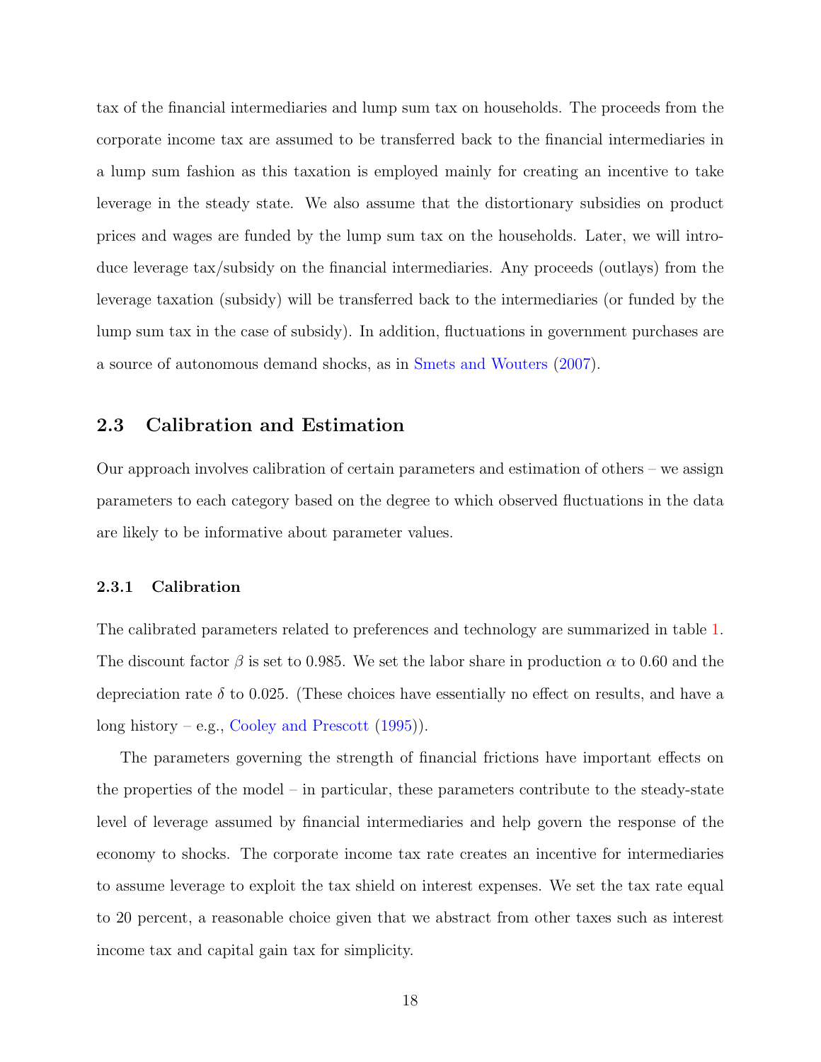tax of the financial intermediaries and lump sum tax on households. The proceeds from the corporate income tax are assumed to be transferred back to the financial intermediaries in a lump sum fashion as this taxation is employed mainly for creating an incentive to take leverage in the steady state. We also assume that the distortionary subsidies on product prices and wages are funded by the lump sum tax on the households. Later, we will introduce leverage tax/subsidy on the financial intermediaries. Any proceeds (outlays) from the leverage taxation (subsidy) will be transferred back to the intermediaries (or funded by the lump sum tax in the case of subsidy). In addition, fluctuations in government purchases are a source of autonomous demand shocks, as in Smets and Wouters (2007).

## 2.3 Calibration and Estimation

Our approach involves calibration of certain parameters and estimation of others – we assign parameters to each category based on the degree to which observed fluctuations in the data are likely to be informative about parameter values.

### 2.3.1 Calibration

The calibrated parameters related to preferences and technology are summarized in table 1. The discount factor $\beta$ is set to 0.985. We set the labor share in production $\alpha$ to 0.60 and the depreciation rate $\delta$ to 0.025. (These choices have essentially no effect on results, and have a long history – e.g., Cooley and Prescott (1995)).

The parameters governing the strength of financial frictions have important effects on the properties of the model – in particular, these parameters contribute to the steady-state level of leverage assumed by financial intermediaries and help govern the response of the economy to shocks. The corporate income tax rate creates an incentive for intermediaries to assume leverage to exploit the tax shield on interest expenses. We set the tax rate equal to 20 percent, a reasonable choice given that we abstract from other taxes such as interest income tax and capital gain tax for simplicity.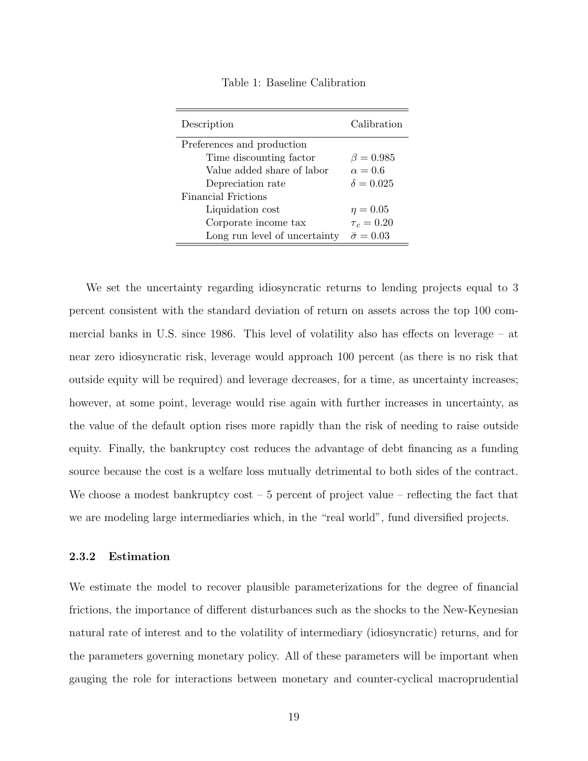Table 1: Baseline Calibration

| Description | Calibration |
|---|---|
| Preferences and production | |
| Time discounting factor | $\beta = 0.985$ |
| Value added share of labor | $\alpha = 0.6$ |
| Depreciation rate | $\delta = 0.025$ |
| Financial Frictions | |
| Liquidation cost | $\eta = 0.05$ |
| Corporate income tax | $\tau_c = 0.20$ |
| Long run level of uncertainty | $\bar{\sigma} = 0.03$ |

We set the uncertainty regarding idiosyncratic returns to lending projects equal to 3 percent consistent with the standard deviation of return on assets across the top 100 commercial banks in U.S. since 1986. This level of volatility also has effects on leverage – at near zero idiosyncratic risk, leverage would approach 100 percent (as there is no risk that outside equity will be required) and leverage decreases, for a time, as uncertainty increases; however, at some point, leverage would rise again with further increases in uncertainty, as the value of the default option rises more rapidly than the risk of needing to raise outside equity. Finally, the bankruptcy cost reduces the advantage of debt financing as a funding source because the cost is a welfare loss mutually detrimental to both sides of the contract. We choose a modest bankruptcy cost – 5 percent of project value – reflecting the fact that we are modeling large intermediaries which, in the "real world", fund diversified projects.

### 2.3.2 Estimation

We estimate the model to recover plausible parameterizations for the degree of financial frictions, the importance of different disturbances such as the shocks to the New-Keynesian natural rate of interest and to the volatility of intermediary (idiosyncratic) returns, and for the parameters governing monetary policy. All of these parameters will be important when gauging the role for interactions between monetary and counter-cyclical macroprudential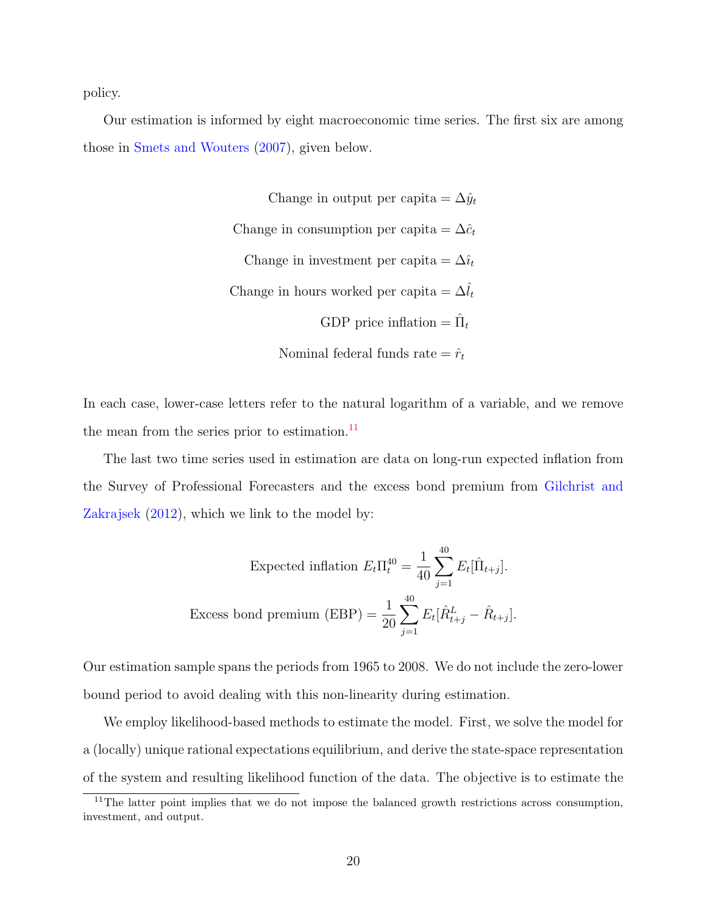policy.

Our estimation is informed by eight macroeconomic time series. The first six are among those in Smets and Wouters (2007), given below.

$$
\begin{aligned}
\text{Change in output per capita} &= \Delta\hat{y}_t \\
\text{Change in consumption per capita} &= \Delta\hat{c}_t \\
\text{Change in investment per capita} &= \Delta\hat{\imath}_t \\
\text{Change in hours worked per capita} &= \Delta\hat{l}_t \\
\text{GDP price inflation} &= \hat{\Pi}_t \\
\text{Nominal federal funds rate} &= \hat{r}_t
\end{aligned}
$$

In each case, lower-case letters refer to the natural logarithm of a variable, and we remove the mean from the series prior to estimation.[11]

The last two time series used in estimation are data on long-run expected inflation from the Survey of Professional Forecasters and the excess bond premium from Gilchrist and Zakrajsek (2012), which we link to the model by:

$$
\text{Expected inflation } E_t\Pi_t^{40} = \frac{1}{40}\sum_{j=1}^{40} E_t[\hat{\Pi}_{t+j}].
$$

$$
\text{Excess bond premium (EBP)} = \frac{1}{20}\sum_{j=1}^{40} E_t[\hat{R}^L_{t+j} - \hat{R}_{t+j}].
$$

Our estimation sample spans the periods from 1965 to 2008. We do not include the zero-lower bound period to avoid dealing with this non-linearity during estimation.

We employ likelihood-based methods to estimate the model. First, we solve the model for a (locally) unique rational expectations equilibrium, and derive the state-space representation of the system and resulting likelihood function of the data. The objective is to estimate the

[11] The latter point implies that we do not impose the balanced growth restrictions across consumption, investment, and output.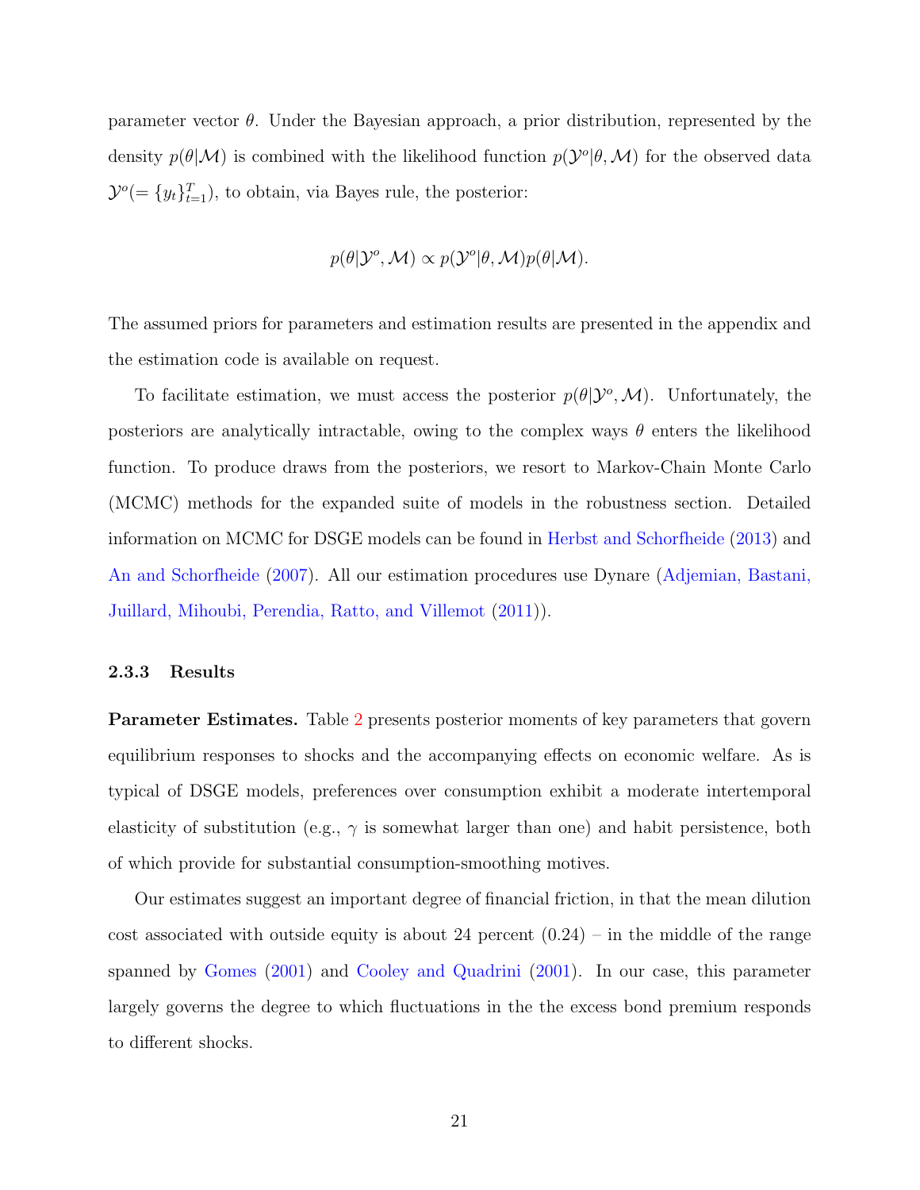parameter vector $\theta$. Under the Bayesian approach, a prior distribution, represented by the density $p(\theta|\mathcal{M})$ is combined with the likelihood function $p(\mathcal{Y}^o|\theta, \mathcal{M})$ for the observed data $\mathcal{Y}^o (= \{y_t\}_{t=1}^T)$, to obtain, via Bayes rule, the posterior:

$$p(\theta|\mathcal{Y}^o, \mathcal{M}) \propto p(\mathcal{Y}^o|\theta, \mathcal{M}) p(\theta|\mathcal{M}).$$

The assumed priors for parameters and estimation results are presented in the appendix and the estimation code is available on request.

To facilitate estimation, we must access the posterior $p(\theta|\mathcal{Y}^o, \mathcal{M})$. Unfortunately, the posteriors are analytically intractable, owing to the complex ways $\theta$ enters the likelihood function. To produce draws from the posteriors, we resort to Markov-Chain Monte Carlo (MCMC) methods for the expanded suite of models in the robustness section. Detailed information on MCMC for DSGE models can be found in Herbst and Schorfheide (2013) and An and Schorfheide (2007). All our estimation procedures use Dynare (Adjemian, Bastani, Juillard, Mihoubi, Perendia, Ratto, and Villemot (2011)).

### 2.3.3 Results

**Parameter Estimates.** Table 2 presents posterior moments of key parameters that govern equilibrium responses to shocks and the accompanying effects on economic welfare. As is typical of DSGE models, preferences over consumption exhibit a moderate intertemporal elasticity of substitution (e.g., $\gamma$ is somewhat larger than one) and habit persistence, both of which provide for substantial consumption-smoothing motives.

Our estimates suggest an important degree of financial friction, in that the mean dilution cost associated with outside equity is about 24 percent (0.24) – in the middle of the range spanned by Gomes (2001) and Cooley and Quadrini (2001). In our case, this parameter largely governs the degree to which fluctuations in the the excess bond premium responds to different shocks.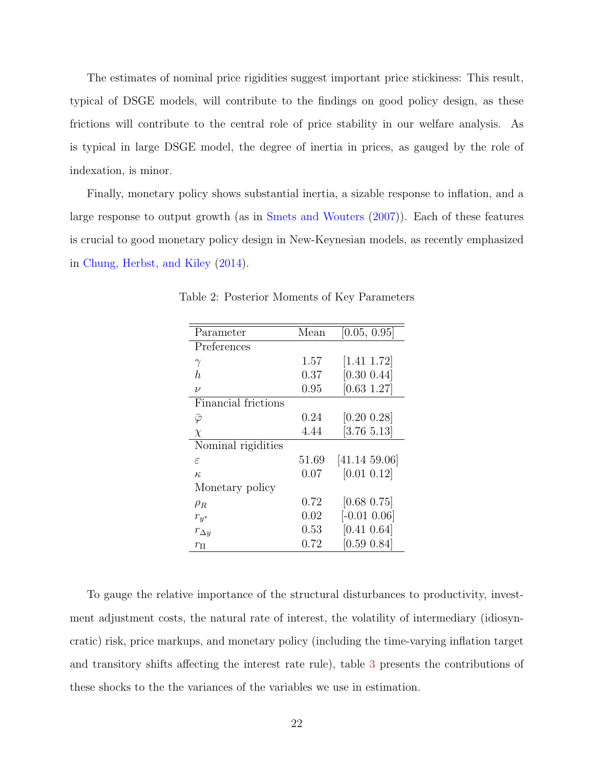The estimates of nominal price rigidities suggest important price stickiness: This result, typical of DSGE models, will contribute to the findings on good policy design, as these frictions will contribute to the central role of price stability in our welfare analysis. As is typical in large DSGE model, the degree of inertia in prices, as gauged by the role of indexation, is minor.

Finally, monetary policy shows substantial inertia, a sizable response to inflation, and a large response to output growth (as in Smets and Wouters (2007)). Each of these features is crucial to good monetary policy design in New-Keynesian models, as recently emphasized in Chung, Herbst, and Kiley (2014).

Table 2: Posterior Moments of Key Parameters

| Parameter | Mean | [0.05, 0.95] |
|---|---|---|
| Preferences | | |
| $\gamma$ | 1.57 | [1.41 1.72] |
| $h$ | 0.37 | [0.30 0.44] |
| $\nu$ | 0.95 | [0.63 1.27] |
| Financial frictions | | |
| $\bar{\varphi}$ | 0.24 | [0.20 0.28] |
| $\chi$ | 4.44 | [3.76 5.13] |
| Nominal rigidities | | |
| $\varepsilon$ | 51.69 | [41.14 59.06] |
| $\kappa$ | 0.07 | [0.01 0.12] |
| Monetary policy | | |
| $\rho_R$ | 0.72 | [0.68 0.75] |
| $r_{y^*}$ | 0.02 | [-0.01 0.06] |
| $r_{\Delta y}$ | 0.53 | [0.41 0.64] |
| $r_{\Pi}$ | 0.72 | [0.59 0.84] |

To gauge the relative importance of the structural disturbances to productivity, investment adjustment costs, the natural rate of interest, the volatility of intermediary (idiosyncratic) risk, price markups, and monetary policy (including the time-varying inflation target and transitory shifts affecting the interest rate rule), table 3 presents the contributions of these shocks to the the variances of the variables we use in estimation.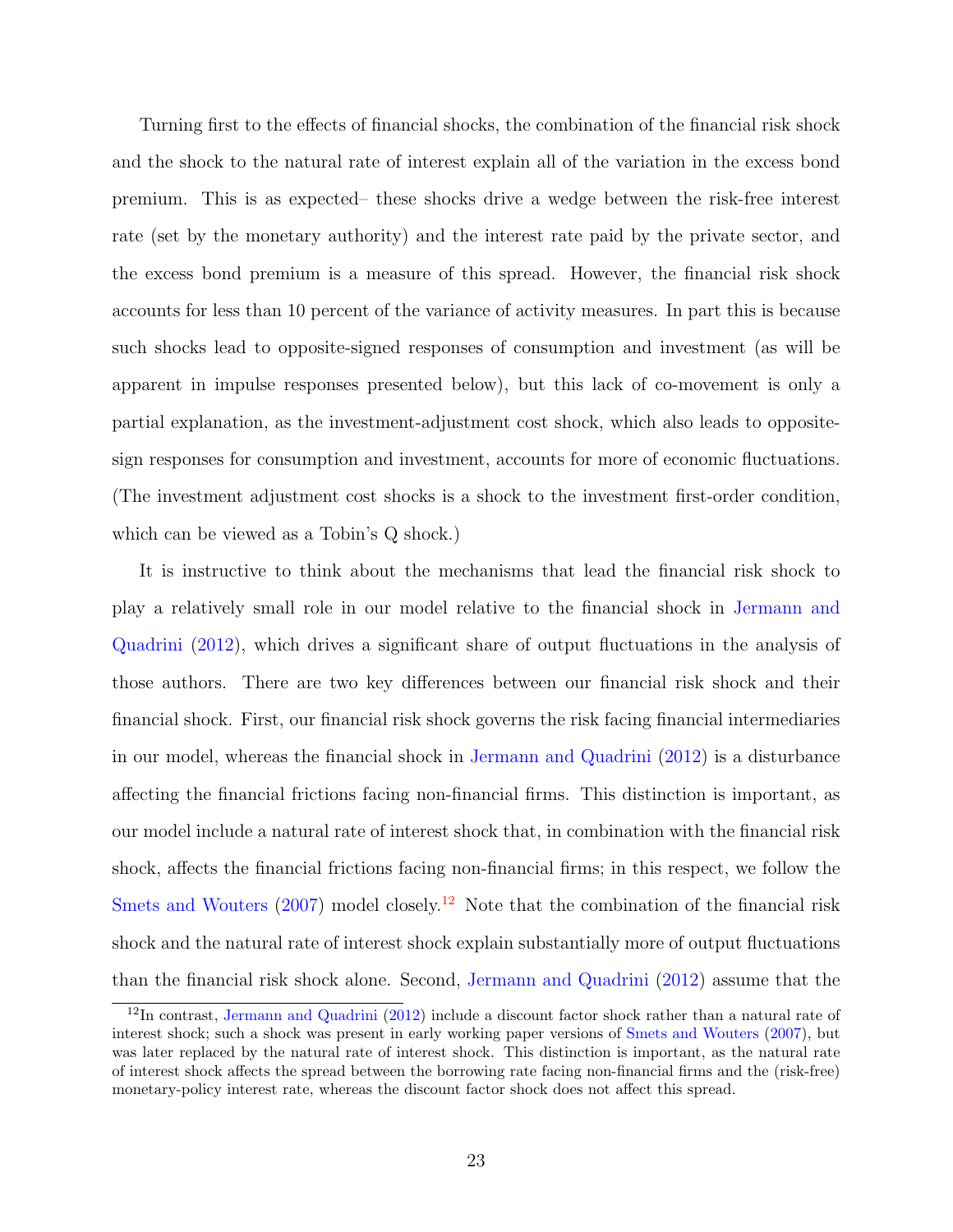Turning first to the effects of financial shocks, the combination of the financial risk shock and the shock to the natural rate of interest explain all of the variation in the excess bond premium. This is as expected– these shocks drive a wedge between the risk-free interest rate (set by the monetary authority) and the interest rate paid by the private sector, and the excess bond premium is a measure of this spread. However, the financial risk shock accounts for less than 10 percent of the variance of activity measures. In part this is because such shocks lead to opposite-signed responses of consumption and investment (as will be apparent in impulse responses presented below), but this lack of co-movement is only a partial explanation, as the investment-adjustment cost shock, which also leads to opposite-sign responses for consumption and investment, accounts for more of economic fluctuations. (The investment adjustment cost shocks is a shock to the investment first-order condition, which can be viewed as a Tobin's Q shock.)

It is instructive to think about the mechanisms that lead the financial risk shock to play a relatively small role in our model relative to the financial shock in Jermann and Quadrini (2012), which drives a significant share of output fluctuations in the analysis of those authors. There are two key differences between our financial risk shock and their financial shock. First, our financial risk shock governs the risk facing financial intermediaries in our model, whereas the financial shock in Jermann and Quadrini (2012) is a disturbance affecting the financial frictions facing non-financial firms. This distinction is important, as our model include a natural rate of interest shock that, in combination with the financial risk shock, affects the financial frictions facing non-financial firms; in this respect, we follow the Smets and Wouters (2007) model closely.[12] Note that the combination of the financial risk shock and the natural rate of interest shock explain substantially more of output fluctuations than the financial risk shock alone. Second, Jermann and Quadrini (2012) assume that the

[12]In contrast, Jermann and Quadrini (2012) include a discount factor shock rather than a natural rate of interest shock; such a shock was present in early working paper versions of Smets and Wouters (2007), but was later replaced by the natural rate of interest shock. This distinction is important, as the natural rate of interest shock affects the spread between the borrowing rate facing non-financial firms and the (risk-free) monetary-policy interest rate, whereas the discount factor shock does not affect this spread.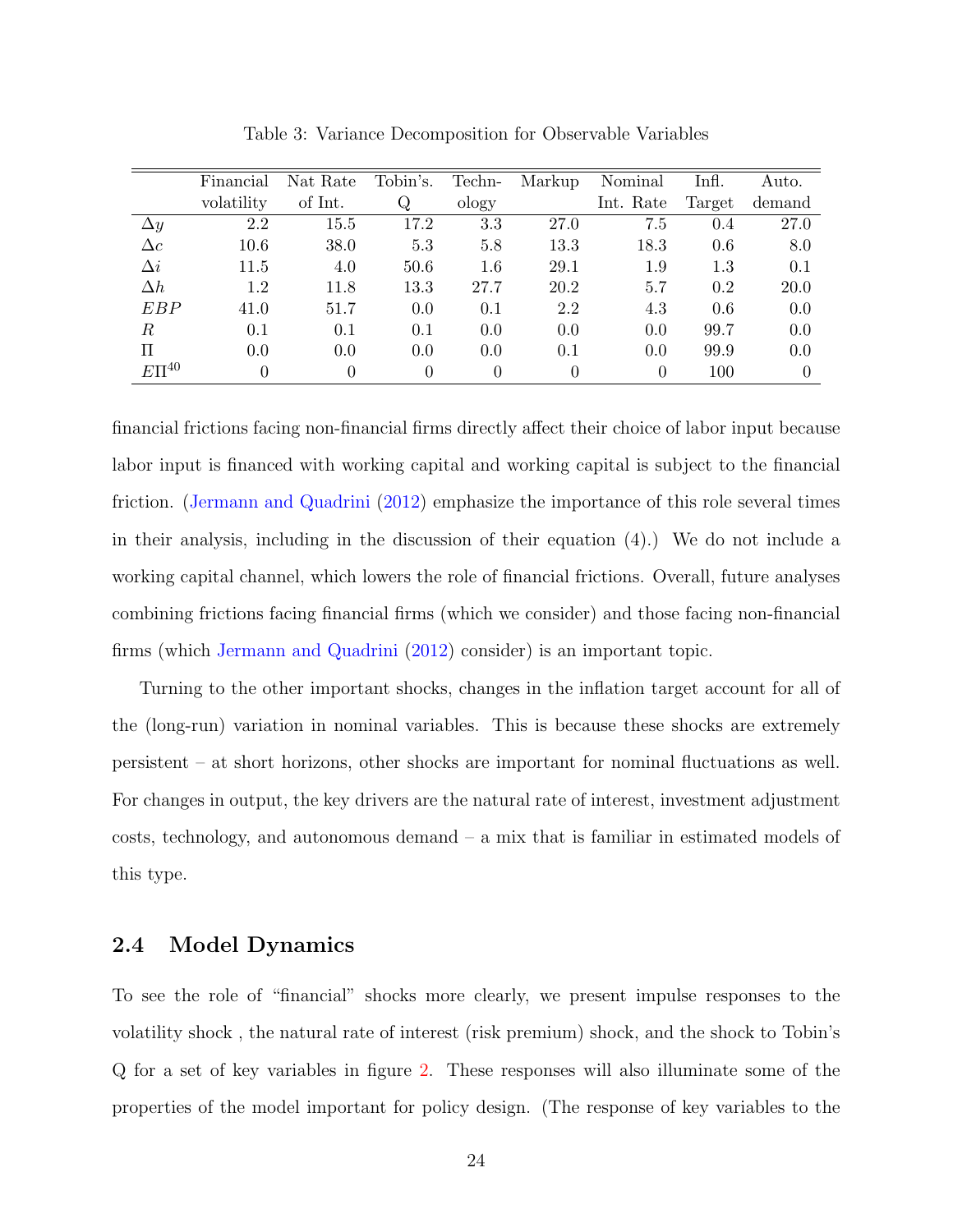Table 3: Variance Decomposition for Observable Variables

| | Financial volatility | Nat Rate of Int. | Tobin's. Q | Techn- ology | Markup | Nominal Int. Rate | Infl. Target | Auto. demand |
|---|---|---|---|---|---|---|---|---|
| $\Delta y$ | 2.2 | 15.5 | 17.2 | 3.3 | 27.0 | 7.5 | 0.4 | 27.0 |
| $\Delta c$ | 10.6 | 38.0 | 5.3 | 5.8 | 13.3 | 18.3 | 0.6 | 8.0 |
| $\Delta i$ | 11.5 | 4.0 | 50.6 | 1.6 | 29.1 | 1.9 | 1.3 | 0.1 |
| $\Delta h$ | 1.2 | 11.8 | 13.3 | 27.7 | 20.2 | 5.7 | 0.2 | 20.0 |
| $EBP$ | 41.0 | 51.7 | 0.0 | 0.1 | 2.2 | 4.3 | 0.6 | 0.0 |
| $R$ | 0.1 | 0.1 | 0.1 | 0.0 | 0.0 | 0.0 | 99.7 | 0.0 |
| $\Pi$ | 0.0 | 0.0 | 0.0 | 0.0 | 0.1 | 0.0 | 99.9 | 0.0 |
| $E\Pi^{40}$ | 0 | 0 | 0 | 0 | 0 | 0 | 100 | 0 |

financial frictions facing non-financial firms directly affect their choice of labor input because labor input is financed with working capital and working capital is subject to the financial friction. (Jermann and Quadrini (2012) emphasize the importance of this role several times in their analysis, including in the discussion of their equation (4).) We do not include a working capital channel, which lowers the role of financial frictions. Overall, future analyses combining frictions facing financial firms (which we consider) and those facing non-financial firms (which Jermann and Quadrini (2012) consider) is an important topic.

Turning to the other important shocks, changes in the inflation target account for all of the (long-run) variation in nominal variables. This is because these shocks are extremely persistent – at short horizons, other shocks are important for nominal fluctuations as well. For changes in output, the key drivers are the natural rate of interest, investment adjustment costs, technology, and autonomous demand – a mix that is familiar in estimated models of this type.

## 2.4 Model Dynamics

To see the role of "financial" shocks more clearly, we present impulse responses to the volatility shock , the natural rate of interest (risk premium) shock, and the shock to Tobin's Q for a set of key variables in figure 2. These responses will also illuminate some of the properties of the model important for policy design. (The response of key variables to the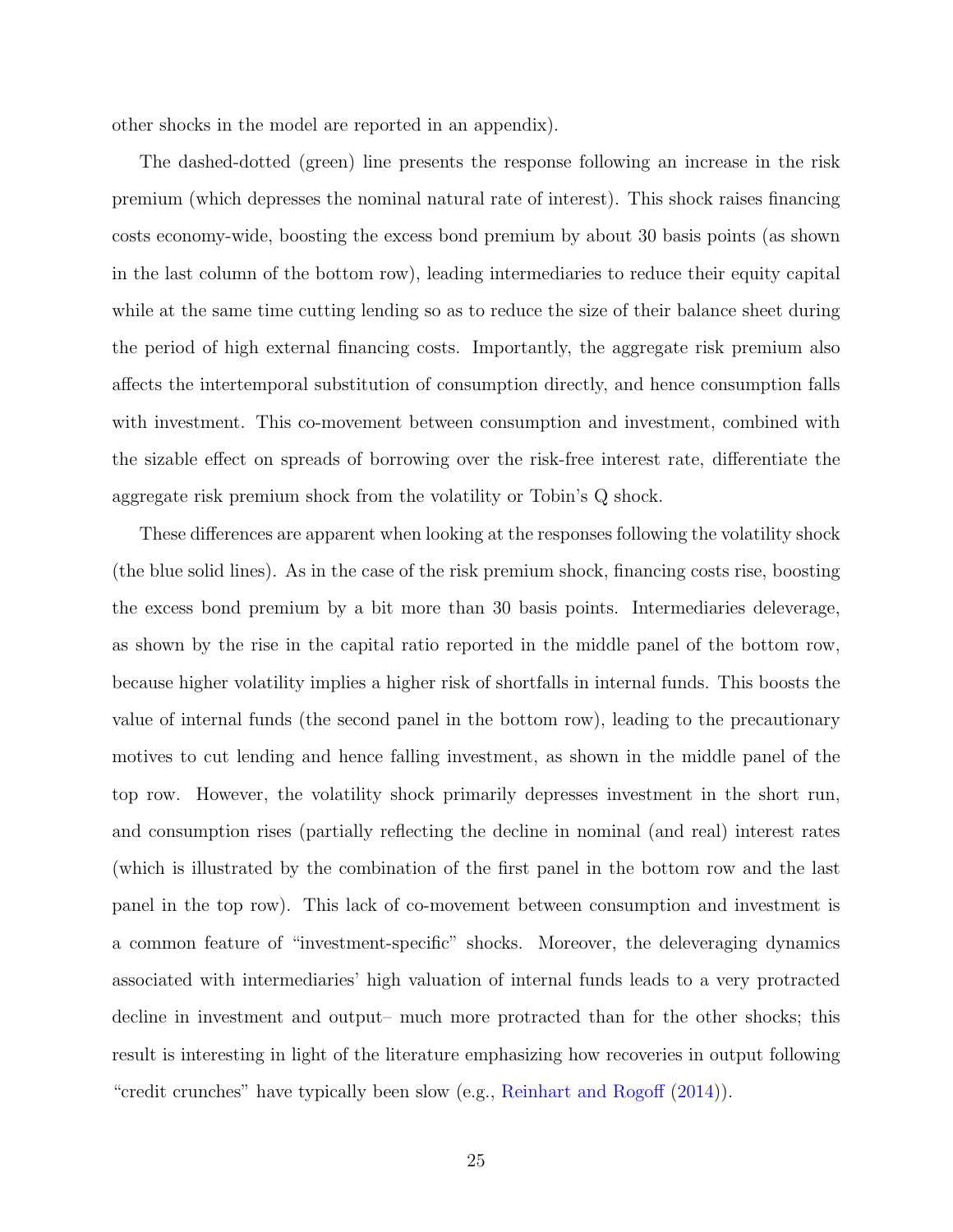other shocks in the model are reported in an appendix).

The dashed-dotted (green) line presents the response following an increase in the risk premium (which depresses the nominal natural rate of interest). This shock raises financing costs economy-wide, boosting the excess bond premium by about 30 basis points (as shown in the last column of the bottom row), leading intermediaries to reduce their equity capital while at the same time cutting lending so as to reduce the size of their balance sheet during the period of high external financing costs. Importantly, the aggregate risk premium also affects the intertemporal substitution of consumption directly, and hence consumption falls with investment. This co-movement between consumption and investment, combined with the sizable effect on spreads of borrowing over the risk-free interest rate, differentiate the aggregate risk premium shock from the volatility or Tobin's Q shock.

These differences are apparent when looking at the responses following the volatility shock (the blue solid lines). As in the case of the risk premium shock, financing costs rise, boosting the excess bond premium by a bit more than 30 basis points. Intermediaries deleverage, as shown by the rise in the capital ratio reported in the middle panel of the bottom row, because higher volatility implies a higher risk of shortfalls in internal funds. This boosts the value of internal funds (the second panel in the bottom row), leading to the precautionary motives to cut lending and hence falling investment, as shown in the middle panel of the top row. However, the volatility shock primarily depresses investment in the short run, and consumption rises (partially reflecting the decline in nominal (and real) interest rates (which is illustrated by the combination of the first panel in the bottom row and the last panel in the top row). This lack of co-movement between consumption and investment is a common feature of "investment-specific" shocks. Moreover, the deleveraging dynamics associated with intermediaries' high valuation of internal funds leads to a very protracted decline in investment and output– much more protracted than for the other shocks; this result is interesting in light of the literature emphasizing how recoveries in output following "credit crunches" have typically been slow (e.g., Reinhart and Rogoff (2014)).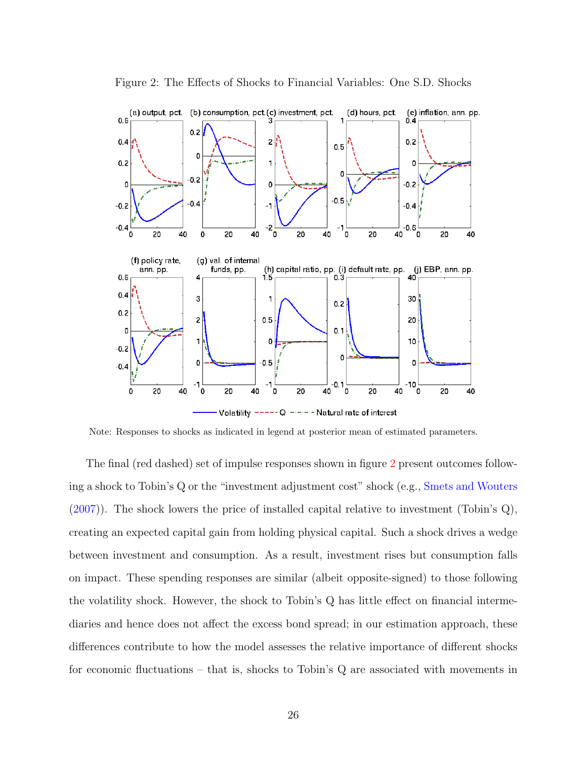Figure 2: The Effects of Shocks to Financial Variables: One S.D. Shocks

Note: Responses to shocks as indicated in legend at posterior mean of estimated parameters.

The final (red dashed) set of impulse responses shown in figure 2 present outcomes following a shock to Tobin's Q or the "investment adjustment cost" shock (e.g., Smets and Wouters (2007)). The shock lowers the price of installed capital relative to investment (Tobin's Q), creating an expected capital gain from holding physical capital. Such a shock drives a wedge between investment and consumption. As a result, investment rises but consumption falls on impact. These spending responses are similar (albeit opposite-signed) to those following the volatility shock. However, the shock to Tobin's Q has little effect on financial intermediaries and hence does not affect the excess bond spread; in our estimation approach, these differences contribute to how the model assesses the relative importance of different shocks for economic fluctuations – that is, shocks to Tobin's Q are associated with movements in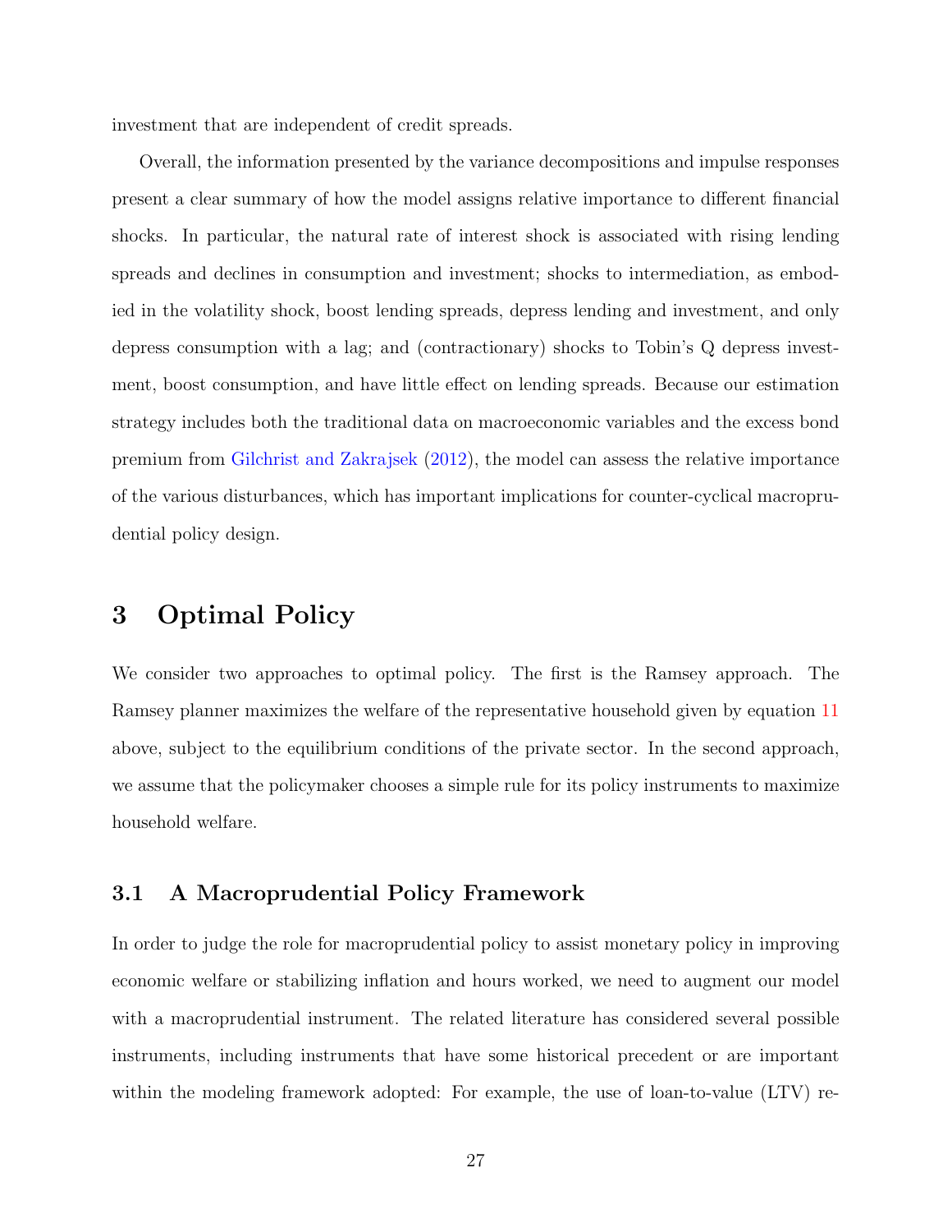investment that are independent of credit spreads.

Overall, the information presented by the variance decompositions and impulse responses present a clear summary of how the model assigns relative importance to different financial shocks. In particular, the natural rate of interest shock is associated with rising lending spreads and declines in consumption and investment; shocks to intermediation, as embodied in the volatility shock, boost lending spreads, depress lending and investment, and only depress consumption with a lag; and (contractionary) shocks to Tobin's Q depress investment, boost consumption, and have little effect on lending spreads. Because our estimation strategy includes both the traditional data on macroeconomic variables and the excess bond premium from Gilchrist and Zakrajsek (2012), the model can assess the relative importance of the various disturbances, which has important implications for counter-cyclical macroprudential policy design.

# 3 Optimal Policy

We consider two approaches to optimal policy. The first is the Ramsey approach. The Ramsey planner maximizes the welfare of the representative household given by equation 11 above, subject to the equilibrium conditions of the private sector. In the second approach, we assume that the policymaker chooses a simple rule for its policy instruments to maximize household welfare.

## 3.1 A Macroprudential Policy Framework

In order to judge the role for macroprudential policy to assist monetary policy in improving economic welfare or stabilizing inflation and hours worked, we need to augment our model with a macroprudential instrument. The related literature has considered several possible instruments, including instruments that have some historical precedent or are important within the modeling framework adopted: For example, the use of loan-to-value (LTV) re-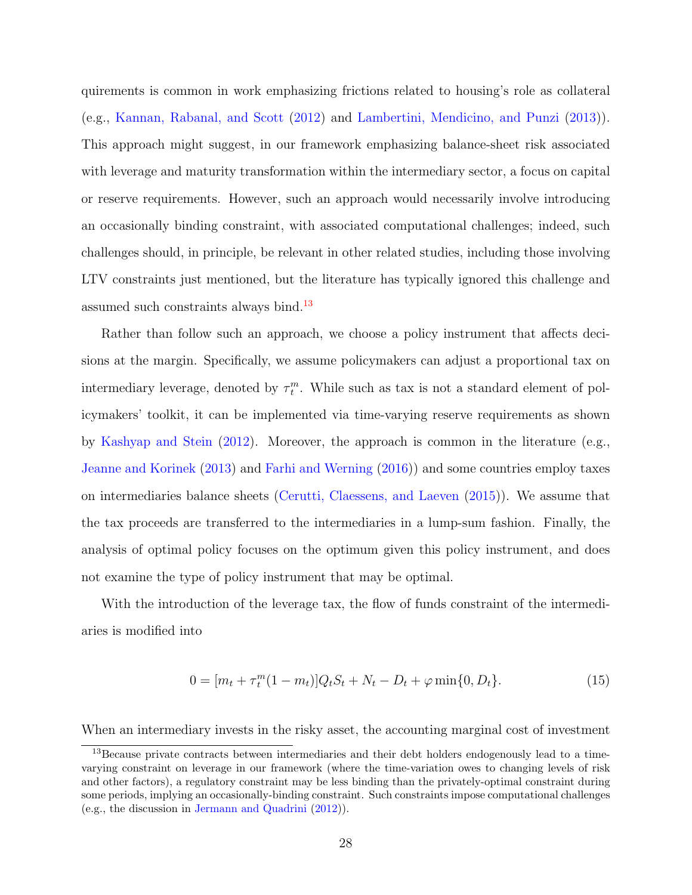quirements is common in work emphasizing frictions related to housing's role as collateral (e.g., Kannan, Rabanal, and Scott (2012) and Lambertini, Mendicino, and Punzi (2013)). This approach might suggest, in our framework emphasizing balance-sheet risk associated with leverage and maturity transformation within the intermediary sector, a focus on capital or reserve requirements. However, such an approach would necessarily involve introducing an occasionally binding constraint, with associated computational challenges; indeed, such challenges should, in principle, be relevant in other related studies, including those involving LTV constraints just mentioned, but the literature has typically ignored this challenge and assumed such constraints always bind.[13]

Rather than follow such an approach, we choose a policy instrument that affects decisions at the margin. Specifically, we assume policymakers can adjust a proportional tax on intermediary leverage, denoted by $\tau_t^m$. While such as tax is not a standard element of policymakers' toolkit, it can be implemented via time-varying reserve requirements as shown by Kashyap and Stein (2012). Moreover, the approach is common in the literature (e.g., Jeanne and Korinek (2013) and Farhi and Werning (2016)) and some countries employ taxes on intermediaries balance sheets (Cerutti, Claessens, and Laeven (2015)). We assume that the tax proceeds are transferred to the intermediaries in a lump-sum fashion. Finally, the analysis of optimal policy focuses on the optimum given this policy instrument, and does not examine the type of policy instrument that may be optimal.

With the introduction of the leverage tax, the flow of funds constraint of the intermediaries is modified into

$$0 = [m_t + \tau_t^m(1 - m_t)]Q_t S_t + N_t - D_t + \varphi \min\{0, D_t\}. \tag{15}$$

When an intermediary invests in the risky asset, the accounting marginal cost of investment

[13]Because private contracts between intermediaries and their debt holders endogenously lead to a time-varying constraint on leverage in our framework (where the time-variation owes to changing levels of risk and other factors), a regulatory constraint may be less binding than the privately-optimal constraint during some periods, implying an occasionally-binding constraint. Such constraints impose computational challenges (e.g., the discussion in Jermann and Quadrini (2012)).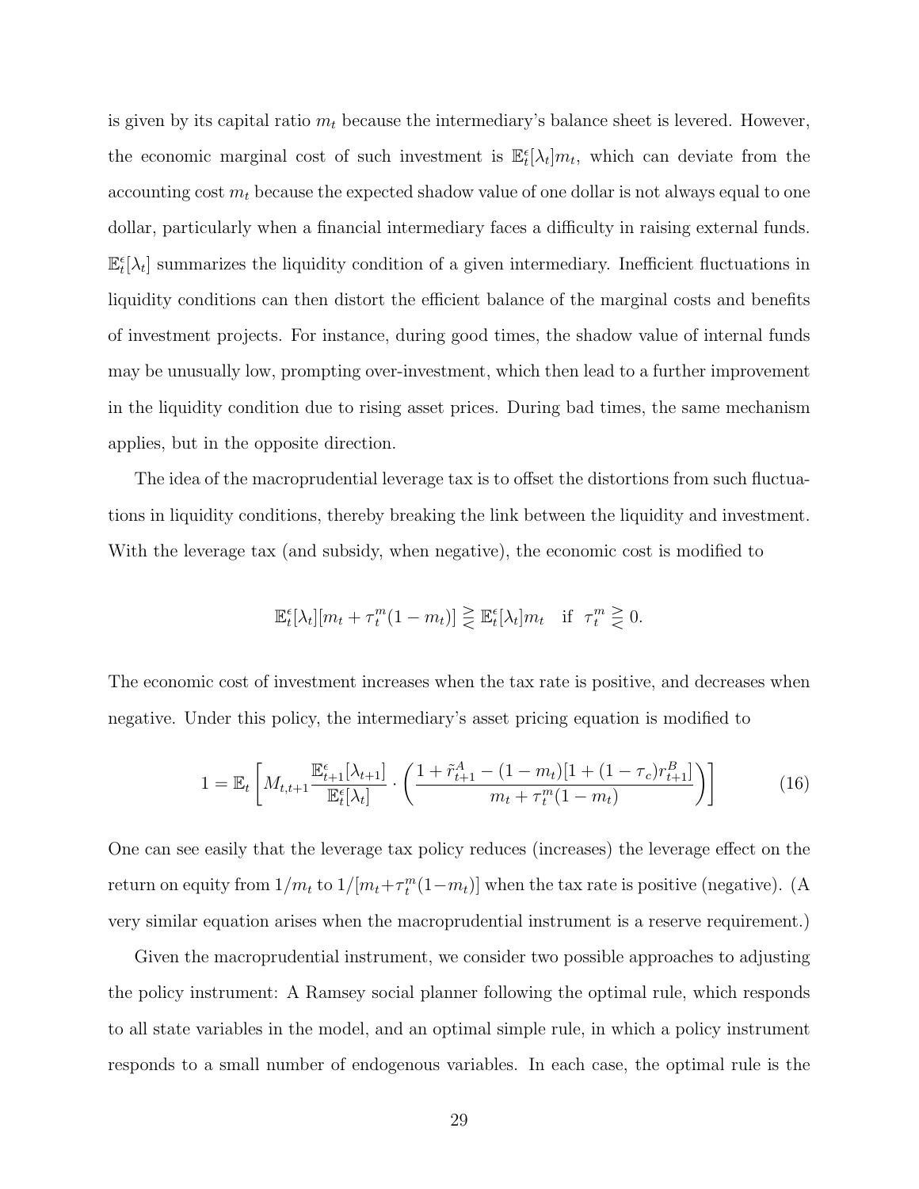is given by its capital ratio $m_t$ because the intermediary's balance sheet is levered. However, the economic marginal cost of such investment is $\mathbb{E}_t^{\epsilon}[\lambda_t]m_t$, which can deviate from the accounting cost $m_t$ because the expected shadow value of one dollar is not always equal to one dollar, particularly when a financial intermediary faces a difficulty in raising external funds. $\mathbb{E}_t^{\epsilon}[\lambda_t]$ summarizes the liquidity condition of a given intermediary. Inefficient fluctuations in liquidity conditions can then distort the efficient balance of the marginal costs and benefits of investment projects. For instance, during good times, the shadow value of internal funds may be unusually low, prompting over-investment, which then lead to a further improvement in the liquidity condition due to rising asset prices. During bad times, the same mechanism applies, but in the opposite direction.

The idea of the macroprudential leverage tax is to offset the distortions from such fluctuations in liquidity conditions, thereby breaking the link between the liquidity and investment. With the leverage tax (and subsidy, when negative), the economic cost is modified to

$$\mathbb{E}_t^{\epsilon}[\lambda_t][m_t + \tau_t^m(1-m_t)] \gtreqless \mathbb{E}_t^{\epsilon}[\lambda_t]m_t \quad \text{if} \;\; \tau_t^m \gtreqless 0.$$

The economic cost of investment increases when the tax rate is positive, and decreases when negative. Under this policy, the intermediary's asset pricing equation is modified to

$$1 = \mathbb{E}_t\left[M_{t,t+1}\frac{\mathbb{E}_{t+1}^{\epsilon}[\lambda_{t+1}]}{\mathbb{E}_t^{\epsilon}[\lambda_t]} \cdot \left(\frac{1+\tilde{r}_{t+1}^A - (1-m_t)[1+(1-\tau_c)r_{t+1}^B]}{m_t + \tau_t^m(1-m_t)}\right)\right] \tag{16}$$

One can see easily that the leverage tax policy reduces (increases) the leverage effect on the return on equity from $1/m_t$ to $1/[m_t+\tau_t^m(1-m_t)]$ when the tax rate is positive (negative). (A very similar equation arises when the macroprudential instrument is a reserve requirement.)

Given the macroprudential instrument, we consider two possible approaches to adjusting the policy instrument: A Ramsey social planner following the optimal rule, which responds to all state variables in the model, and an optimal simple rule, in which a policy instrument responds to a small number of endogenous variables. In each case, the optimal rule is the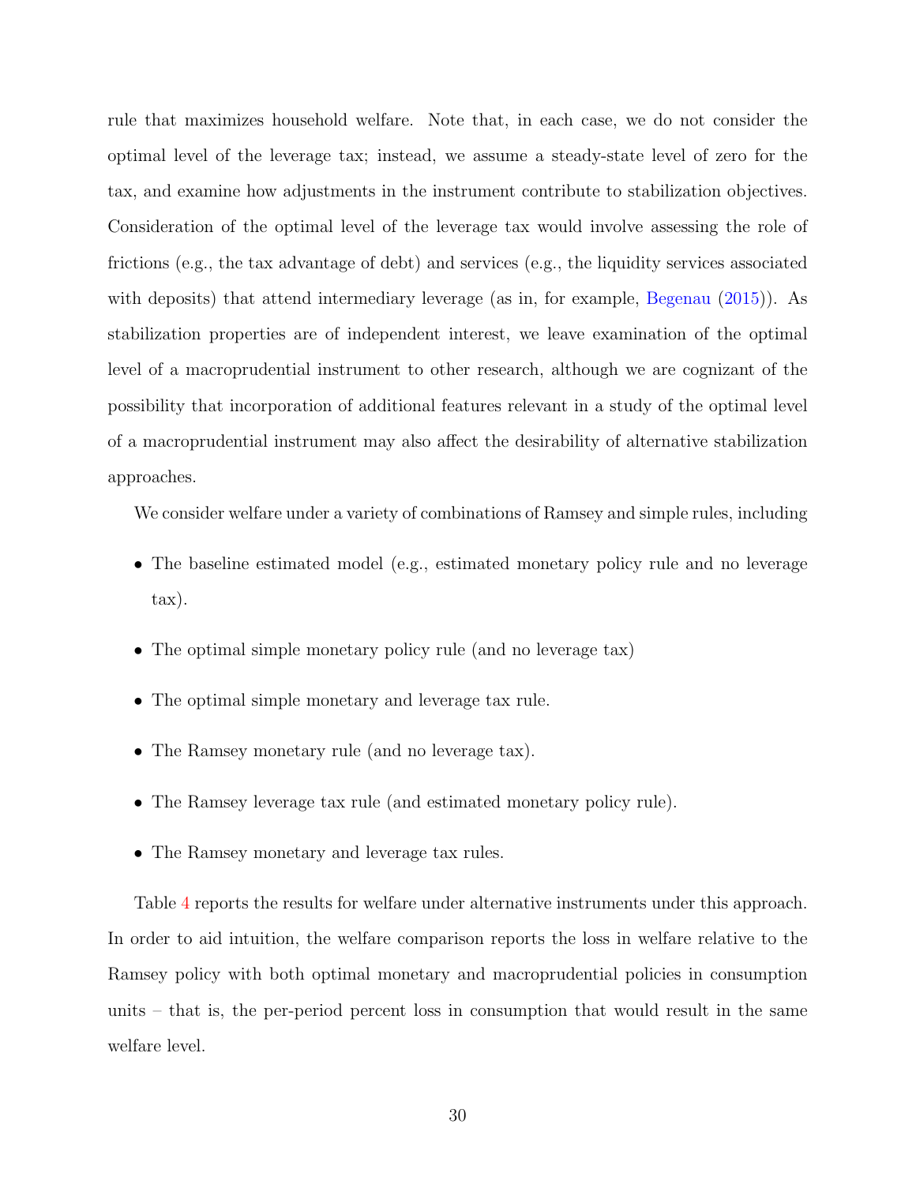rule that maximizes household welfare. Note that, in each case, we do not consider the optimal level of the leverage tax; instead, we assume a steady-state level of zero for the tax, and examine how adjustments in the instrument contribute to stabilization objectives. Consideration of the optimal level of the leverage tax would involve assessing the role of frictions (e.g., the tax advantage of debt) and services (e.g., the liquidity services associated with deposits) that attend intermediary leverage (as in, for example, Begenau (2015)). As stabilization properties are of independent interest, we leave examination of the optimal level of a macroprudential instrument to other research, although we are cognizant of the possibility that incorporation of additional features relevant in a study of the optimal level of a macroprudential instrument may also affect the desirability of alternative stabilization approaches.

We consider welfare under a variety of combinations of Ramsey and simple rules, including

- The baseline estimated model (e.g., estimated monetary policy rule and no leverage tax).
- The optimal simple monetary policy rule (and no leverage tax)
- The optimal simple monetary and leverage tax rule.
- The Ramsey monetary rule (and no leverage tax).
- The Ramsey leverage tax rule (and estimated monetary policy rule).
- The Ramsey monetary and leverage tax rules.

Table 4 reports the results for welfare under alternative instruments under this approach. In order to aid intuition, the welfare comparison reports the loss in welfare relative to the Ramsey policy with both optimal monetary and macroprudential policies in consumption units – that is, the per-period percent loss in consumption that would result in the same welfare level.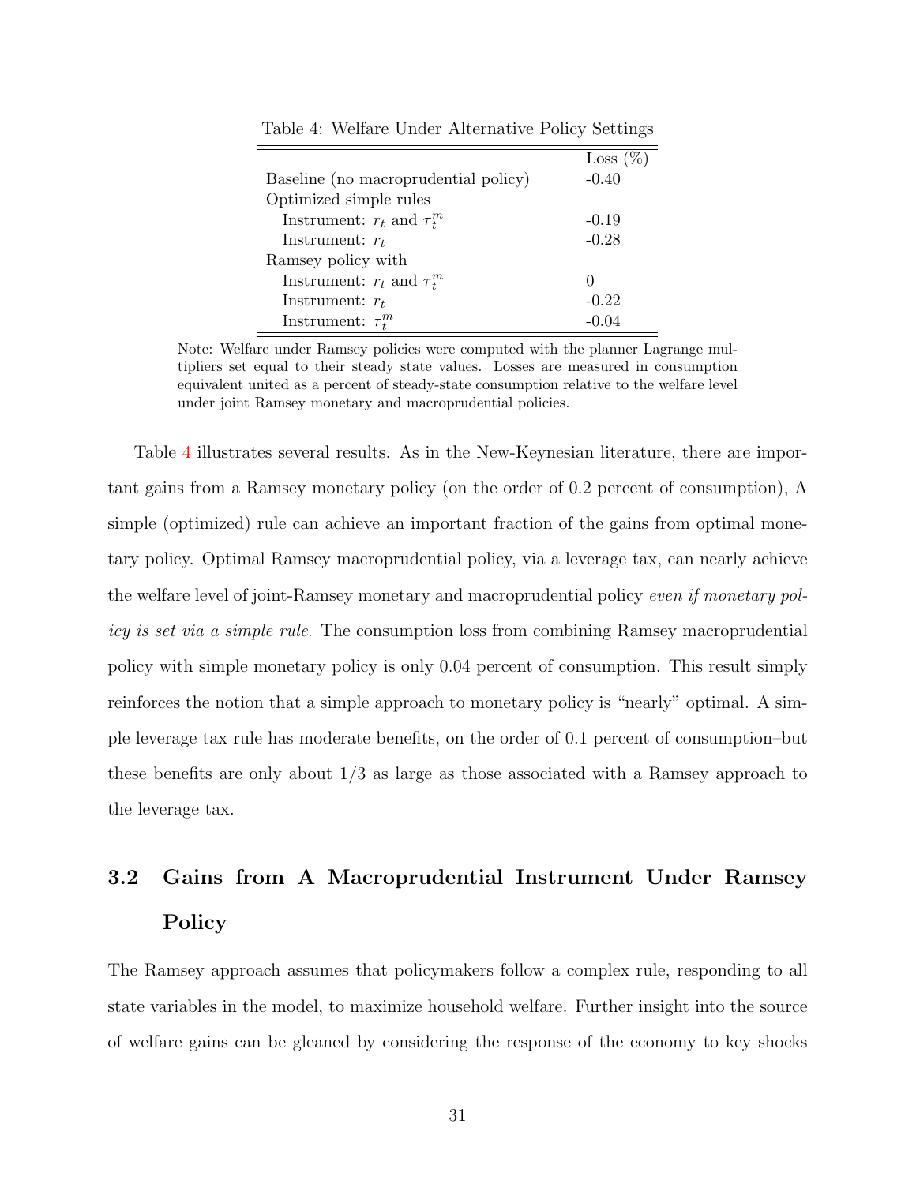Table 4: Welfare Under Alternative Policy Settings

| | Loss (%) |
|---|---|
| Baseline (no macroprudential policy) | -0.40 |
| Optimized simple rules | |
| Instrument: $r_t$ and $\tau_t^m$ | -0.19 |
| Instrument: $r_t$ | -0.28 |
| Ramsey policy with | |
| Instrument: $r_t$ and $\tau_t^m$ | 0 |
| Instrument: $r_t$ | -0.22 |
| Instrument: $\tau_t^m$ | -0.04 |

Note: Welfare under Ramsey policies were computed with the planner Lagrange multipliers set equal to their steady state values. Losses are measured in consumption equivalent united as a percent of steady-state consumption relative to the welfare level under joint Ramsey monetary and macroprudential policies.

Table 4 illustrates several results. As in the New-Keynesian literature, there are important gains from a Ramsey monetary policy (on the order of 0.2 percent of consumption), A simple (optimized) rule can achieve an important fraction of the gains from optimal monetary policy. Optimal Ramsey macroprudential policy, via a leverage tax, can nearly achieve the welfare level of joint-Ramsey monetary and macroprudential policy *even if monetary policy is set via a simple rule*. The consumption loss from combining Ramsey macroprudential policy with simple monetary policy is only 0.04 percent of consumption. This result simply reinforces the notion that a simple approach to monetary policy is "nearly" optimal. A simple leverage tax rule has moderate benefits, on the order of 0.1 percent of consumption–but these benefits are only about 1/3 as large as those associated with a Ramsey approach to the leverage tax.

## 3.2 Gains from A Macroprudential Instrument Under Ramsey Policy

The Ramsey approach assumes that policymakers follow a complex rule, responding to all state variables in the model, to maximize household welfare. Further insight into the source of welfare gains can be gleaned by considering the response of the economy to key shocks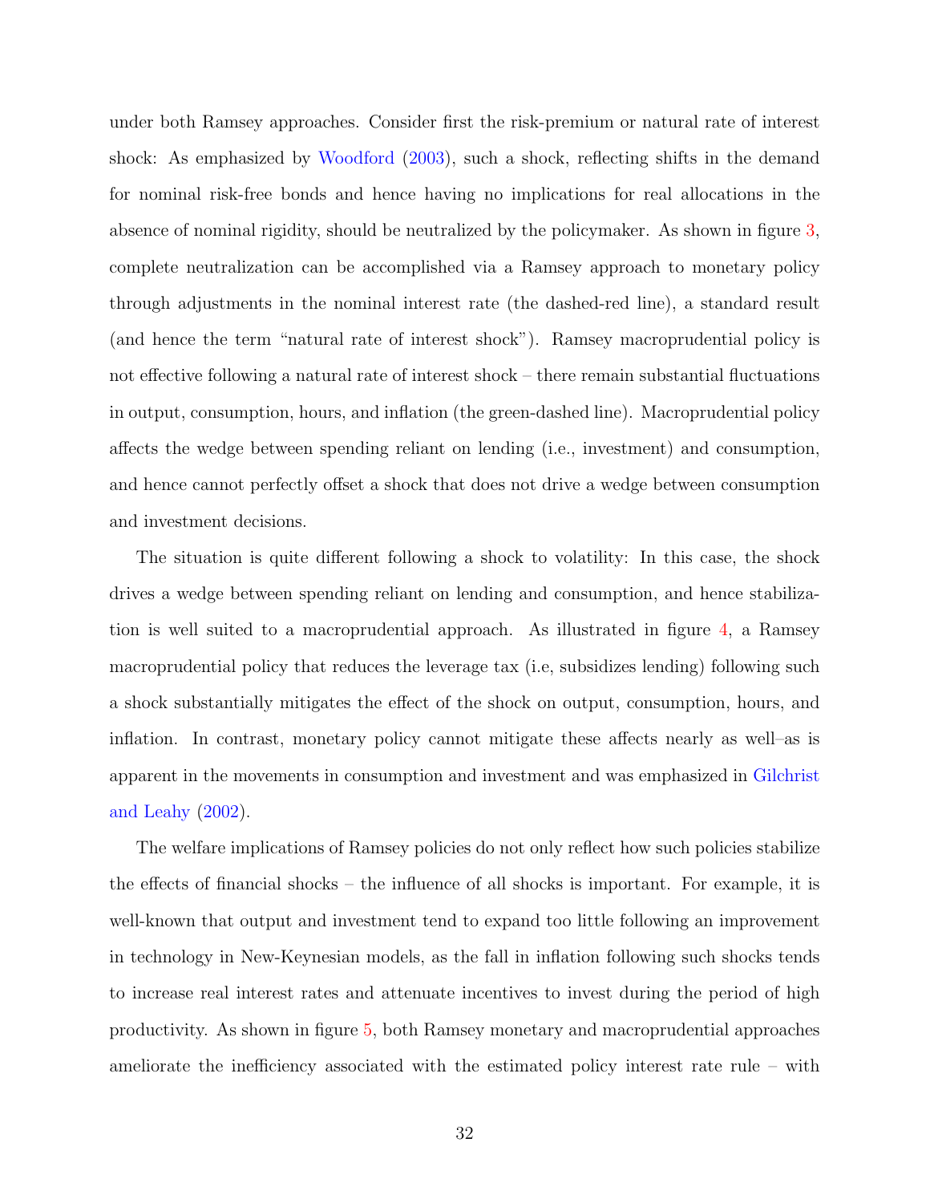under both Ramsey approaches. Consider first the risk-premium or natural rate of interest shock: As emphasized by Woodford (2003), such a shock, reflecting shifts in the demand for nominal risk-free bonds and hence having no implications for real allocations in the absence of nominal rigidity, should be neutralized by the policymaker. As shown in figure 3, complete neutralization can be accomplished via a Ramsey approach to monetary policy through adjustments in the nominal interest rate (the dashed-red line), a standard result (and hence the term "natural rate of interest shock"). Ramsey macroprudential policy is not effective following a natural rate of interest shock – there remain substantial fluctuations in output, consumption, hours, and inflation (the green-dashed line). Macroprudential policy affects the wedge between spending reliant on lending (i.e., investment) and consumption, and hence cannot perfectly offset a shock that does not drive a wedge between consumption and investment decisions.

The situation is quite different following a shock to volatility: In this case, the shock drives a wedge between spending reliant on lending and consumption, and hence stabilization is well suited to a macroprudential approach. As illustrated in figure 4, a Ramsey macroprudential policy that reduces the leverage tax (i.e, subsidizes lending) following such a shock substantially mitigates the effect of the shock on output, consumption, hours, and inflation. In contrast, monetary policy cannot mitigate these affects nearly as well–as is apparent in the movements in consumption and investment and was emphasized in Gilchrist and Leahy (2002).

The welfare implications of Ramsey policies do not only reflect how such policies stabilize the effects of financial shocks – the influence of all shocks is important. For example, it is well-known that output and investment tend to expand too little following an improvement in technology in New-Keynesian models, as the fall in inflation following such shocks tends to increase real interest rates and attenuate incentives to invest during the period of high productivity. As shown in figure 5, both Ramsey monetary and macroprudential approaches ameliorate the inefficiency associated with the estimated policy interest rate rule – with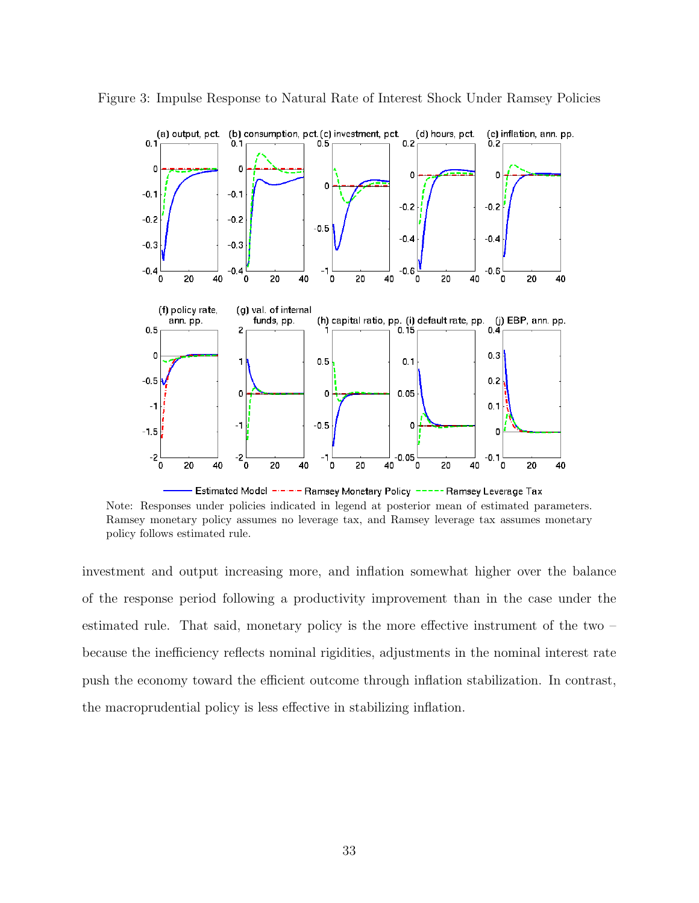Figure 3: Impulse Response to Natural Rate of Interest Shock Under Ramsey Policies

Note: Responses under policies indicated in legend at posterior mean of estimated parameters. Ramsey monetary policy assumes no leverage tax, and Ramsey leverage tax assumes monetary policy follows estimated rule.

investment and output increasing more, and inflation somewhat higher over the balance of the response period following a productivity improvement than in the case under the estimated rule. That said, monetary policy is the more effective instrument of the two – because the inefficiency reflects nominal rigidities, adjustments in the nominal interest rate push the economy toward the efficient outcome through inflation stabilization. In contrast, the macroprudential policy is less effective in stabilizing inflation.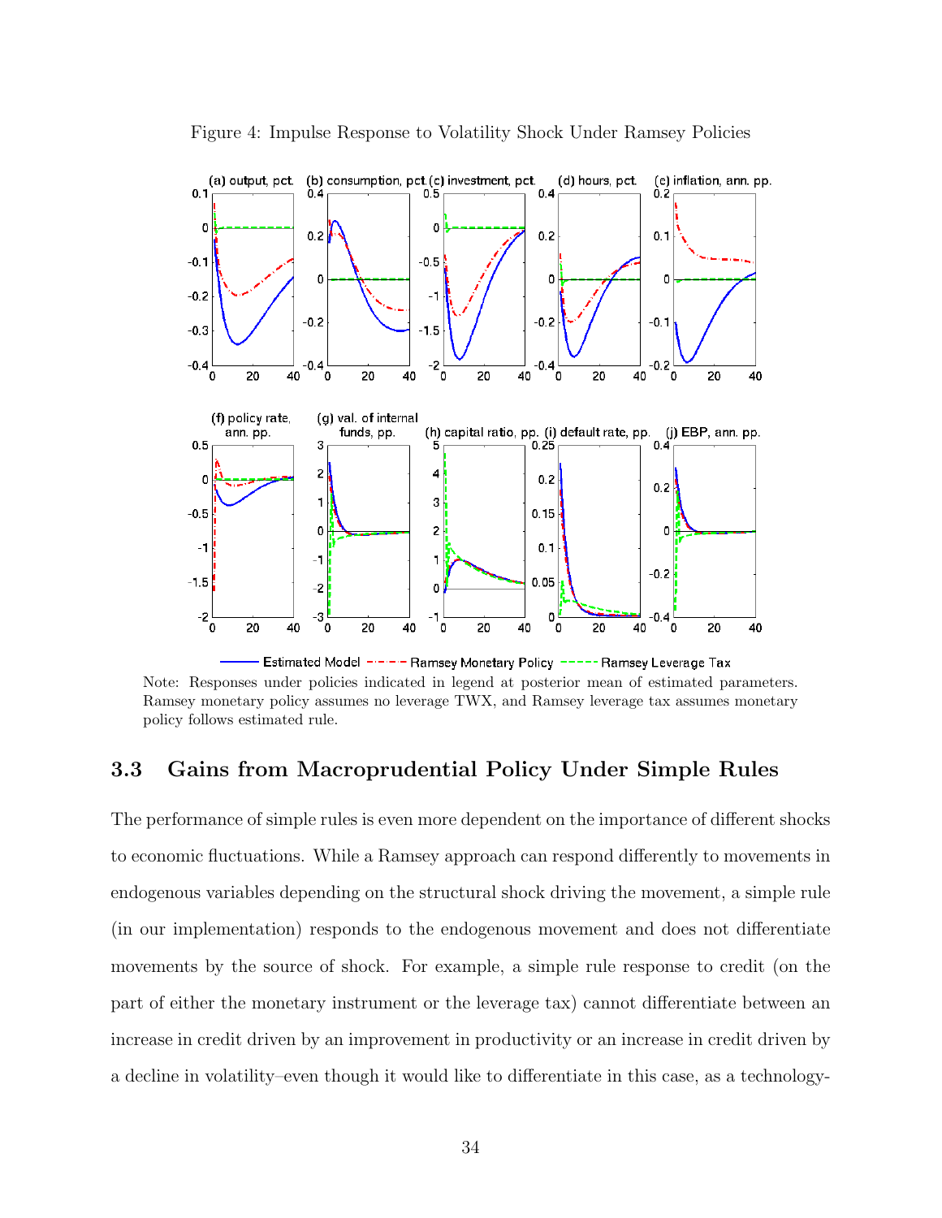Figure 4: Impulse Response to Volatility Shock Under Ramsey Policies

Note: Responses under policies indicated in legend at posterior mean of estimated parameters. Ramsey monetary policy assumes no leverage TWX, and Ramsey leverage tax assumes monetary policy follows estimated rule.

## 3.3 Gains from Macroprudential Policy Under Simple Rules

The performance of simple rules is even more dependent on the importance of different shocks to economic fluctuations. While a Ramsey approach can respond differently to movements in endogenous variables depending on the structural shock driving the movement, a simple rule (in our implementation) responds to the endogenous movement and does not differentiate movements by the source of shock. For example, a simple rule response to credit (on the part of either the monetary instrument or the leverage tax) cannot differentiate between an increase in credit driven by an improvement in productivity or an increase in credit driven by a decline in volatility–even though it would like to differentiate in this case, as a technology-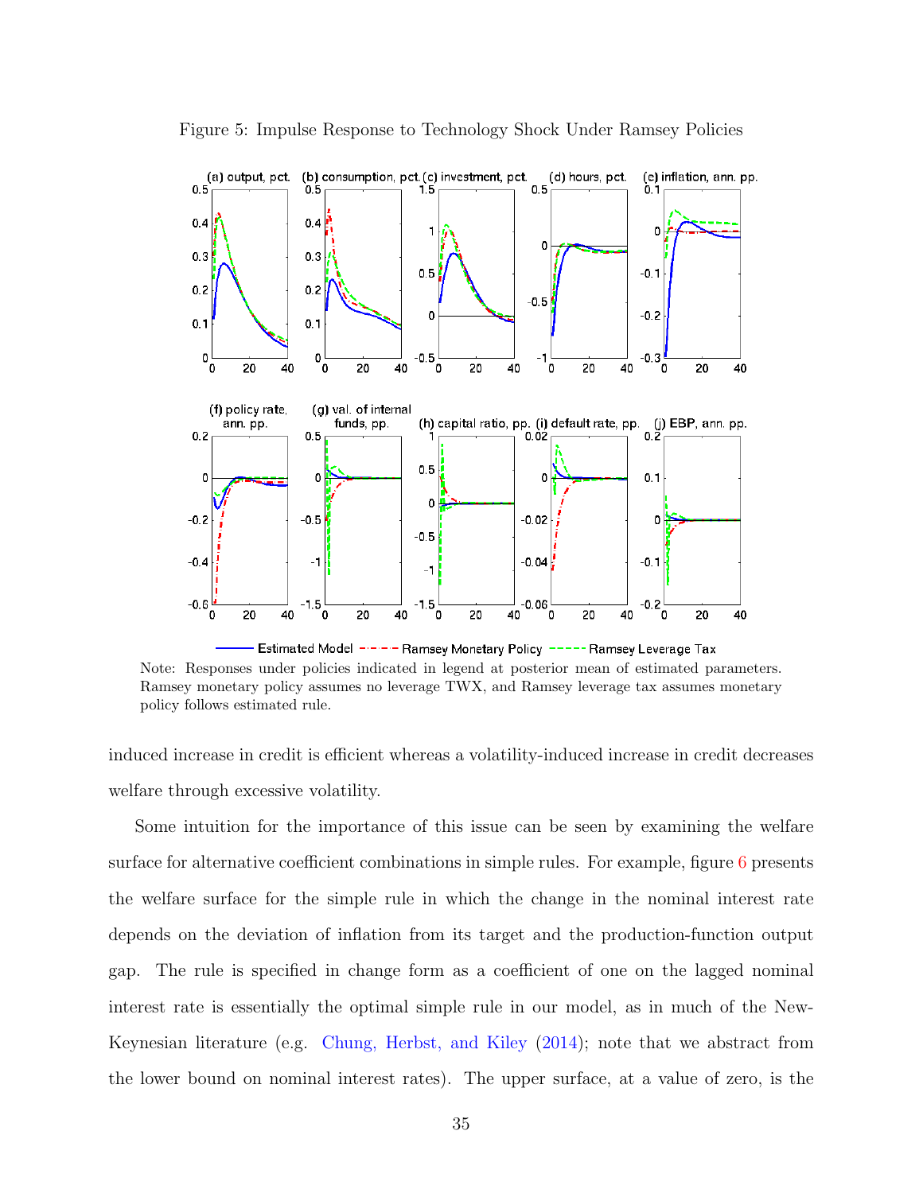Figure 5: Impulse Response to Technology Shock Under Ramsey Policies

Note: Responses under policies indicated in legend at posterior mean of estimated parameters. Ramsey monetary policy assumes no leverage TWX, and Ramsey leverage tax assumes monetary policy follows estimated rule.

induced increase in credit is efficient whereas a volatility-induced increase in credit decreases welfare through excessive volatility.

Some intuition for the importance of this issue can be seen by examining the welfare surface for alternative coefficient combinations in simple rules. For example, figure 6 presents the welfare surface for the simple rule in which the change in the nominal interest rate depends on the deviation of inflation from its target and the production-function output gap. The rule is specified in change form as a coefficient of one on the lagged nominal interest rate is essentially the optimal simple rule in our model, as in much of the New-Keynesian literature (e.g. Chung, Herbst, and Kiley (2014); note that we abstract from the lower bound on nominal interest rates). The upper surface, at a value of zero, is the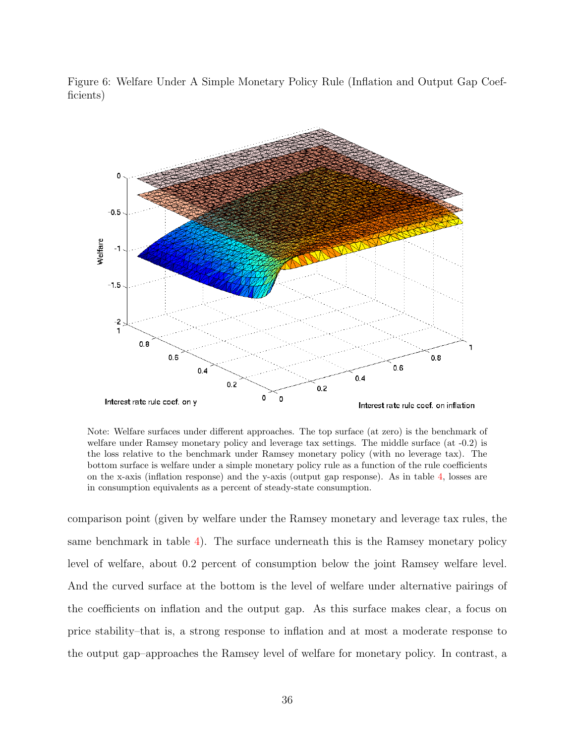Figure 6: Welfare Under A Simple Monetary Policy Rule (Inflation and Output Gap Coefficients)

Note: Welfare surfaces under different approaches. The top surface (at zero) is the benchmark of welfare under Ramsey monetary policy and leverage tax settings. The middle surface (at -0.2) is the loss relative to the benchmark under Ramsey monetary policy (with no leverage tax). The bottom surface is welfare under a simple monetary policy rule as a function of the rule coefficients on the x-axis (inflation response) and the y-axis (output gap response). As in table 4, losses are in consumption equivalents as a percent of steady-state consumption.

comparison point (given by welfare under the Ramsey monetary and leverage tax rules, the same benchmark in table 4). The surface underneath this is the Ramsey monetary policy level of welfare, about 0.2 percent of consumption below the joint Ramsey welfare level. And the curved surface at the bottom is the level of welfare under alternative pairings of the coefficients on inflation and the output gap. As this surface makes clear, a focus on price stability–that is, a strong response to inflation and at most a moderate response to the output gap–approaches the Ramsey level of welfare for monetary policy. In contrast, a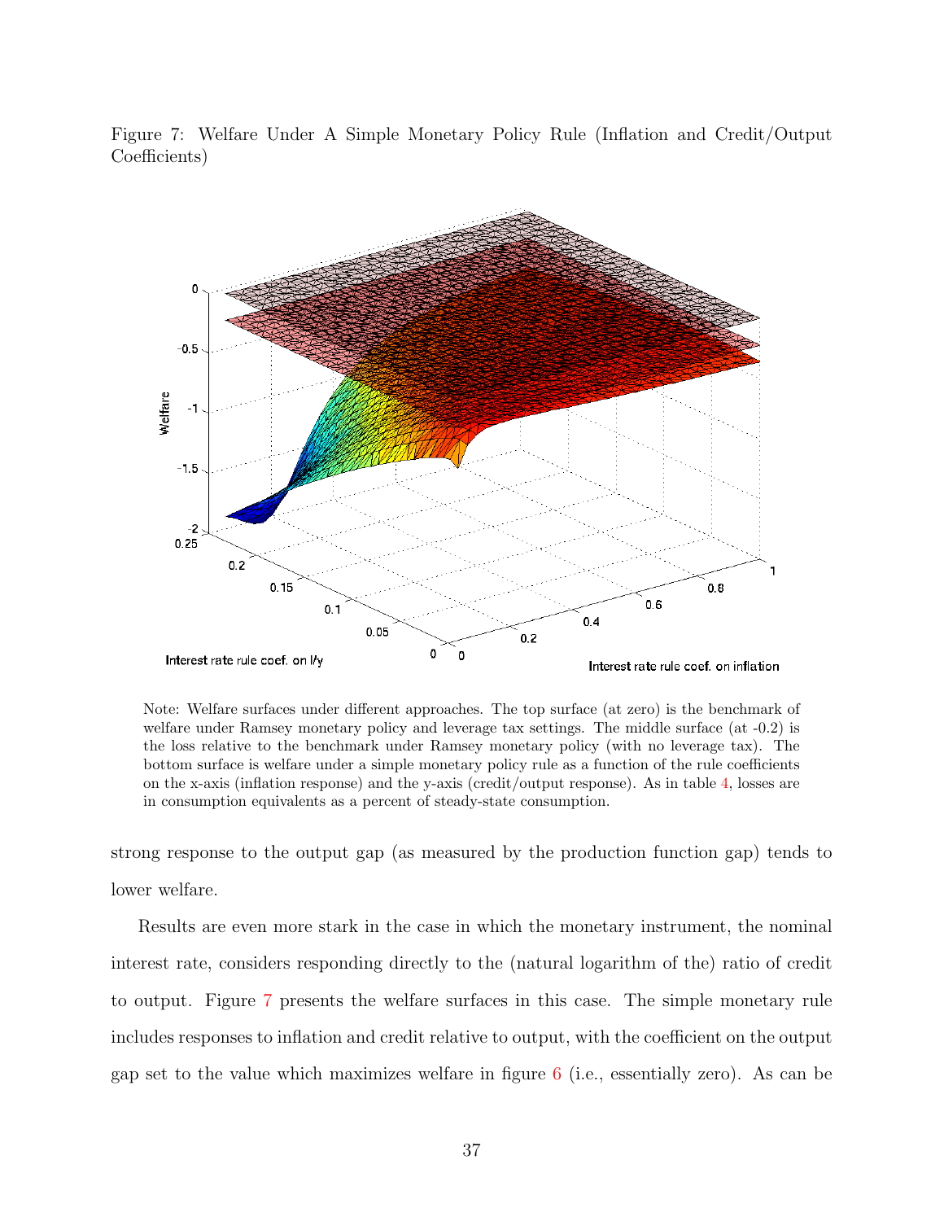Figure 7: Welfare Under A Simple Monetary Policy Rule (Inflation and Credit/Output Coefficients)

Note: Welfare surfaces under different approaches. The top surface (at zero) is the benchmark of welfare under Ramsey monetary policy and leverage tax settings. The middle surface (at -0.2) is the loss relative to the benchmark under Ramsey monetary policy (with no leverage tax). The bottom surface is welfare under a simple monetary policy rule as a function of the rule coefficients on the x-axis (inflation response) and the y-axis (credit/output response). As in table 4, losses are in consumption equivalents as a percent of steady-state consumption.

strong response to the output gap (as measured by the production function gap) tends to lower welfare.

Results are even more stark in the case in which the monetary instrument, the nominal interest rate, considers responding directly to the (natural logarithm of the) ratio of credit to output. Figure 7 presents the welfare surfaces in this case. The simple monetary rule includes responses to inflation and credit relative to output, with the coefficient on the output gap set to the value which maximizes welfare in figure 6 (i.e., essentially zero). As can be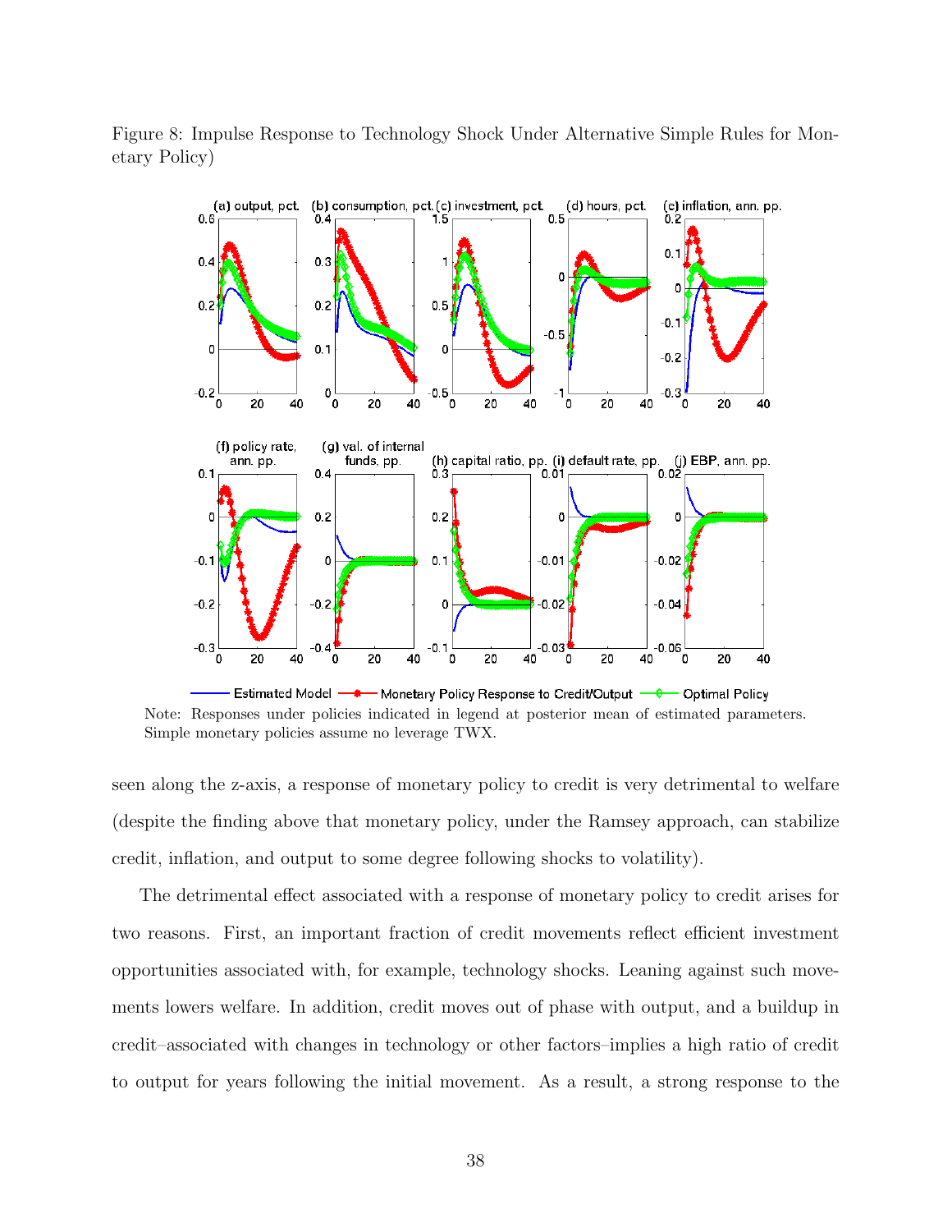Figure 8: Impulse Response to Technology Shock Under Alternative Simple Rules for Monetary Policy)

Note: Responses under policies indicated in legend at posterior mean of estimated parameters. Simple monetary policies assume no leverage TWX.

seen along the z-axis, a response of monetary policy to credit is very detrimental to welfare (despite the finding above that monetary policy, under the Ramsey approach, can stabilize credit, inflation, and output to some degree following shocks to volatility).

The detrimental effect associated with a response of monetary policy to credit arises for two reasons. First, an important fraction of credit movements reflect efficient investment opportunities associated with, for example, technology shocks. Leaning against such movements lowers welfare. In addition, credit moves out of phase with output, and a buildup in credit–associated with changes in technology or other factors–implies a high ratio of credit to output for years following the initial movement. As a result, a strong response to the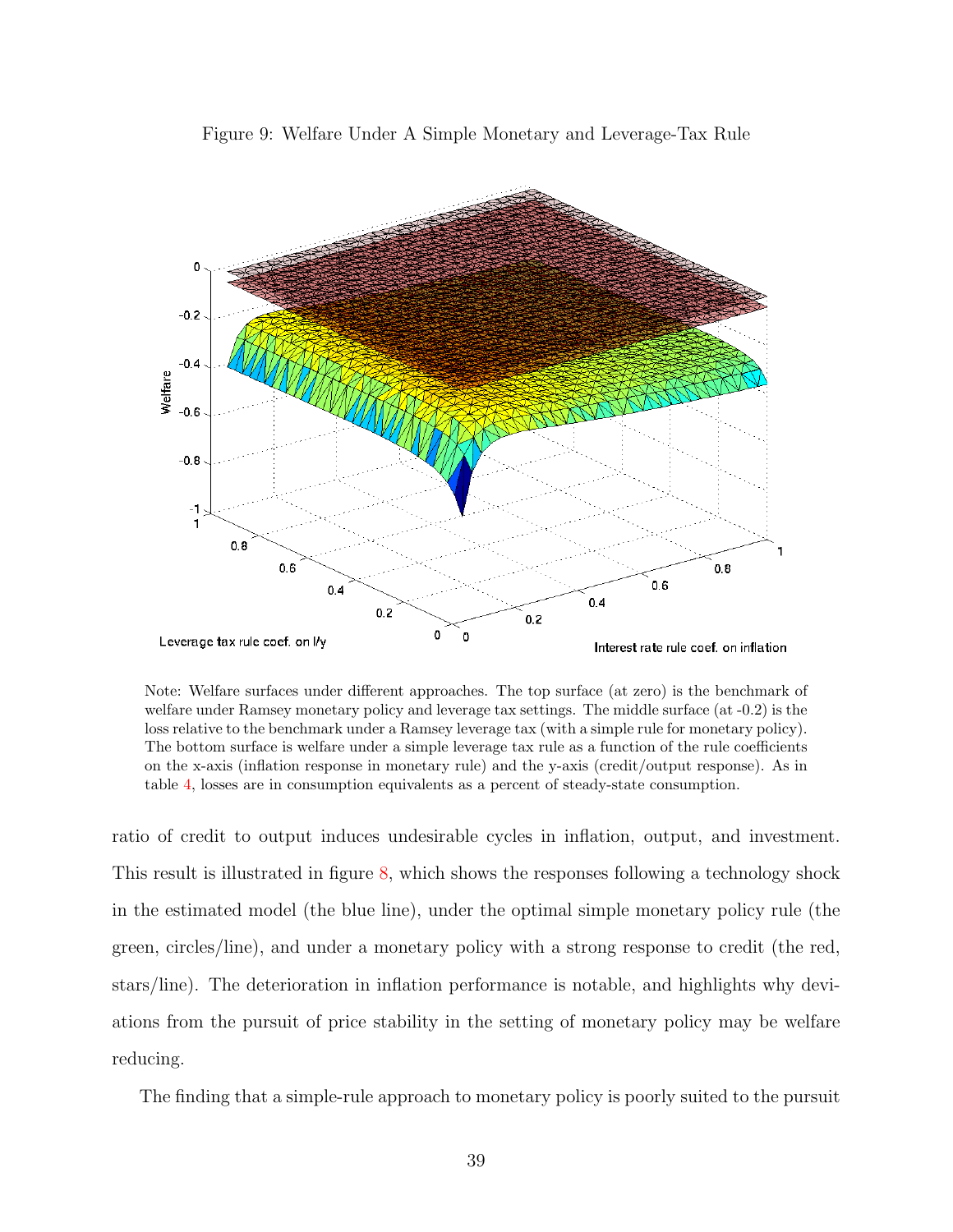Figure 9: Welfare Under A Simple Monetary and Leverage-Tax Rule

Note: Welfare surfaces under different approaches. The top surface (at zero) is the benchmark of welfare under Ramsey monetary policy and leverage tax settings. The middle surface (at -0.2) is the loss relative to the benchmark under a Ramsey leverage tax (with a simple rule for monetary policy). The bottom surface is welfare under a simple leverage tax rule as a function of the rule coefficients on the x-axis (inflation response in monetary rule) and the y-axis (credit/output response). As in table 4, losses are in consumption equivalents as a percent of steady-state consumption.

ratio of credit to output induces undesirable cycles in inflation, output, and investment. This result is illustrated in figure 8, which shows the responses following a technology shock in the estimated model (the blue line), under the optimal simple monetary policy rule (the green, circles/line), and under a monetary policy with a strong response to credit (the red, stars/line). The deterioration in inflation performance is notable, and highlights why deviations from the pursuit of price stability in the setting of monetary policy may be welfare reducing.

The finding that a simple-rule approach to monetary policy is poorly suited to the pursuit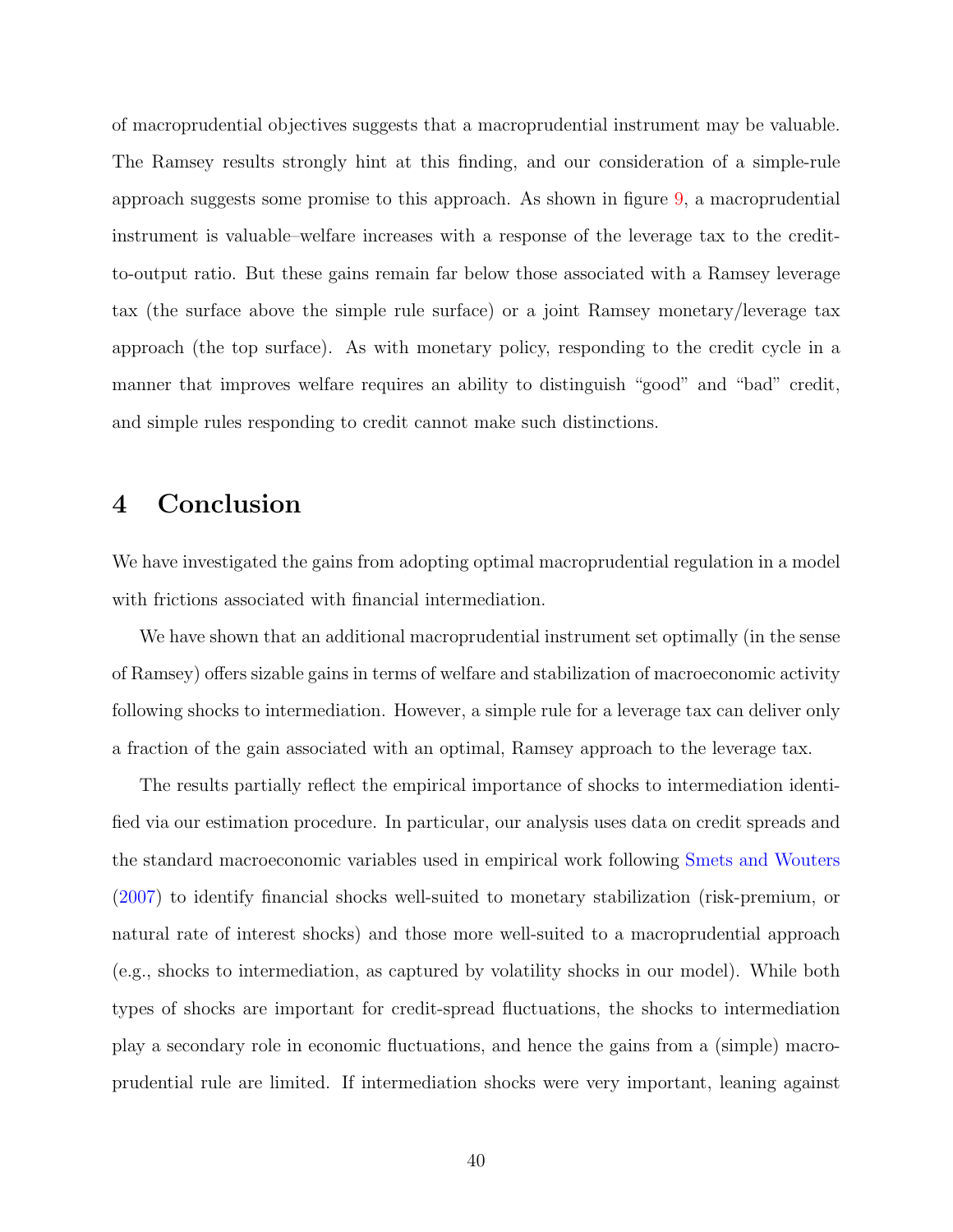of macroprudential objectives suggests that a macroprudential instrument may be valuable. The Ramsey results strongly hint at this finding, and our consideration of a simple-rule approach suggests some promise to this approach. As shown in figure 9, a macroprudential instrument is valuable–welfare increases with a response of the leverage tax to the credit-to-output ratio. But these gains remain far below those associated with a Ramsey leverage tax (the surface above the simple rule surface) or a joint Ramsey monetary/leverage tax approach (the top surface). As with monetary policy, responding to the credit cycle in a manner that improves welfare requires an ability to distinguish "good" and "bad" credit, and simple rules responding to credit cannot make such distinctions.

# 4 Conclusion

We have investigated the gains from adopting optimal macroprudential regulation in a model with frictions associated with financial intermediation.

We have shown that an additional macroprudential instrument set optimally (in the sense of Ramsey) offers sizable gains in terms of welfare and stabilization of macroeconomic activity following shocks to intermediation. However, a simple rule for a leverage tax can deliver only a fraction of the gain associated with an optimal, Ramsey approach to the leverage tax.

The results partially reflect the empirical importance of shocks to intermediation identified via our estimation procedure. In particular, our analysis uses data on credit spreads and the standard macroeconomic variables used in empirical work following Smets and Wouters (2007) to identify financial shocks well-suited to monetary stabilization (risk-premium, or natural rate of interest shocks) and those more well-suited to a macroprudential approach (e.g., shocks to intermediation, as captured by volatility shocks in our model). While both types of shocks are important for credit-spread fluctuations, the shocks to intermediation play a secondary role in economic fluctuations, and hence the gains from a (simple) macroprudential rule are limited. If intermediation shocks were very important, leaning against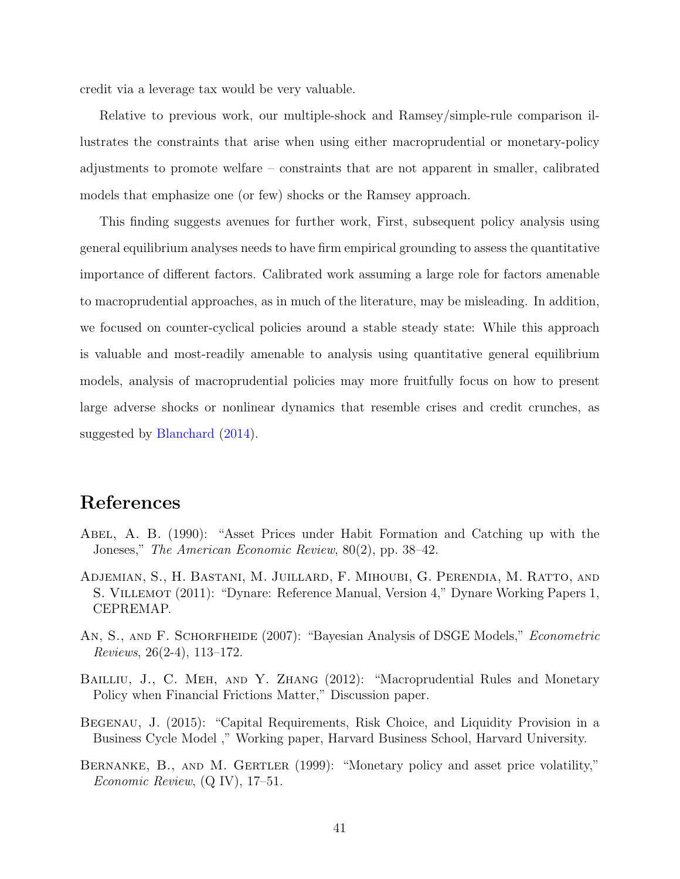credit via a leverage tax would be very valuable.

Relative to previous work, our multiple-shock and Ramsey/simple-rule comparison illustrates the constraints that arise when using either macroprudential or monetary-policy adjustments to promote welfare – constraints that are not apparent in smaller, calibrated models that emphasize one (or few) shocks or the Ramsey approach.

This finding suggests avenues for further work, First, subsequent policy analysis using general equilibrium analyses needs to have firm empirical grounding to assess the quantitative importance of different factors. Calibrated work assuming a large role for factors amenable to macroprudential approaches, as in much of the literature, may be misleading. In addition, we focused on counter-cyclical policies around a stable steady state: While this approach is valuable and most-readily amenable to analysis using quantitative general equilibrium models, analysis of macroprudential policies may more fruitfully focus on how to present large adverse shocks or nonlinear dynamics that resemble crises and credit crunches, as suggested by Blanchard (2014).

# References

Abel, A. B. (1990): "Asset Prices under Habit Formation and Catching up with the Joneses," *The American Economic Review*, 80(2), pp. 38–42.

Adjemian, S., H. Bastani, M. Juillard, F. Mihoubi, G. Perendia, M. Ratto, and S. Villemot (2011): "Dynare: Reference Manual, Version 4," Dynare Working Papers 1, CEPREMAP.

An, S., and F. Schorfheide (2007): "Bayesian Analysis of DSGE Models," *Econometric Reviews*, 26(2-4), 113–172.

Bailliu, J., C. Meh, and Y. Zhang (2012): "Macroprudential Rules and Monetary Policy when Financial Frictions Matter," Discussion paper.

Begenau, J. (2015): "Capital Requirements, Risk Choice, and Liquidity Provision in a Business Cycle Model ," Working paper, Harvard Business School, Harvard University.

Bernanke, B., and M. Gertler (1999): "Monetary policy and asset price volatility," *Economic Review*, (Q IV), 17–51.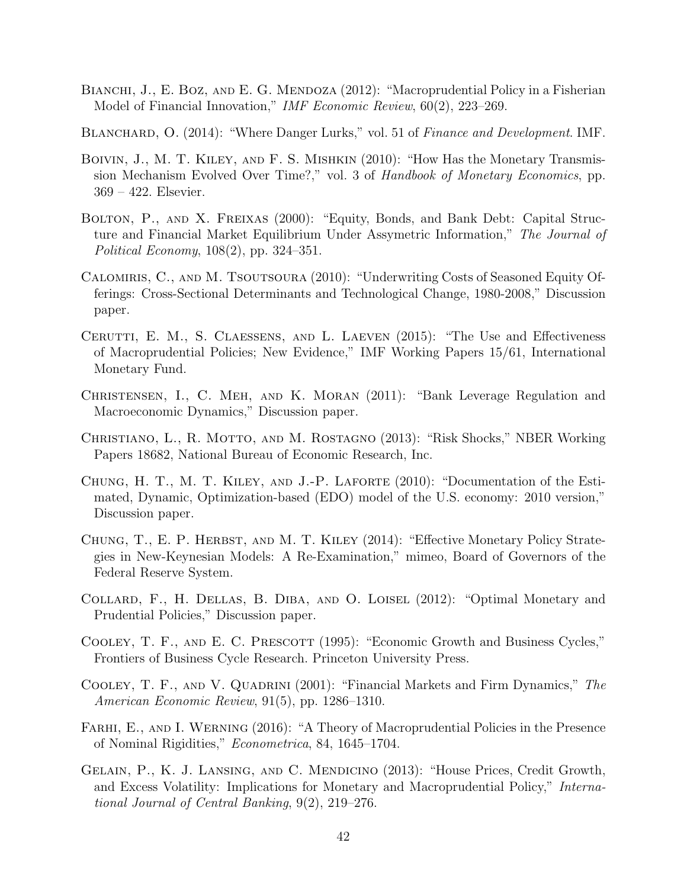Bianchi, J., E. Boz, and E. G. Mendoza (2012): "Macroprudential Policy in a Fisherian Model of Financial Innovation," *IMF Economic Review*, 60(2), 223–269.

Blanchard, O. (2014): "Where Danger Lurks," vol. 51 of *Finance and Development*. IMF.

Boivin, J., M. T. Kiley, and F. S. Mishkin (2010): "How Has the Monetary Transmission Mechanism Evolved Over Time?," vol. 3 of *Handbook of Monetary Economics*, pp. 369 – 422. Elsevier.

Bolton, P., and X. Freixas (2000): "Equity, Bonds, and Bank Debt: Capital Structure and Financial Market Equilibrium Under Assymetric Information," *The Journal of Political Economy*, 108(2), pp. 324–351.

Calomiris, C., and M. Tsoutsoura (2010): "Underwriting Costs of Seasoned Equity Offerings: Cross-Sectional Determinants and Technological Change, 1980-2008," Discussion paper.

Cerutti, E. M., S. Claessens, and L. Laeven (2015): "The Use and Effectiveness of Macroprudential Policies; New Evidence," IMF Working Papers 15/61, International Monetary Fund.

Christensen, I., C. Meh, and K. Moran (2011): "Bank Leverage Regulation and Macroeconomic Dynamics," Discussion paper.

Christiano, L., R. Motto, and M. Rostagno (2013): "Risk Shocks," NBER Working Papers 18682, National Bureau of Economic Research, Inc.

Chung, H. T., M. T. Kiley, and J.-P. Laforte (2010): "Documentation of the Estimated, Dynamic, Optimization-based (EDO) model of the U.S. economy: 2010 version," Discussion paper.

Chung, T., E. P. Herbst, and M. T. Kiley (2014): "Effective Monetary Policy Strategies in New-Keynesian Models: A Re-Examination," mimeo, Board of Governors of the Federal Reserve System.

Collard, F., H. Dellas, B. Diba, and O. Loisel (2012): "Optimal Monetary and Prudential Policies," Discussion paper.

Cooley, T. F., and E. C. Prescott (1995): "Economic Growth and Business Cycles," Frontiers of Business Cycle Research. Princeton University Press.

Cooley, T. F., and V. Quadrini (2001): "Financial Markets and Firm Dynamics," *The American Economic Review*, 91(5), pp. 1286–1310.

Farhi, E., and I. Werning (2016): "A Theory of Macroprudential Policies in the Presence of Nominal Rigidities," *Econometrica*, 84, 1645–1704.

Gelain, P., K. J. Lansing, and C. Mendicino (2013): "House Prices, Credit Growth, and Excess Volatility: Implications for Monetary and Macroprudential Policy," *International Journal of Central Banking*, 9(2), 219–276.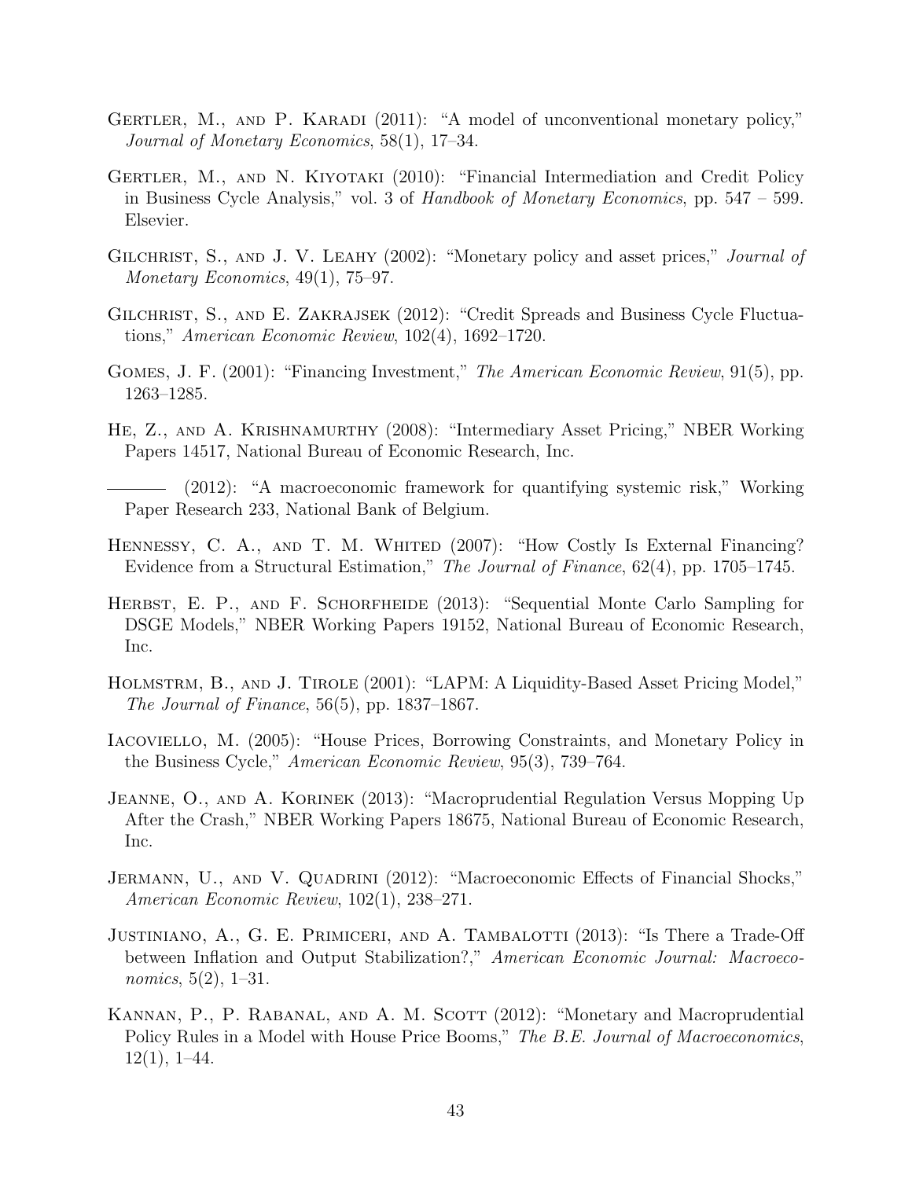Gertler, M., and P. Karadi (2011): "A model of unconventional monetary policy," *Journal of Monetary Economics*, 58(1), 17–34.

Gertler, M., and N. Kiyotaki (2010): "Financial Intermediation and Credit Policy in Business Cycle Analysis," vol. 3 of *Handbook of Monetary Economics*, pp. 547 – 599. Elsevier.

Gilchrist, S., and J. V. Leahy (2002): "Monetary policy and asset prices," *Journal of Monetary Economics*, 49(1), 75–97.

Gilchrist, S., and E. Zakrajsek (2012): "Credit Spreads and Business Cycle Fluctuations," *American Economic Review*, 102(4), 1692–1720.

Gomes, J. F. (2001): "Financing Investment," *The American Economic Review*, 91(5), pp. 1263–1285.

He, Z., and A. Krishnamurthy (2008): "Intermediary Asset Pricing," NBER Working Papers 14517, National Bureau of Economic Research, Inc.

——— (2012): "A macroeconomic framework for quantifying systemic risk," Working Paper Research 233, National Bank of Belgium.

Hennessy, C. A., and T. M. Whited (2007): "How Costly Is External Financing? Evidence from a Structural Estimation," *The Journal of Finance*, 62(4), pp. 1705–1745.

Herbst, E. P., and F. Schorfheide (2013): "Sequential Monte Carlo Sampling for DSGE Models," NBER Working Papers 19152, National Bureau of Economic Research, Inc.

Holmstrm, B., and J. Tirole (2001): "LAPM: A Liquidity-Based Asset Pricing Model," *The Journal of Finance*, 56(5), pp. 1837–1867.

Iacoviello, M. (2005): "House Prices, Borrowing Constraints, and Monetary Policy in the Business Cycle," *American Economic Review*, 95(3), 739–764.

Jeanne, O., and A. Korinek (2013): "Macroprudential Regulation Versus Mopping Up After the Crash," NBER Working Papers 18675, National Bureau of Economic Research, Inc.

Jermann, U., and V. Quadrini (2012): "Macroeconomic Effects of Financial Shocks," *American Economic Review*, 102(1), 238–271.

Justiniano, A., G. E. Primiceri, and A. Tambalotti (2013): "Is There a Trade-Off between Inflation and Output Stabilization?," *American Economic Journal: Macroeconomics*, 5(2), 1–31.

Kannan, P., P. Rabanal, and A. M. Scott (2012): "Monetary and Macroprudential Policy Rules in a Model with House Price Booms," *The B.E. Journal of Macroeconomics*, 12(1), 1–44.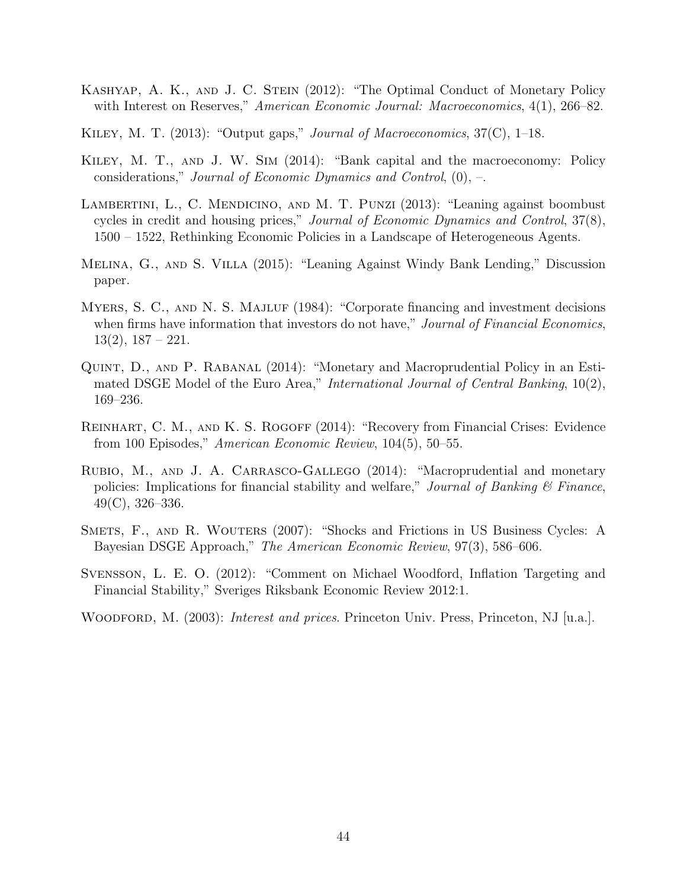Kashyap, A. K., and J. C. Stein (2012): "The Optimal Conduct of Monetary Policy with Interest on Reserves," *American Economic Journal: Macroeconomics*, 4(1), 266–82.

Kiley, M. T. (2013): "Output gaps," *Journal of Macroeconomics*, 37(C), 1–18.

Kiley, M. T., and J. W. Sim (2014): "Bank capital and the macroeconomy: Policy considerations," *Journal of Economic Dynamics and Control*, (0), –.

Lambertini, L., C. Mendicino, and M. T. Punzi (2013): "Leaning against boombust cycles in credit and housing prices," *Journal of Economic Dynamics and Control*, 37(8), 1500 – 1522, Rethinking Economic Policies in a Landscape of Heterogeneous Agents.

Melina, G., and S. Villa (2015): "Leaning Against Windy Bank Lending," Discussion paper.

Myers, S. C., and N. S. Majluf (1984): "Corporate financing and investment decisions when firms have information that investors do not have," *Journal of Financial Economics*, 13(2), 187 – 221.

Quint, D., and P. Rabanal (2014): "Monetary and Macroprudential Policy in an Estimated DSGE Model of the Euro Area," *International Journal of Central Banking*, 10(2), 169–236.

Reinhart, C. M., and K. S. Rogoff (2014): "Recovery from Financial Crises: Evidence from 100 Episodes," *American Economic Review*, 104(5), 50–55.

Rubio, M., and J. A. Carrasco-Gallego (2014): "Macroprudential and monetary policies: Implications for financial stability and welfare," *Journal of Banking & Finance*, 49(C), 326–336.

Smets, F., and R. Wouters (2007): "Shocks and Frictions in US Business Cycles: A Bayesian DSGE Approach," *The American Economic Review*, 97(3), 586–606.

Svensson, L. E. O. (2012): "Comment on Michael Woodford, Inflation Targeting and Financial Stability," Sveriges Riksbank Economic Review 2012:1.

Woodford, M. (2003): *Interest and prices*. Princeton Univ. Press, Princeton, NJ [u.a.].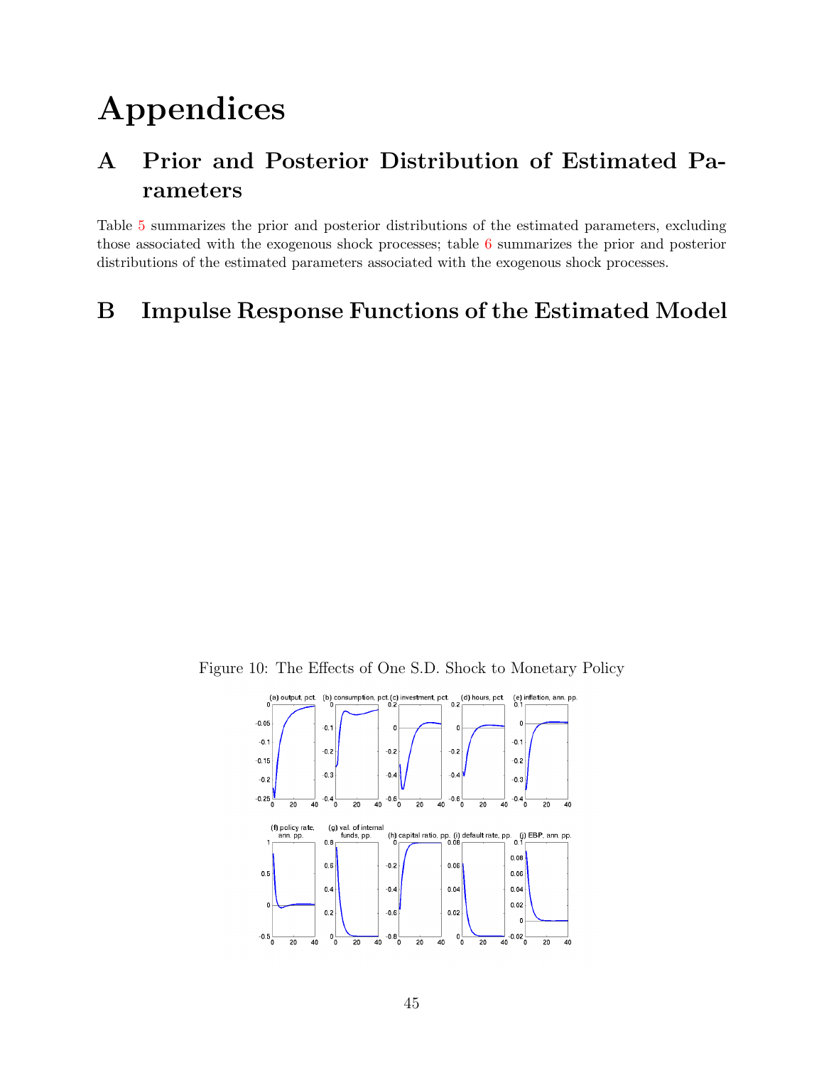# Appendices

## A Prior and Posterior Distribution of Estimated Parameters

Table 5 summarizes the prior and posterior distributions of the estimated parameters, excluding those associated with the exogenous shock processes; table 6 summarizes the prior and posterior distributions of the estimated parameters associated with the exogenous shock processes.

## B Impulse Response Functions of the Estimated Model

Figure 10: The Effects of One S.D. Shock to Monetary Policy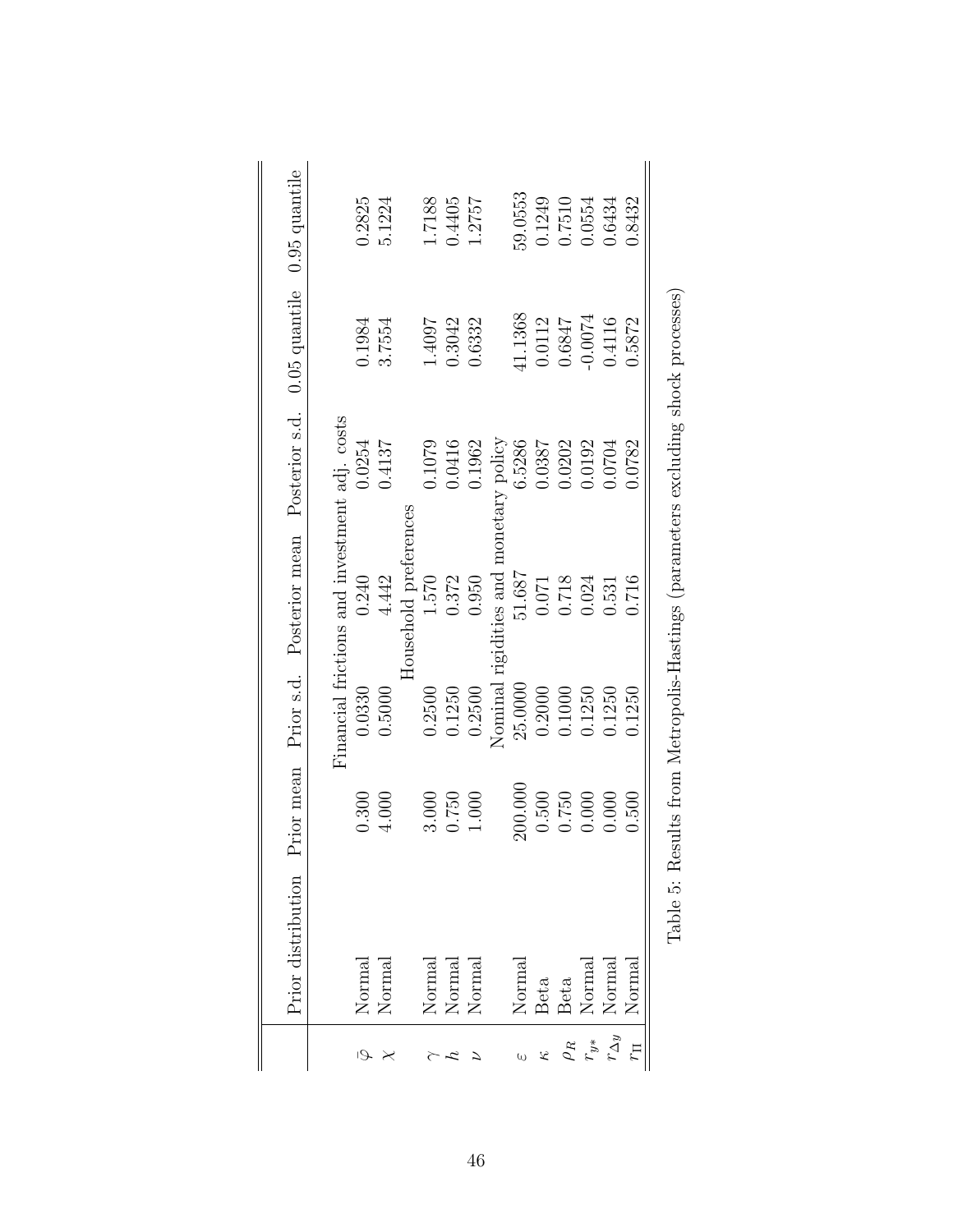|  | Prior distribution | Prior mean | Prior s.d. | Posterior mean | Posterior s.d. | 0.05 quantile | 0.95 quantile |
|---|---|---|---|---|---|---|---|
|  |  |  | Financial frictions and investment adj. costs |  |  |  |  |
| $\bar{\varphi}$ | Normal | 0.300 | 0.0330 | 0.240 | 0.0254 | 0.1984 | 0.2825 |
| $\chi$ | Normal | 4.000 | 0.5000 | 4.442 | 0.4137 | 3.7554 | 5.1224 |
|  |  |  | Household preferences |  |  |  |  |
| $\gamma$ | Normal | 3.000 | 0.2500 | 1.570 | 0.1079 | 1.4097 | 1.7188 |
| $h$ | Normal | 0.750 | 0.1250 | 0.372 | 0.0416 | 0.3042 | 0.4405 |
| $\nu$ | Normal | 1.000 | 0.2500 | 0.950 | 0.1962 | 0.6332 | 1.2757 |
|  |  |  | Nominal rigidities and monetary policy |  |  |  |  |
| $\varepsilon$ | Normal | 200.000 | 25.0000 | 51.687 | 6.5286 | 41.1368 | 59.0553 |
| $\kappa$ | Beta | 0.500 | 0.2000 | 0.071 | 0.0387 | 0.0112 | 0.1249 |
| $\rho_R$ | Beta | 0.750 | 0.1000 | 0.718 | 0.0202 | 0.6847 | 0.7510 |
| $r_{y^*}$ | Normal | 0.000 | 0.1250 | 0.024 | 0.0192 | -0.0074 | 0.0554 |
| $r_{\Delta y}$ | Normal | 0.000 | 0.1250 | 0.531 | 0.0704 | 0.4116 | 0.6434 |
| $r_{\Pi}$ | Normal | 0.500 | 0.1250 | 0.716 | 0.0782 | 0.5872 | 0.8432 |

Table 5: Results from Metropolis-Hastings (parameters excluding shock processes)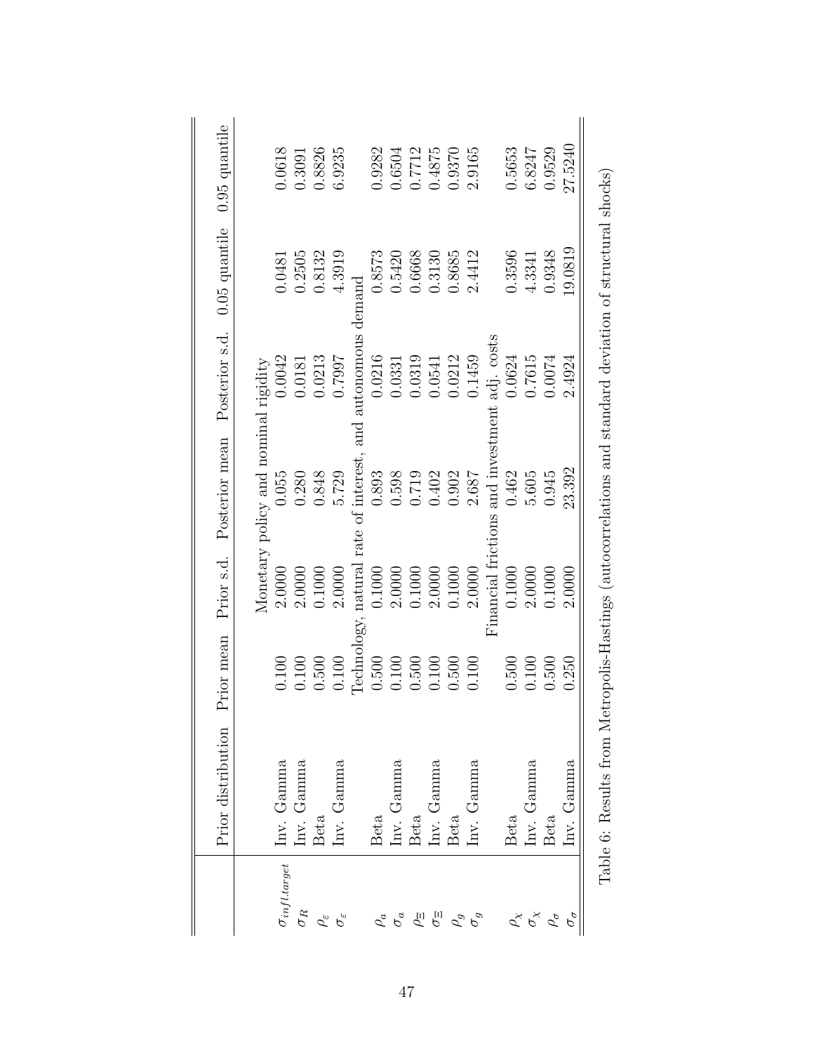|  | Prior distribution | Prior mean | Prior s.d. | Posterior mean | Posterior s.d. | 0.05 quantile | 0.95 quantile |
|---|---|---|---|---|---|---|---|
|  | Monetary policy and nominal rigidity | | | | | | |
| $\sigma_{infl.target}$ | Inv. Gamma | 0.100 | 2.0000 | 0.055 | 0.0042 | 0.0481 | 0.0618 |
| $\sigma_R$ | Inv. Gamma | 0.100 | 2.0000 | 0.280 | 0.0181 | 0.2505 | 0.3091 |
| $\rho_\varepsilon$ | Beta | 0.500 | 0.1000 | 0.848 | 0.0213 | 0.8132 | 0.8826 |
| $\sigma_\varepsilon$ | Inv. Gamma | 0.100 | 2.0000 | 5.729 | 0.7997 | 4.3919 | 6.9235 |
|  | Technology, natural rate of interest, and autonomous demand | | | | | | |
| $\rho_a$ | Beta | 0.500 | 0.1000 | 0.893 | 0.0216 | 0.8573 | 0.9282 |
| $\sigma_a$ | Inv. Gamma | 0.100 | 2.0000 | 0.598 | 0.0331 | 0.5420 | 0.6504 |
| $\rho_\Xi$ | Beta | 0.500 | 0.1000 | 0.719 | 0.0319 | 0.6668 | 0.7712 |
| $\sigma_\Xi$ | Inv. Gamma | 0.100 | 2.0000 | 0.402 | 0.0541 | 0.3130 | 0.4875 |
| $\rho_g$ | Beta | 0.500 | 0.1000 | 0.902 | 0.0212 | 0.8685 | 0.9370 |
| $\sigma_g$ | Inv. Gamma | 0.100 | 2.0000 | 2.687 | 0.1459 | 2.4412 | 2.9165 |
|  | Financial frictions and investment adj. costs | | | | | | |
| $\rho_\chi$ | Beta | 0.500 | 0.1000 | 0.462 | 0.0624 | 0.3596 | 0.5653 |
| $\sigma_\chi$ | Inv. Gamma | 0.100 | 2.0000 | 5.605 | 0.7615 | 4.3341 | 6.8247 |
| $\rho_\sigma$ | Beta | 0.500 | 0.1000 | 0.945 | 0.0074 | 0.9348 | 0.9529 |
| $\sigma_\sigma$ | Inv. Gamma | 0.250 | 2.0000 | 23.392 | 2.4924 | 19.0819 | 27.5240 |

Table 6: Results from Metropolis-Hastings (autocorrelations and standard deviation of structural shocks)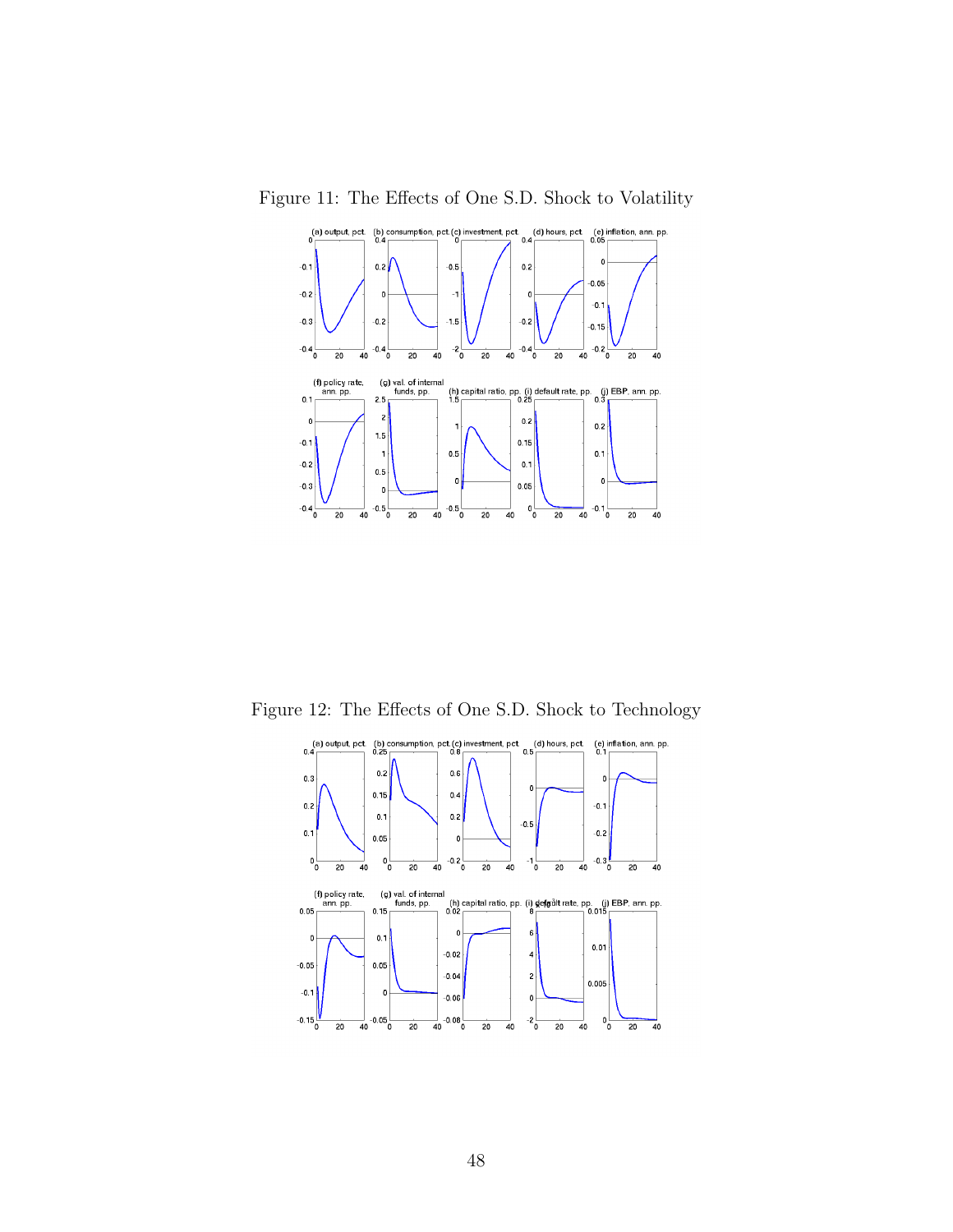Figure 11: The Effects of One S.D. Shock to Volatility

Figure 12: The Effects of One S.D. Shock to Technology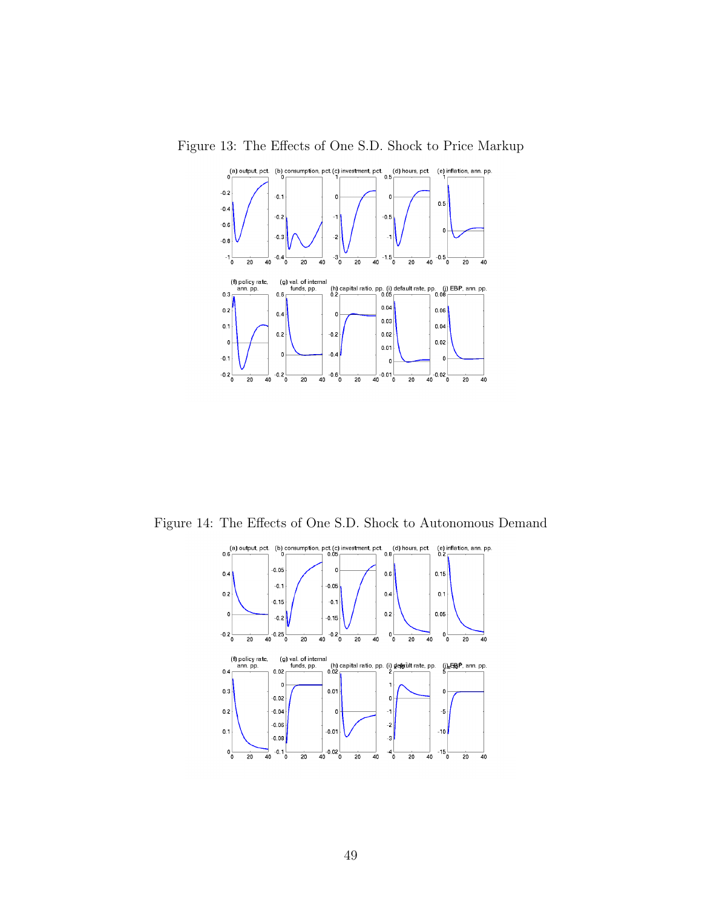Figure 13: The Effects of One S.D. Shock to Price Markup

Figure 14: The Effects of One S.D. Shock to Autonomous Demand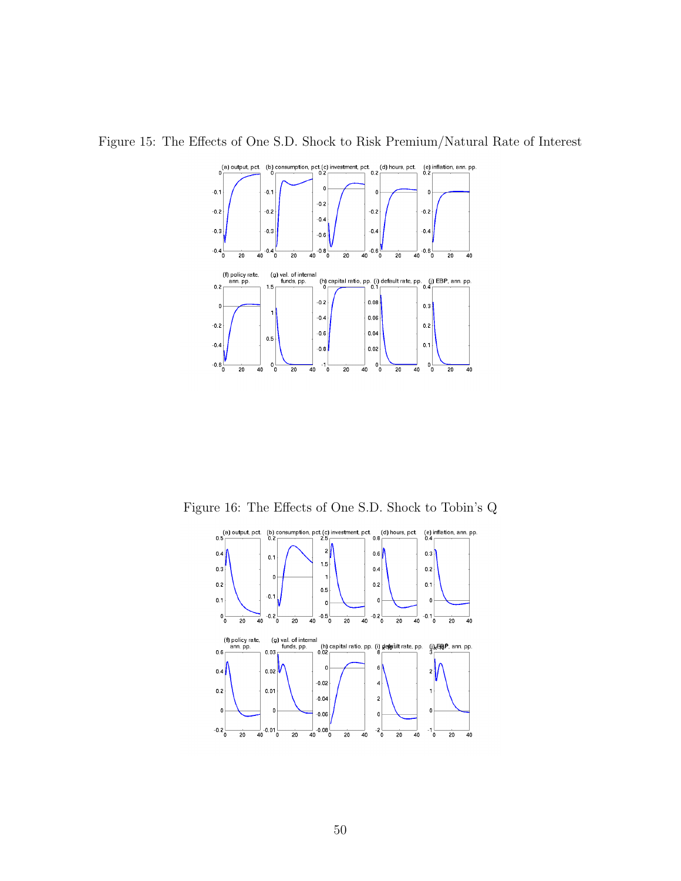Figure 15: The Effects of One S.D. Shock to Risk Premium/Natural Rate of Interest

Figure 16: The Effects of One S.D. Shock to Tobin's Q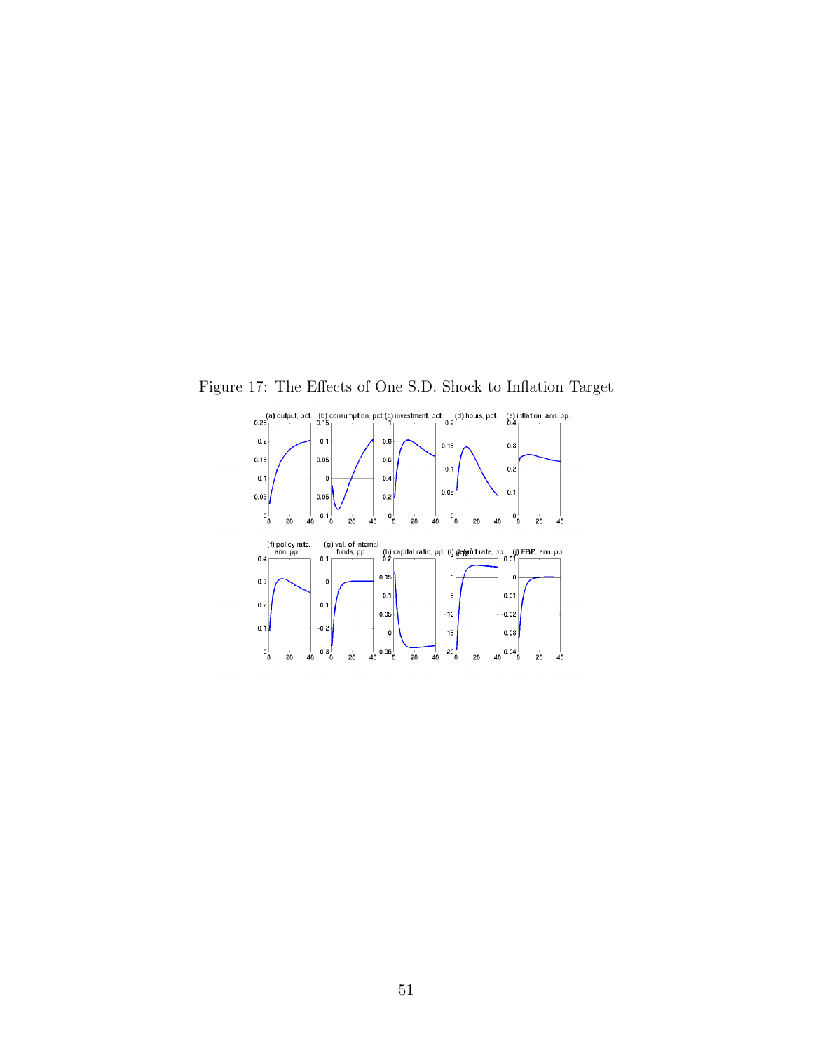Figure 17: The Effects of One S.D. Shock to Inflation Target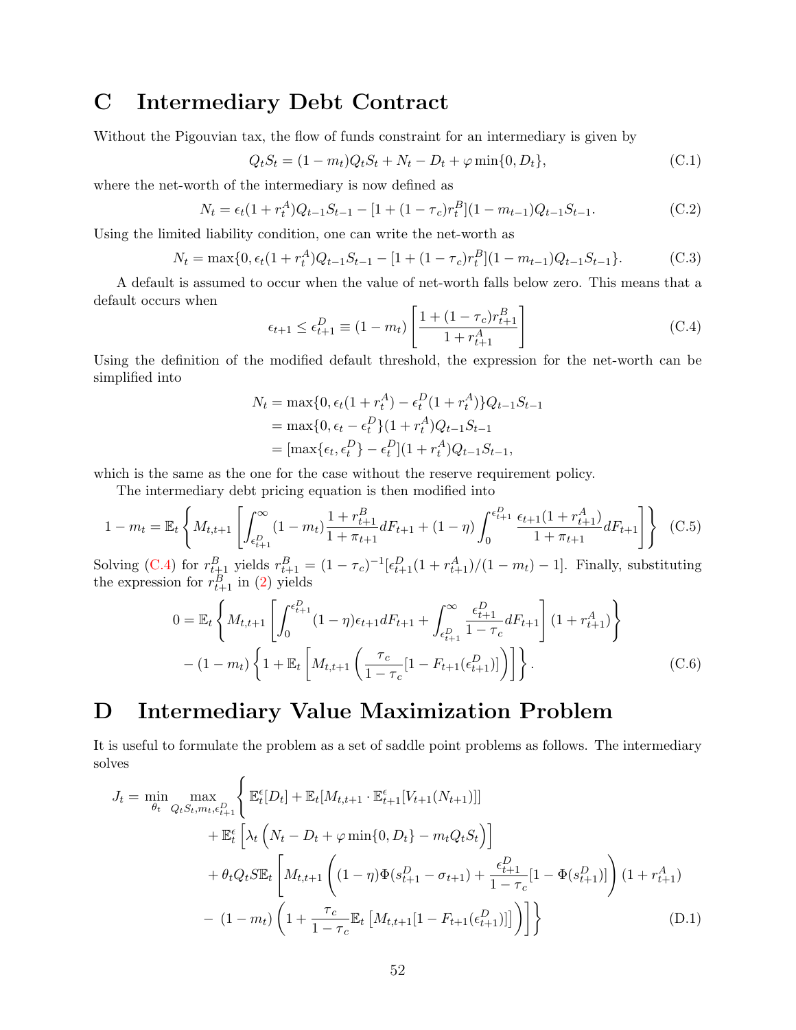# C Intermediary Debt Contract

Without the Pigouvian tax, the flow of funds constraint for an intermediary is given by

$$Q_t S_t = (1 - m_t) Q_t S_t + N_t - D_t + \varphi \min\{0, D_t\}, \tag{C.1}$$

where the net-worth of the intermediary is now defined as

$$N_t = \epsilon_t (1 + r_t^A) Q_{t-1} S_{t-1} - [1 + (1 - \tau_c) r_t^B](1 - m_{t-1}) Q_{t-1} S_{t-1}. \tag{C.2}$$

Using the limited liability condition, one can write the net-worth as

$$N_t = \max\{0, \epsilon_t (1 + r_t^A) Q_{t-1} S_{t-1} - [1 + (1 - \tau_c) r_t^B](1 - m_{t-1}) Q_{t-1} S_{t-1}\}. \tag{C.3}$$

A default is assumed to occur when the value of net-worth falls below zero. This means that a default occurs when

$$\epsilon_{t+1} \leq \epsilon_{t+1}^D \equiv (1 - m_t) \left[ \frac{1 + (1 - \tau_c) r_{t+1}^B}{1 + r_{t+1}^A} \right] \tag{C.4}$$

Using the definition of the modified default threshold, the expression for the net-worth can be simplified into

$$
\begin{aligned}
N_t &= \max\{0, \epsilon_t (1 + r_t^A) - \epsilon_t^D (1 + r_t^A)\} Q_{t-1} S_{t-1} \\
&= \max\{0, \epsilon_t - \epsilon_t^D\} (1 + r_t^A) Q_{t-1} S_{t-1} \\
&= [\max\{\epsilon_t, \epsilon_t^D\} - \epsilon_t^D](1 + r_t^A) Q_{t-1} S_{t-1},
\end{aligned}
$$

which is the same as the one for the case without the reserve requirement policy.

The intermediary debt pricing equation is then modified into

$$1 - m_t = \mathbb{E}_t \left\{ M_{t,t+1} \left[ \int_{\epsilon_{t+1}^D}^{\infty} (1 - m_t) \frac{1 + r_{t+1}^B}{1 + \pi_{t+1}} dF_{t+1} + (1 - \eta) \int_0^{\epsilon_{t+1}^D} \frac{\epsilon_{t+1}(1 + r_{t+1}^A)}{1 + \pi_{t+1}} dF_{t+1} \right] \right\} \tag{C.5}$$

Solving (C.4) for $r_{t+1}^B$ yields $r_{t+1}^B = (1 - \tau_c)^{-1}[\epsilon_{t+1}^D (1 + r_{t+1}^A)/(1 - m_t) - 1]$. Finally, substituting the expression for $r_{t+1}^B$ in (2) yields

$$
\begin{aligned}
0 = &\ \mathbb{E}_t \left\{ M_{t,t+1} \left[ \int_0^{\epsilon_{t+1}^D} (1 - \eta) \epsilon_{t+1} dF_{t+1} + \int_{\epsilon_{t+1}^D}^{\infty} \frac{\epsilon_{t+1}^D}{1 - \tau_c} dF_{t+1} \right] (1 + r_{t+1}^A) \right\} \\
&- (1 - m_t) \left\{ 1 + \mathbb{E}_t \left[ M_{t,t+1} \left( \frac{\tau_c}{1 - \tau_c} [1 - F_{t+1}(\epsilon_{t+1}^D)] \right) \right] \right\}.
\end{aligned} \tag{C.6}
$$

# D Intermediary Value Maximization Problem

It is useful to formulate the problem as a set of saddle point problems as follows. The intermediary solves

$$
\begin{aligned}
J_t = \min_{\theta_t} \max_{Q_t S_t, m_t, \epsilon_{t+1}^D} \Bigg\{ &\mathbb{E}_t^{\epsilon}[D_t] + \mathbb{E}_t[M_{t,t+1} \cdot \mathbb{E}_{t+1}^{\epsilon}[V_{t+1}(N_{t+1})]] \\
&+ \mathbb{E}_t^{\epsilon} \left[ \lambda_t \left( N_t - D_t + \varphi \min\{0, D_t\} - m_t Q_t S_t \right) \right] \\
&+ \theta_t Q_t S \mathbb{E}_t \Bigg[ M_{t,t+1} \left( (1 - \eta) \Phi(s_{t+1}^D - \sigma_{t+1}) + \frac{\epsilon_{t+1}^D}{1 - \tau_c} [1 - \Phi(s_{t+1}^D)] \right) (1 + r_{t+1}^A) \\
&- (1 - m_t) \left( 1 + \frac{\tau_c}{1 - \tau_c} \mathbb{E}_t \left[ M_{t,t+1} [1 - F_{t+1}(\epsilon_{t+1}^D)] \right] \right) \Bigg] \Bigg\}
\end{aligned} \tag{D.1}
$$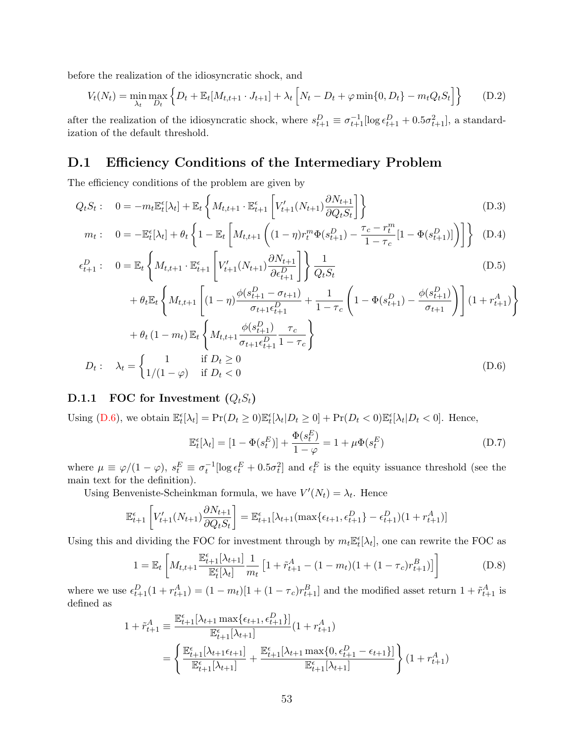before the realization of the idiosyncratic shock, and

$$V_t(N_t) = \min_{\lambda_t} \max_{D_t} \left\{ D_t + \mathbb{E}_t[M_{t,t+1} \cdot J_{t+1}] + \lambda_t \left[ N_t - D_t + \varphi \min\{0, D_t\} - m_t Q_t S_t \right] \right\} \tag{D.2}$$

after the realization of the idiosyncratic shock, where $s^D_{t+1} \equiv \sigma^{-1}_{t+1}[\log \epsilon^D_{t+1} + 0.5\sigma^2_{t+1}]$, a standardization of the default threshold.

## D.1 Efficiency Conditions of the Intermediary Problem

The efficiency conditions of the problem are given by

$$Q_t S_t: \quad 0 = -m_t \mathbb{E}^\epsilon_t[\lambda_t] + \mathbb{E}_t \left\{ M_{t,t+1} \cdot \mathbb{E}^\epsilon_{t+1} \left[ V'_{t+1}(N_{t+1}) \frac{\partial N_{t+1}}{\partial Q_t S_t} \right] \right\} \tag{D.3}$$

$$m_t: \quad 0 = -\mathbb{E}^\epsilon_t[\lambda_t] + \theta_t \left\{ 1 - \mathbb{E}_t \left[ M_{t,t+1} \left( (1-\eta) r^m_t \Phi(s^D_{t+1}) - \frac{\tau_c - r^m_t}{1-\tau_c}[1 - \Phi(s^D_{t+1})] \right) \right] \right\} \tag{D.4}$$

$$\begin{aligned}
\epsilon^D_{t+1}: \quad 0 = {} & \mathbb{E}_t \left\{ M_{t,t+1} \cdot \mathbb{E}^\epsilon_{t+1} \left[ V'_{t+1}(N_{t+1}) \frac{\partial N_{t+1}}{\partial \epsilon^D_{t+1}} \right] \right\} \frac{1}{Q_t S_t} \\
& + \theta_t \mathbb{E}_t \left\{ M_{t,t+1} \left[ (1-\eta) \frac{\phi(s^D_{t+1} - \sigma_{t+1})}{\sigma_{t+1} \epsilon^D_{t+1}} + \frac{1}{1-\tau_c} \left( 1 - \Phi(s^D_{t+1}) - \frac{\phi(s^D_{t+1})}{\sigma_{t+1}} \right) \right] (1 + r^A_{t+1}) \right\} \\
& + \theta_t (1 - m_t) \mathbb{E}_t \left\{ M_{t,t+1} \frac{\phi(s^D_{t+1})}{\sigma_{t+1} \epsilon^D_{t+1}} \frac{\tau_c}{1-\tau_c} \right\}
\end{aligned} \tag{D.5}$$

$$D_t: \quad \lambda_t = \begin{cases} 1 & \text{if } D_t \geq 0 \\ 1/(1-\varphi) & \text{if } D_t < 0 \end{cases} \tag{D.6}$$

### D.1.1 FOC for Investment ($Q_t S_t$)

Using (D.6), we obtain $\mathbb{E}^\epsilon_t[\lambda_t] = \Pr(D_t \geq 0) \mathbb{E}^\epsilon_t[\lambda_t | D_t \geq 0] + \Pr(D_t < 0) \mathbb{E}^\epsilon_t[\lambda_t | D_t < 0]$. Hence,

$$\mathbb{E}^\epsilon_t[\lambda_t] = [1 - \Phi(s^E_t)] + \frac{\Phi(s^E_t)}{1-\varphi} = 1 + \mu \Phi(s^E_t) \tag{D.7}$$

where $\mu \equiv \varphi/(1-\varphi)$, $s^E_t \equiv \sigma^{-1}_t[\log \epsilon^E_t + 0.5\sigma^2_t]$ and $\epsilon^E_t$ is the equity issuance threshold (see the main text for the definition).

Using Benveniste-Scheinkman formula, we have $V'(N_t) = \lambda_t$. Hence

$$\mathbb{E}^\epsilon_{t+1} \left[ V'_{t+1}(N_{t+1}) \frac{\partial N_{t+1}}{\partial Q_t S_t} \right] = \mathbb{E}^\epsilon_{t+1}[\lambda_{t+1}(\max\{\epsilon_{t+1}, \epsilon^D_{t+1}\} - \epsilon^D_{t+1})(1 + r^A_{t+1})]$$

Using this and dividing the FOC for investment through by $m_t \mathbb{E}^\epsilon_t[\lambda_t]$, one can rewrite the FOC as

$$1 = \mathbb{E}_t \left[ M_{t,t+1} \frac{\mathbb{E}^\epsilon_{t+1}[\lambda_{t+1}]}{\mathbb{E}^\epsilon_t[\lambda_t]} \frac{1}{m_t} \left[ 1 + \tilde{r}^A_{t+1} - (1 - m_t)(1 + (1 - \tau_c) r^B_{t+1}) \right] \right] \tag{D.8}$$

where we use $\epsilon^D_{t+1}(1 + r^A_{t+1}) = (1 - m_t)[1 + (1 - \tau_c) r^B_{t+1}]$ and the modified asset return $1 + \tilde{r}^A_{t+1}$ is defined as

$$\begin{aligned}
1 + \tilde{r}^A_{t+1} &\equiv \frac{\mathbb{E}^\epsilon_{t+1}[\lambda_{t+1} \max\{\epsilon_{t+1}, \epsilon^D_{t+1}\}]}{\mathbb{E}^\epsilon_{t+1}[\lambda_{t+1}]} (1 + r^A_{t+1}) \\
&= \left\{ \frac{\mathbb{E}^\epsilon_{t+1}[\lambda_{t+1} \epsilon_{t+1}]}{\mathbb{E}^\epsilon_{t+1}[\lambda_{t+1}]} + \frac{\mathbb{E}^\epsilon_{t+1}[\lambda_{t+1} \max\{0, \epsilon^D_{t+1} - \epsilon_{t+1}\}]}{\mathbb{E}^\epsilon_{t+1}[\lambda_{t+1}]} \right\} (1 + r^A_{t+1})
\end{aligned}$$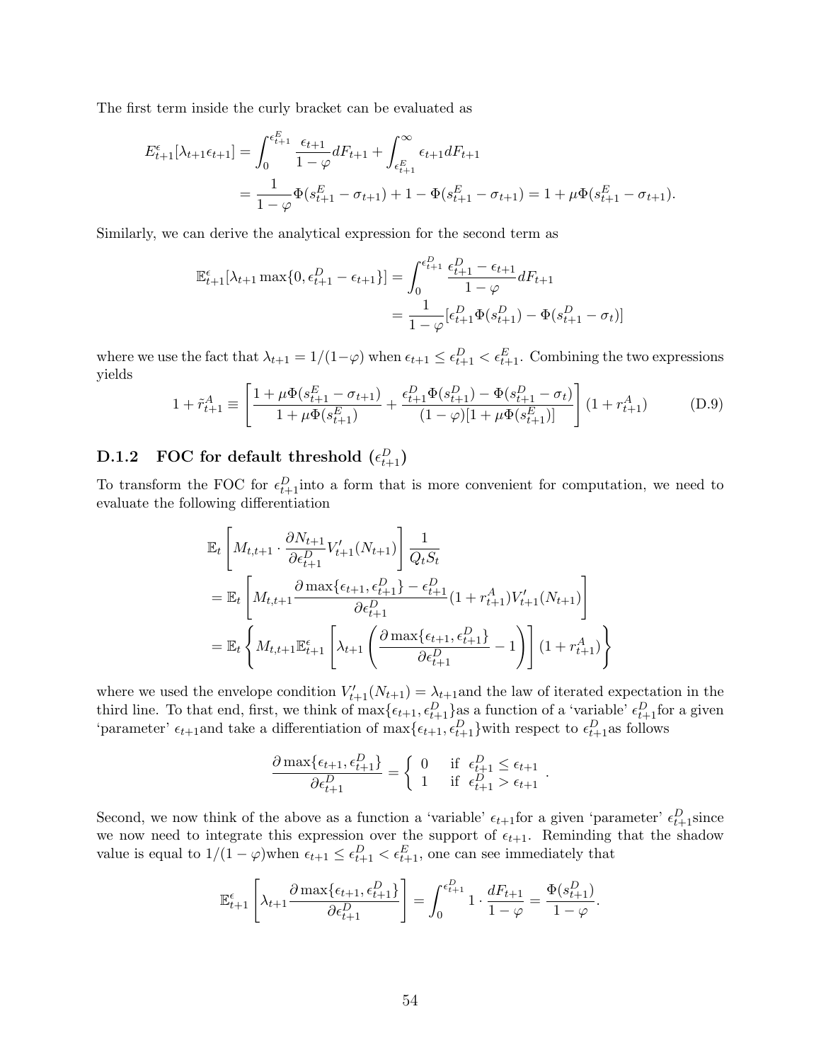The first term inside the curly bracket can be evaluated as

$$
\begin{aligned}
E^{\epsilon}_{t+1}[\lambda_{t+1}\epsilon_{t+1}] &= \int_0^{\epsilon^E_{t+1}} \frac{\epsilon_{t+1}}{1-\varphi} dF_{t+1} + \int_{\epsilon^E_{t+1}}^{\infty} \epsilon_{t+1} dF_{t+1} \\
&= \frac{1}{1-\varphi}\Phi(s^E_{t+1} - \sigma_{t+1}) + 1 - \Phi(s^E_{t+1} - \sigma_{t+1}) = 1 + \mu\Phi(s^E_{t+1} - \sigma_{t+1}).
\end{aligned}
$$

Similarly, we can derive the analytical expression for the second term as

$$
\begin{aligned}
\mathbb{E}^{\epsilon}_{t+1}[\lambda_{t+1}\max\{0, \epsilon^D_{t+1} - \epsilon_{t+1}\}] &= \int_0^{\epsilon^D_{t+1}} \frac{\epsilon^D_{t+1} - \epsilon_{t+1}}{1-\varphi} dF_{t+1} \\
&= \frac{1}{1-\varphi}[\epsilon^D_{t+1}\Phi(s^D_{t+1}) - \Phi(s^D_{t+1} - \sigma_t)]
\end{aligned}
$$

where we use the fact that $\lambda_{t+1} = 1/(1-\varphi)$ when $\epsilon_{t+1} \leq \epsilon^D_{t+1} < \epsilon^E_{t+1}$. Combining the two expressions yields

$$
1 + \tilde{r}^A_{t+1} \equiv \left[ \frac{1 + \mu\Phi(s^E_{t+1} - \sigma_{t+1})}{1 + \mu\Phi(s^E_{t+1})} + \frac{\epsilon^D_{t+1}\Phi(s^D_{t+1}) - \Phi(s^D_{t+1} - \sigma_t)}{(1-\varphi)[1 + \mu\Phi(s^E_{t+1})]} \right] (1 + r^A_{t+1}) \tag{D.9}
$$

### D.1.2 FOC for default threshold ($\epsilon^D_{t+1}$)

To transform the FOC for $\epsilon^D_{t+1}$into a form that is more convenient for computation, we need to evaluate the following differentiation

$$
\begin{aligned}
&\mathbb{E}_t \left[ M_{t,t+1} \cdot \frac{\partial N_{t+1}}{\partial \epsilon^D_{t+1}} V'_{t+1}(N_{t+1}) \right] \frac{1}{Q_t S_t} \\
&= \mathbb{E}_t \left[ M_{t,t+1} \frac{\partial \max\{\epsilon_{t+1}, \epsilon^D_{t+1}\} - \epsilon^D_{t+1}}{\partial \epsilon^D_{t+1}} (1 + r^A_{t+1}) V'_{t+1}(N_{t+1}) \right] \\
&= \mathbb{E}_t \left\{ M_{t,t+1} \mathbb{E}^{\epsilon}_{t+1} \left[ \lambda_{t+1} \left( \frac{\partial \max\{\epsilon_{t+1}, \epsilon^D_{t+1}\}}{\partial \epsilon^D_{t+1}} - 1 \right) \right] (1 + r^A_{t+1}) \right\}
\end{aligned}
$$

where we used the envelope condition $V'_{t+1}(N_{t+1}) = \lambda_{t+1}$and the law of iterated expectation in the third line. To that end, first, we think of $\max\{\epsilon_{t+1}, \epsilon^D_{t+1}\}$as a function of a 'variable' $\epsilon^D_{t+1}$for a given 'parameter' $\epsilon_{t+1}$and take a differentiation of $\max\{\epsilon_{t+1}, \epsilon^D_{t+1}\}$with respect to $\epsilon^D_{t+1}$as follows

$$
\frac{\partial \max\{\epsilon_{t+1}, \epsilon^D_{t+1}\}}{\partial \epsilon^D_{t+1}} = \begin{cases} 0 & \text{if } \epsilon^D_{t+1} \leq \epsilon_{t+1} \\ 1 & \text{if } \epsilon^D_{t+1} > \epsilon_{t+1} \end{cases}.
$$

Second, we now think of the above as a function a 'variable' $\epsilon_{t+1}$for a given 'parameter' $\epsilon^D_{t+1}$since we now need to integrate this expression over the support of $\epsilon_{t+1}$. Reminding that the shadow value is equal to $1/(1-\varphi)$when $\epsilon_{t+1} \leq \epsilon^D_{t+1} < \epsilon^E_{t+1}$, one can see immediately that

$$
\mathbb{E}^{\epsilon}_{t+1} \left[ \lambda_{t+1} \frac{\partial \max\{\epsilon_{t+1}, \epsilon^D_{t+1}\}}{\partial \epsilon^D_{t+1}} \right] = \int_0^{\epsilon^D_{t+1}} 1 \cdot \frac{dF_{t+1}}{1-\varphi} = \frac{\Phi(s^D_{t+1})}{1-\varphi}.
$$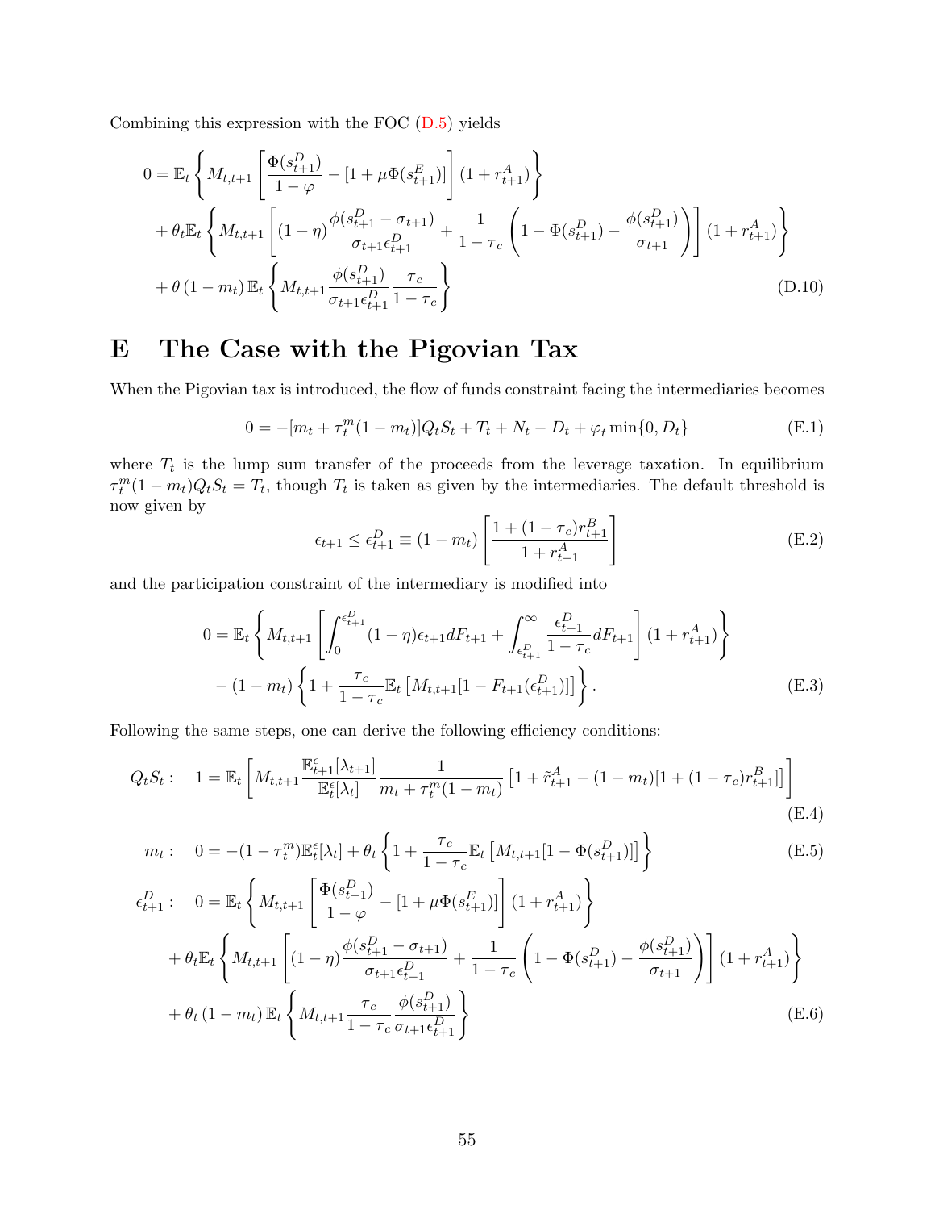Combining this expression with the FOC (D.5) yields

$$
\begin{aligned}
0 = \; & \mathbb{E}_t \left\{ M_{t,t+1} \left[ \frac{\Phi(s_{t+1}^D)}{1-\varphi} - [1+\mu\Phi(s_{t+1}^E)] \right] (1+r_{t+1}^A) \right\} \\
& + \theta_t \mathbb{E}_t \left\{ M_{t,t+1} \left[ (1-\eta) \frac{\phi(s_{t+1}^D - \sigma_{t+1})}{\sigma_{t+1}\epsilon_{t+1}^D} + \frac{1}{1-\tau_c} \left( 1 - \Phi(s_{t+1}^D) - \frac{\phi(s_{t+1}^D)}{\sigma_{t+1}} \right) \right] (1+r_{t+1}^A) \right\} \\
& + \theta\,(1-m_t)\, \mathbb{E}_t \left\{ M_{t,t+1} \frac{\phi(s_{t+1}^D)}{\sigma_{t+1}\epsilon_{t+1}^D} \frac{\tau_c}{1-\tau_c} \right\}
\end{aligned} \tag{D.10}
$$

# E The Case with the Pigovian Tax

When the Pigovian tax is introduced, the flow of funds constraint facing the intermediaries becomes

$$
0 = -[m_t + \tau_t^m (1-m_t)] Q_t S_t + T_t + N_t - D_t + \varphi_t \min\{0, D_t\} \tag{E.1}
$$

where $T_t$ is the lump sum transfer of the proceeds from the leverage taxation. In equilibrium $\tau_t^m (1-m_t) Q_t S_t = T_t$, though $T_t$ is taken as given by the intermediaries. The default threshold is now given by

$$
\epsilon_{t+1} \leq \epsilon_{t+1}^D \equiv (1-m_t) \left[ \frac{1+(1-\tau_c) r_{t+1}^B}{1+r_{t+1}^A} \right] \tag{E.2}
$$

and the participation constraint of the intermediary is modified into

$$
\begin{aligned}
0 = \; & \mathbb{E}_t \left\{ M_{t,t+1} \left[ \int_0^{\epsilon_{t+1}^D} (1-\eta)\epsilon_{t+1} dF_{t+1} + \int_{\epsilon_{t+1}^D}^{\infty} \frac{\epsilon_{t+1}^D}{1-\tau_c} dF_{t+1} \right] (1+r_{t+1}^A) \right\} \\
& - (1-m_t) \left\{ 1 + \frac{\tau_c}{1-\tau_c} \mathbb{E}_t \left[ M_{t,t+1} [1 - F_{t+1}(\epsilon_{t+1}^D)] \right] \right\}.
\end{aligned} \tag{E.3}
$$

Following the same steps, one can derive the following efficiency conditions:

$$
Q_t S_t: \quad 1 = \mathbb{E}_t \left[ M_{t,t+1} \frac{\mathbb{E}_{t+1}^{\epsilon}[\lambda_{t+1}]}{\mathbb{E}_t^{\epsilon}[\lambda_t]} \frac{1}{m_t + \tau_t^m (1-m_t)} \left[ 1 + \tilde{r}_{t+1}^A - (1-m_t)[1+(1-\tau_c) r_{t+1}^B] \right] \right] \tag{E.4}
$$

$$
m_t: \quad 0 = -(1-\tau_t^m) \mathbb{E}_t^{\epsilon}[\lambda_t] + \theta_t \left\{ 1 + \frac{\tau_c}{1-\tau_c} \mathbb{E}_t \left[ M_{t,t+1} [1 - \Phi(s_{t+1}^D)] \right] \right\} \tag{E.5}
$$

$$
\begin{aligned}
\epsilon_{t+1}^D: \quad 0 = \; & \mathbb{E}_t \left\{ M_{t,t+1} \left[ \frac{\Phi(s_{t+1}^D)}{1-\varphi} - [1+\mu\Phi(s_{t+1}^E)] \right] (1+r_{t+1}^A) \right\} \\
& + \theta_t \mathbb{E}_t \left\{ M_{t,t+1} \left[ (1-\eta) \frac{\phi(s_{t+1}^D - \sigma_{t+1})}{\sigma_{t+1}\epsilon_{t+1}^D} + \frac{1}{1-\tau_c} \left( 1 - \Phi(s_{t+1}^D) - \frac{\phi(s_{t+1}^D)}{\sigma_{t+1}} \right) \right] (1+r_{t+1}^A) \right\} \\
& + \theta_t (1-m_t)\, \mathbb{E}_t \left\{ M_{t,t+1} \frac{\tau_c}{1-\tau_c} \frac{\phi(s_{t+1}^D)}{\sigma_{t+1}\epsilon_{t+1}^D} \right\}
\end{aligned} \tag{E.6}
$$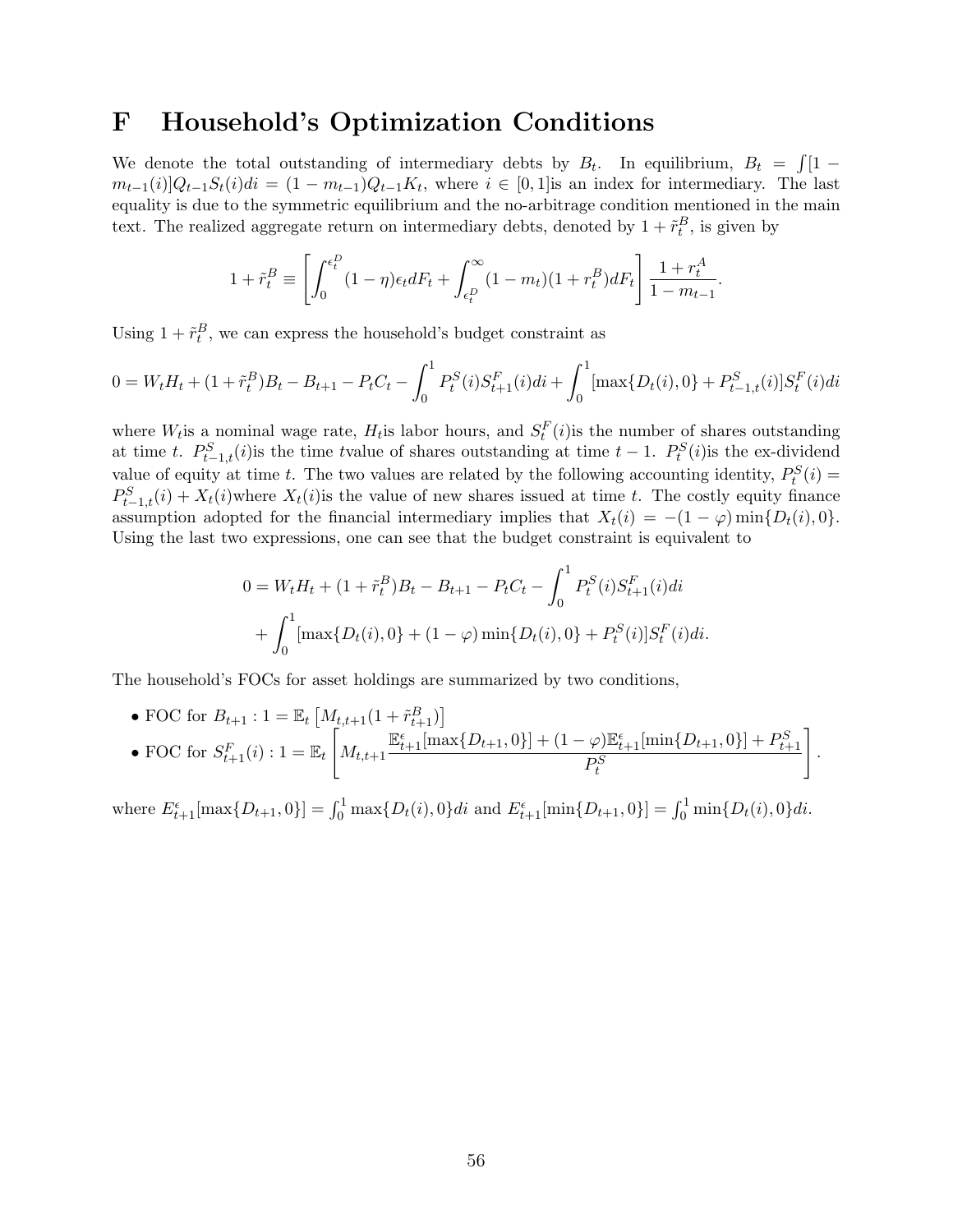# F Household's Optimization Conditions

We denote the total outstanding of intermediary debts by $B_t$. In equilibrium, $B_t = \int[1 - m_{t-1}(i)]Q_{t-1}S_t(i)di = (1 - m_{t-1})Q_{t-1}K_t$, where $i \in [0,1]$is an index for intermediary. The last equality is due to the symmetric equilibrium and the no-arbitrage condition mentioned in the main text. The realized aggregate return on intermediary debts, denoted by $1 + \tilde{r}_t^B$, is given by

$$1 + \tilde{r}_t^B \equiv \left[\int_0^{\epsilon_t^D} (1 - \eta)\epsilon_t dF_t + \int_{\epsilon_t^D}^{\infty} (1 - m_t)(1 + r_t^B) dF_t\right] \frac{1 + r_t^A}{1 - m_{t-1}}.$$

Using $1 + \tilde{r}_t^B$, we can express the household's budget constraint as

$$0 = W_t H_t + (1 + \tilde{r}_t^B)B_t - B_{t+1} - P_t C_t - \int_0^1 P_t^S(i) S_{t+1}^F(i) di + \int_0^1 [\max\{D_t(i), 0\} + P_{t-1,t}^S(i)] S_t^F(i) di$$

where $W_t$is a nominal wage rate, $H_t$is labor hours, and $S_t^F(i)$is the number of shares outstanding at time $t$. $P_{t-1,t}^S(i)$is the time $t$value of shares outstanding at time $t-1$. $P_t^S(i)$is the ex-dividend value of equity at time $t$. The two values are related by the following accounting identity, $P_t^S(i) = P_{t-1,t}^S(i) + X_t(i)$where $X_t(i)$is the value of new shares issued at time $t$. The costly equity finance assumption adopted for the financial intermediary implies that $X_t(i) = -(1 - \varphi)\min\{D_t(i), 0\}$. Using the last two expressions, one can see that the budget constraint is equivalent to

$$\begin{aligned} 0 = W_t H_t + (1 + \tilde{r}_t^B)B_t - B_{t+1} - P_t C_t - \int_0^1 P_t^S(i) S_{t+1}^F(i) di \\ + \int_0^1 [\max\{D_t(i), 0\} + (1 - \varphi)\min\{D_t(i), 0\} + P_t^S(i)] S_t^F(i) di. \end{aligned}$$

The household's FOCs for asset holdings are summarized by two conditions,

- FOC for $B_{t+1} : 1 = \mathbb{E}_t\left[M_{t,t+1}(1 + \tilde{r}_{t+1}^B)\right]$
- FOC for $S_{t+1}^F(i) : 1 = \mathbb{E}_t\left[M_{t,t+1} \dfrac{\mathbb{E}_{t+1}^{\epsilon}[\max\{D_{t+1}, 0\}] + (1 - \varphi)\mathbb{E}_{t+1}^{\epsilon}[\min\{D_{t+1}, 0\}] + P_{t+1}^S}{P_t^S}\right]$.

where $E_{t+1}^{\epsilon}[\max\{D_{t+1}, 0\}] = \int_0^1 \max\{D_t(i), 0\}di$ and $E_{t+1}^{\epsilon}[\min\{D_{t+1}, 0\}] = \int_0^1 \min\{D_t(i), 0\}di$.